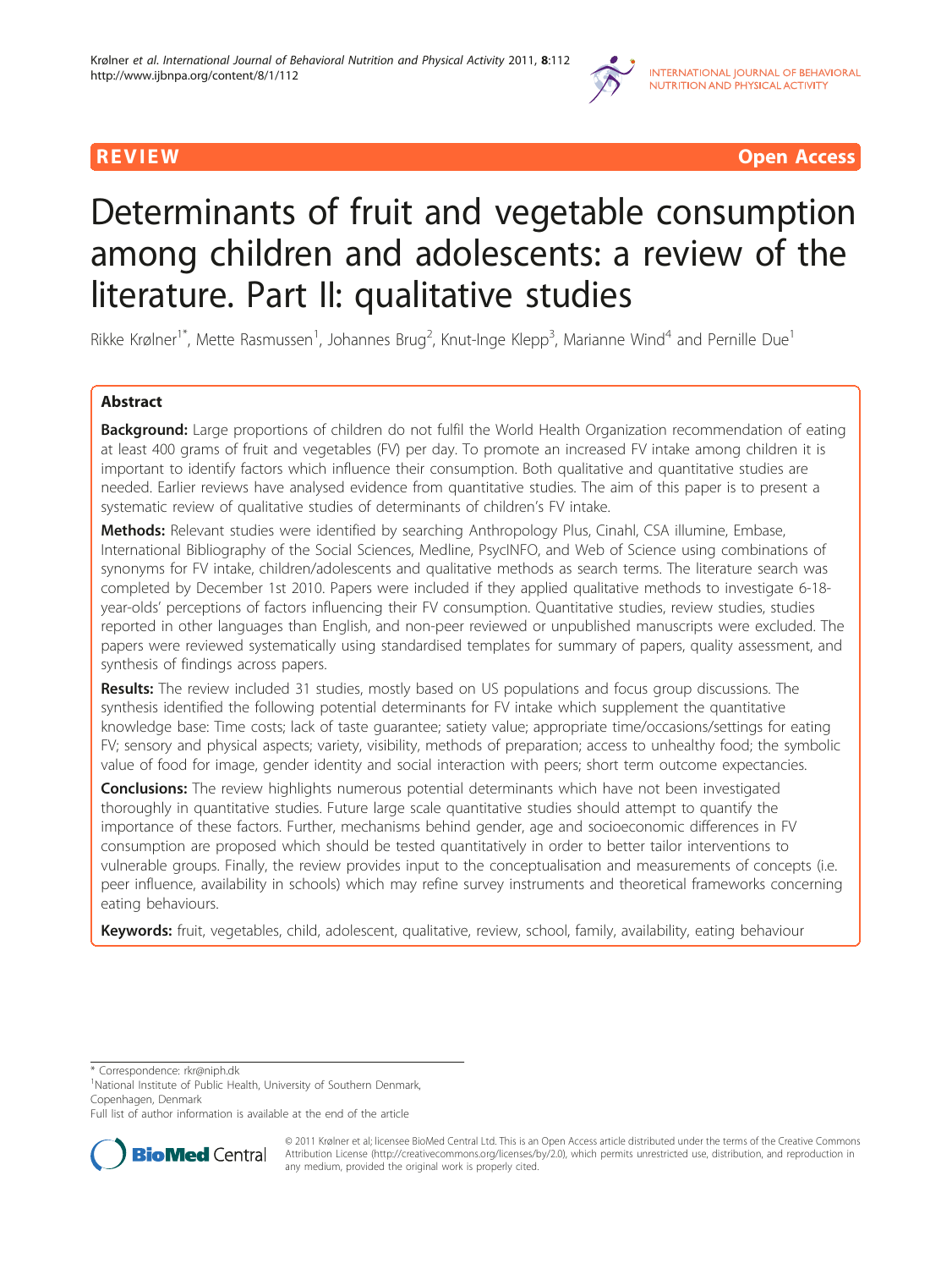REVIEW Open Access

# Determinants of fruit and vegetable consumption among children and adolescents: a review of the literature. Part II: qualitative studies

Rikke Krølner[1*], Mette Rasmussen[1], Johannes Brug[2], Knut-Inge Klepp[3], Marianne Wind[4] and Pernille Due[1]

## Abstract

**Background:** Large proportions of children do not fulfil the World Health Organization recommendation of eating at least 400 grams of fruit and vegetables (FV) per day. To promote an increased FV intake among children it is important to identify factors which influence their consumption. Both qualitative and quantitative studies are needed. Earlier reviews have analysed evidence from quantitative studies. The aim of this paper is to present a systematic review of qualitative studies of determinants of children's FV intake.

**Methods:** Relevant studies were identified by searching Anthropology Plus, Cinahl, CSA illumine, Embase, International Bibliography of the Social Sciences, Medline, PsycINFO, and Web of Science using combinations of synonyms for FV intake, children/adolescents and qualitative methods as search terms. The literature search was completed by December 1st 2010. Papers were included if they applied qualitative methods to investigate 6-18-year-olds' perceptions of factors influencing their FV consumption. Quantitative studies, review studies, studies reported in other languages than English, and non-peer reviewed or unpublished manuscripts were excluded. The papers were reviewed systematically using standardised templates for summary of papers, quality assessment, and synthesis of findings across papers.

**Results:** The review included 31 studies, mostly based on US populations and focus group discussions. The synthesis identified the following potential determinants for FV intake which supplement the quantitative knowledge base: Time costs; lack of taste guarantee; satiety value; appropriate time/occasions/settings for eating FV; sensory and physical aspects; variety, visibility, methods of preparation; access to unhealthy food; the symbolic value of food for image, gender identity and social interaction with peers; short term outcome expectancies.

**Conclusions:** The review highlights numerous potential determinants which have not been investigated thoroughly in quantitative studies. Future large scale quantitative studies should attempt to quantify the importance of these factors. Further, mechanisms behind gender, age and socioeconomic differences in FV consumption are proposed which should be tested quantitatively in order to better tailor interventions to vulnerable groups. Finally, the review provides input to the conceptualisation and measurements of concepts (i.e. peer influence, availability in schools) which may refine survey instruments and theoretical frameworks concerning eating behaviours.

**Keywords:** fruit, vegetables, child, adolescent, qualitative, review, school, family, availability, eating behaviour

---

* Correspondence: rkr@niph.dk
[1]National Institute of Public Health, University of Southern Denmark, Copenhagen, Denmark
Full list of author information is available at the end of the article

© 2011 Krølner et al; licensee BioMed Central Ltd. This is an Open Access article distributed under the terms of the Creative Commons Attribution License (http://creativecommons.org/licenses/by/2.0), which permits unrestricted use, distribution, and reproduction in any medium, provided the original work is properly cited.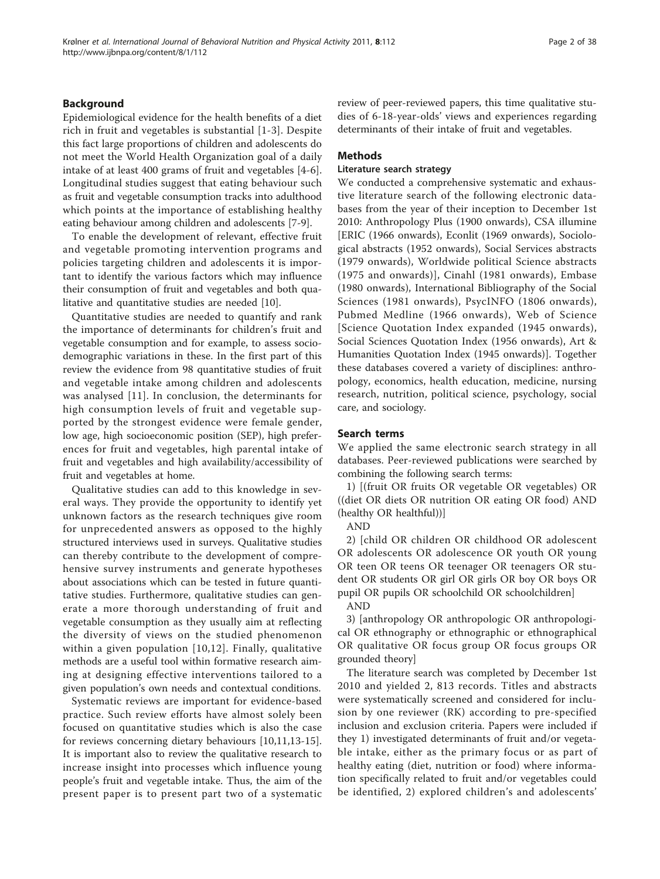## Background

Epidemiological evidence for the health benefits of a diet rich in fruit and vegetables is substantial [1-3]. Despite this fact large proportions of children and adolescents do not meet the World Health Organization goal of a daily intake of at least 400 grams of fruit and vegetables [4-6]. Longitudinal studies suggest that eating behaviour such as fruit and vegetable consumption tracks into adulthood which points at the importance of establishing healthy eating behaviour among children and adolescents [7-9].

To enable the development of relevant, effective fruit and vegetable promoting intervention programs and policies targeting children and adolescents it is important to identify the various factors which may influence their consumption of fruit and vegetables and both qualitative and quantitative studies are needed [10].

Quantitative studies are needed to quantify and rank the importance of determinants for children's fruit and vegetable consumption and for example, to assess sociodemographic variations in these. In the first part of this review the evidence from 98 quantitative studies of fruit and vegetable intake among children and adolescents was analysed [11]. In conclusion, the determinants for high consumption levels of fruit and vegetable supported by the strongest evidence were female gender, low age, high socioeconomic position (SEP), high preferences for fruit and vegetables, high parental intake of fruit and vegetables and high availability/accessibility of fruit and vegetables at home.

Qualitative studies can add to this knowledge in several ways. They provide the opportunity to identify yet unknown factors as the research techniques give room for unprecedented answers as opposed to the highly structured interviews used in surveys. Qualitative studies can thereby contribute to the development of comprehensive survey instruments and generate hypotheses about associations which can be tested in future quantitative studies. Furthermore, qualitative studies can generate a more thorough understanding of fruit and vegetable consumption as they usually aim at reflecting the diversity of views on the studied phenomenon within a given population [10,12]. Finally, qualitative methods are a useful tool within formative research aiming at designing effective interventions tailored to a given population's own needs and contextual conditions.

Systematic reviews are important for evidence-based practice. Such review efforts have almost solely been focused on quantitative studies which is also the case for reviews concerning dietary behaviours [10,11,13-15]. It is important also to review the qualitative research to increase insight into processes which influence young people's fruit and vegetable intake. Thus, the aim of the present paper is to present part two of a systematic review of peer-reviewed papers, this time qualitative studies of 6-18-year-olds' views and experiences regarding determinants of their intake of fruit and vegetables.

## Methods

### Literature search strategy

We conducted a comprehensive systematic and exhaustive literature search of the following electronic databases from the year of their inception to December 1st 2010: Anthropology Plus (1900 onwards), CSA illumine [ERIC (1966 onwards), Econlit (1969 onwards), Sociological abstracts (1952 onwards), Social Services abstracts (1979 onwards), Worldwide political Science abstracts (1975 and onwards)], Cinahl (1981 onwards), Embase (1980 onwards), International Bibliography of the Social Sciences (1981 onwards), PsycINFO (1806 onwards), Pubmed Medline (1966 onwards), Web of Science [Science Quotation Index expanded (1945 onwards), Social Sciences Quotation Index (1956 onwards), Art & Humanities Quotation Index (1945 onwards)]. Together these databases covered a variety of disciplines: anthropology, economics, health education, medicine, nursing research, nutrition, political science, psychology, social care, and sociology.

## Search terms

We applied the same electronic search strategy in all databases. Peer-reviewed publications were searched by combining the following search terms:

1) [(fruit OR fruits OR vegetable OR vegetables) OR ((diet OR diets OR nutrition OR eating OR food) AND (healthy OR healthful))]

AND

2) [child OR children OR childhood OR adolescent OR adolescents OR adolescence OR youth OR young OR teen OR teens OR teenager OR teenagers OR student OR students OR girl OR girls OR boy OR boys OR pupil OR pupils OR schoolchild OR schoolchildren]

AND

3) [anthropology OR anthropologic OR anthropological OR ethnography or ethnographic or ethnographical OR qualitative OR focus group OR focus groups OR grounded theory]

The literature search was completed by December 1st 2010 and yielded 2, 813 records. Titles and abstracts were systematically screened and considered for inclusion by one reviewer (RK) according to pre-specified inclusion and exclusion criteria. Papers were included if they 1) investigated determinants of fruit and/or vegetable intake, either as the primary focus or as part of healthy eating (diet, nutrition or food) where information specifically related to fruit and/or vegetables could be identified, 2) explored children's and adolescents'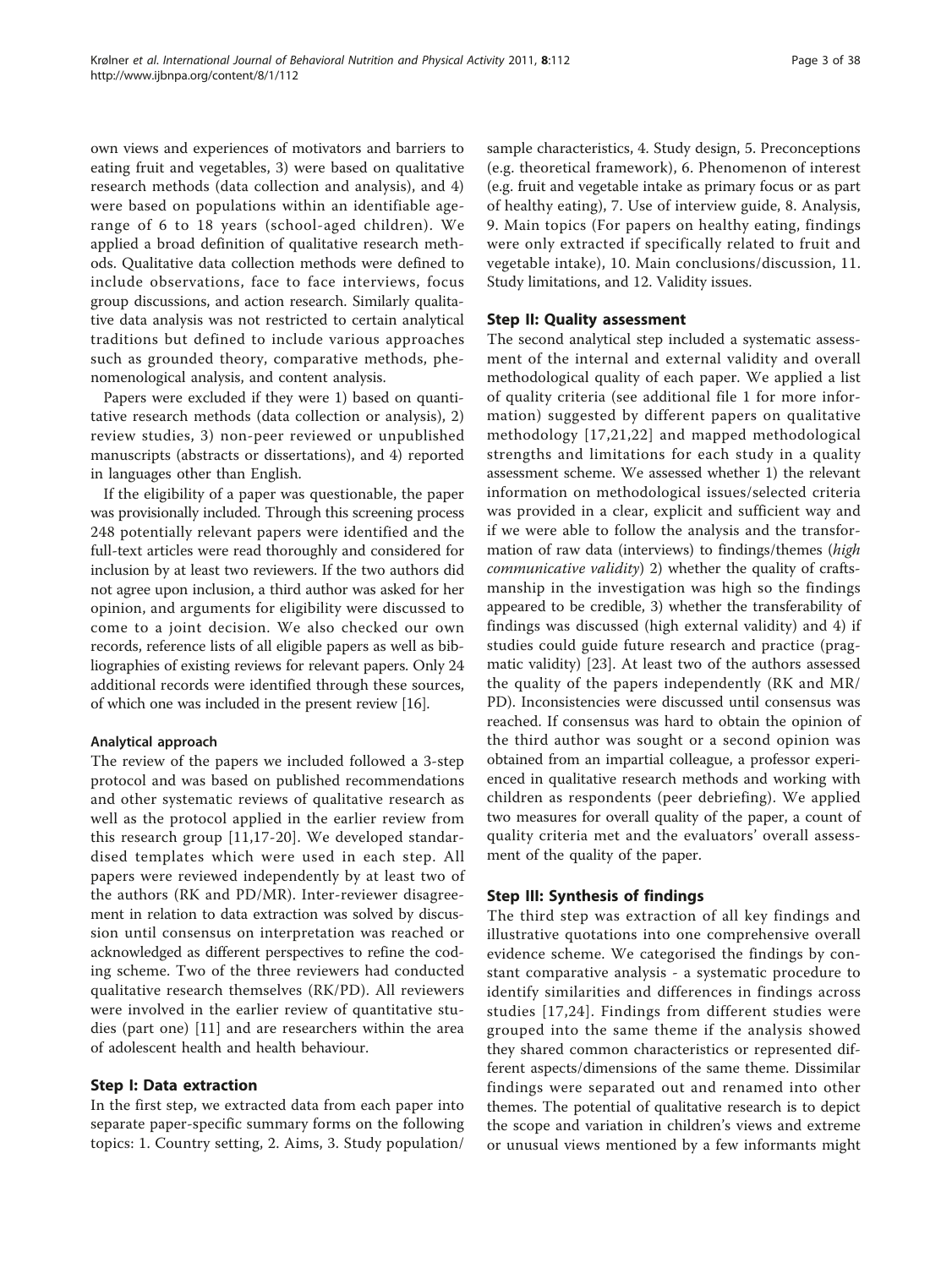own views and experiences of motivators and barriers to eating fruit and vegetables, 3) were based on qualitative research methods (data collection and analysis), and 4) were based on populations within an identifiable age-range of 6 to 18 years (school-aged children). We applied a broad definition of qualitative research methods. Qualitative data collection methods were defined to include observations, face to face interviews, focus group discussions, and action research. Similarly qualitative data analysis was not restricted to certain analytical traditions but defined to include various approaches such as grounded theory, comparative methods, phenomenological analysis, and content analysis.

Papers were excluded if they were 1) based on quantitative research methods (data collection or analysis), 2) review studies, 3) non-peer reviewed or unpublished manuscripts (abstracts or dissertations), and 4) reported in languages other than English.

If the eligibility of a paper was questionable, the paper was provisionally included. Through this screening process 248 potentially relevant papers were identified and the full-text articles were read thoroughly and considered for inclusion by at least two reviewers. If the two authors did not agree upon inclusion, a third author was asked for her opinion, and arguments for eligibility were discussed to come to a joint decision. We also checked our own records, reference lists of all eligible papers as well as bibliographies of existing reviews for relevant papers. Only 24 additional records were identified through these sources, of which one was included in the present review [16].

#### Analytical approach

The review of the papers we included followed a 3-step protocol and was based on published recommendations and other systematic reviews of qualitative research as well as the protocol applied in the earlier review from this research group [11,17-20]. We developed standardised templates which were used in each step. All papers were reviewed independently by at least two of the authors (RK and PD/MR). Inter-reviewer disagreement in relation to data extraction was solved by discussion until consensus on interpretation was reached or acknowledged as different perspectives to refine the coding scheme. Two of the three reviewers had conducted qualitative research themselves (RK/PD). All reviewers were involved in the earlier review of quantitative studies (part one) [11] and are researchers within the area of adolescent health and health behaviour.

### Step I: Data extraction

In the first step, we extracted data from each paper into separate paper-specific summary forms on the following topics: 1. Country setting, 2. Aims, 3. Study population/sample characteristics, 4. Study design, 5. Preconceptions (e.g. theoretical framework), 6. Phenomenon of interest (e.g. fruit and vegetable intake as primary focus or as part of healthy eating), 7. Use of interview guide, 8. Analysis, 9. Main topics (For papers on healthy eating, findings were only extracted if specifically related to fruit and vegetable intake), 10. Main conclusions/discussion, 11. Study limitations, and 12. Validity issues.

### Step II: Quality assessment

The second analytical step included a systematic assessment of the internal and external validity and overall methodological quality of each paper. We applied a list of quality criteria (see additional file 1 for more information) suggested by different papers on qualitative methodology [17,21,22] and mapped methodological strengths and limitations for each study in a quality assessment scheme. We assessed whether 1) the relevant information on methodological issues/selected criteria was provided in a clear, explicit and sufficient way and if we were able to follow the analysis and the transformation of raw data (interviews) to findings/themes (*high communicative validity*) 2) whether the quality of craftsmanship in the investigation was high so the findings appeared to be credible, 3) whether the transferability of findings was discussed (high external validity) and 4) if studies could guide future research and practice (pragmatic validity) [23]. At least two of the authors assessed the quality of the papers independently (RK and MR/PD). Inconsistencies were discussed until consensus was reached. If consensus was hard to obtain the opinion of the third author was sought or a second opinion was obtained from an impartial colleague, a professor experienced in qualitative research methods and working with children as respondents (peer debriefing). We applied two measures for overall quality of the paper, a count of quality criteria met and the evaluators' overall assessment of the quality of the paper.

### Step III: Synthesis of findings

The third step was extraction of all key findings and illustrative quotations into one comprehensive overall evidence scheme. We categorised the findings by constant comparative analysis - a systematic procedure to identify similarities and differences in findings across studies [17,24]. Findings from different studies were grouped into the same theme if the analysis showed they shared common characteristics or represented different aspects/dimensions of the same theme. Dissimilar findings were separated out and renamed into other themes. The potential of qualitative research is to depict the scope and variation in children's views and extreme or unusual views mentioned by a few informants might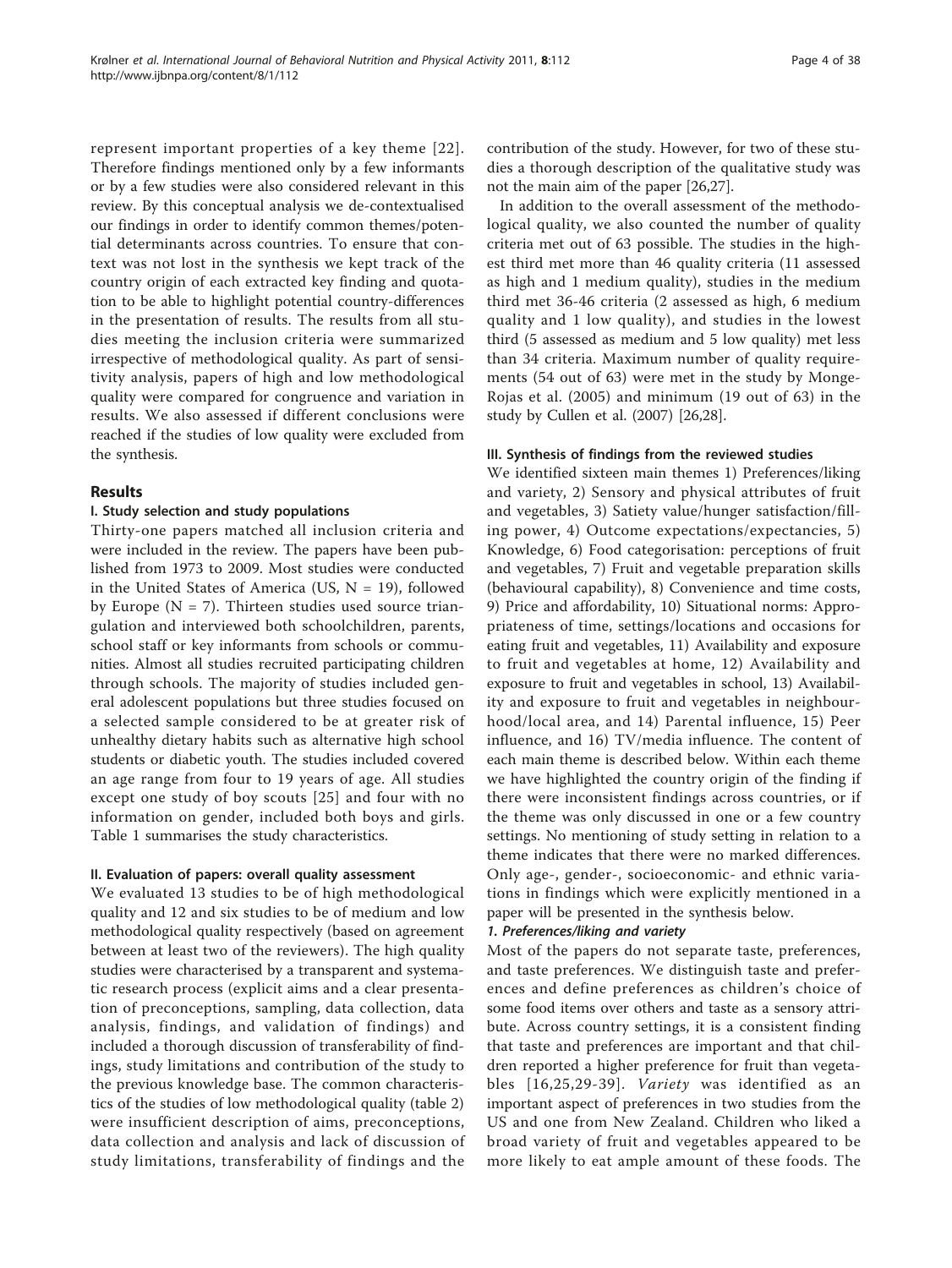represent important properties of a key theme [22]. Therefore findings mentioned only by a few informants or by a few studies were also considered relevant in this review. By this conceptual analysis we de-contextualised our findings in order to identify common themes/potential determinants across countries. To ensure that context was not lost in the synthesis we kept track of the country origin of each extracted key finding and quotation to be able to highlight potential country-differences in the presentation of results. The results from all studies meeting the inclusion criteria were summarized irrespective of methodological quality. As part of sensitivity analysis, papers of high and low methodological quality were compared for congruence and variation in results. We also assessed if different conclusions were reached if the studies of low quality were excluded from the synthesis.

## Results

### I. Study selection and study populations

Thirty-one papers matched all inclusion criteria and were included in the review. The papers have been published from 1973 to 2009. Most studies were conducted in the United States of America (US, N = 19), followed by Europe (N = 7). Thirteen studies used source triangulation and interviewed both schoolchildren, parents, school staff or key informants from schools or communities. Almost all studies recruited participating children through schools. The majority of studies included general adolescent populations but three studies focused on a selected sample considered to be at greater risk of unhealthy dietary habits such as alternative high school students or diabetic youth. The studies included covered an age range from four to 19 years of age. All studies except one study of boy scouts [25] and four with no information on gender, included both boys and girls. Table 1 summarises the study characteristics.

### II. Evaluation of papers: overall quality assessment

We evaluated 13 studies to be of high methodological quality and 12 and six studies to be of medium and low methodological quality respectively (based on agreement between at least two of the reviewers). The high quality studies were characterised by a transparent and systematic research process (explicit aims and a clear presentation of preconceptions, sampling, data collection, data analysis, findings, and validation of findings) and included a thorough discussion of transferability of findings, study limitations and contribution of the study to the previous knowledge base. The common characteristics of the studies of low methodological quality (table 2) were insufficient description of aims, preconceptions, data collection and analysis and lack of discussion of study limitations, transferability of findings and the contribution of the study. However, for two of these studies a thorough description of the qualitative study was not the main aim of the paper [26,27].

In addition to the overall assessment of the methodological quality, we also counted the number of quality criteria met out of 63 possible. The studies in the highest third met more than 46 quality criteria (11 assessed as high and 1 medium quality), studies in the medium third met 36-46 criteria (2 assessed as high, 6 medium quality and 1 low quality), and studies in the lowest third (5 assessed as medium and 5 low quality) met less than 34 criteria. Maximum number of quality requirements (54 out of 63) were met in the study by Monge-Rojas et al. (2005) and minimum (19 out of 63) in the study by Cullen et al. (2007) [26,28].

### III. Synthesis of findings from the reviewed studies

We identified sixteen main themes 1) Preferences/liking and variety, 2) Sensory and physical attributes of fruit and vegetables, 3) Satiety value/hunger satisfaction/filling power, 4) Outcome expectations/expectancies, 5) Knowledge, 6) Food categorisation: perceptions of fruit and vegetables, 7) Fruit and vegetable preparation skills (behavioural capability), 8) Convenience and time costs, 9) Price and affordability, 10) Situational norms: Appropriateness of time, settings/locations and occasions for eating fruit and vegetables, 11) Availability and exposure to fruit and vegetables at home, 12) Availability and exposure to fruit and vegetables in school, 13) Availability and exposure to fruit and vegetables in neighbourhood/local area, and 14) Parental influence, 15) Peer influence, and 16) TV/media influence. The content of each main theme is described below. Within each theme we have highlighted the country origin of the finding if there were inconsistent findings across countries, or if the theme was only discussed in one or a few country settings. No mentioning of study setting in relation to a theme indicates that there were no marked differences. Only age-, gender-, socioeconomic- and ethnic variations in findings which were explicitly mentioned in a paper will be presented in the synthesis below.

#### *1. Preferences/liking and variety*

Most of the papers do not separate taste, preferences, and taste preferences. We distinguish taste and preferences and define preferences as children's choice of some food items over others and taste as a sensory attribute. Across country settings, it is a consistent finding that taste and preferences are important and that children reported a higher preference for fruit than vegetables [16,25,29-39]. *Variety* was identified as an important aspect of preferences in two studies from the US and one from New Zealand. Children who liked a broad variety of fruit and vegetables appeared to be more likely to eat ample amount of these foods. The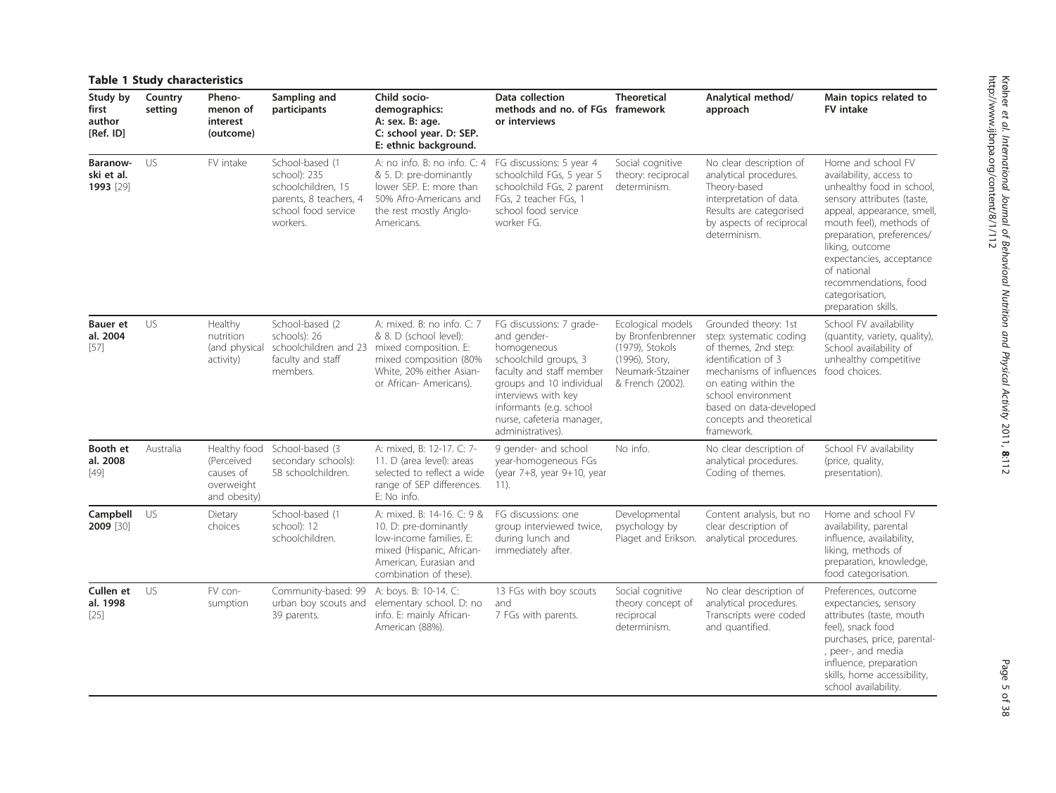**Table 1 Study characteristics**

| Study by first author [Ref. ID] | Country setting | Pheno-menon of interest (outcome) | Sampling and participants | Child socio-demographics: A: sex. B: age. C: school year. D: SEP. E: ethnic background. | Data collection methods and no. of FGs or interviews | Theoretical framework | Analytical method/ approach | Main topics related to FV intake |
|---|---|---|---|---|---|---|---|---|
| **Baranow-ski et al. 1993** [29] | US | FV intake | School-based (1 school): 235 schoolchildren, 15 parents, 8 teachers, 4 school food service workers. | A: no info. B: no info. C: 4 & 5. D: pre-dominantly lower SEP. E: more than 50% Afro-Americans and the rest mostly Anglo-Americans. | FG discussions: 5 year 4 schoolchild FGs, 5 year 5 schoolchild FGs, 2 parent FGs, 2 teacher FGs, 1 school food service worker FG. | Social cognitive theory: reciprocal determinism. | No clear description of analytical procedures. Theory-based interpretation of data. Results are categorised by aspects of reciprocal determinism. | Home and school FV availability, access to unhealthy food in school, sensory attributes (taste, appeal, appearance, smell, mouth feel), methods of preparation, preferences/ liking, outcome expectancies, acceptance of national recommendations, food categorisation, preparation skills. |
| **Bauer et al. 2004** [57] | US | Healthy nutrition (and physical activity) | School-based (2 schools): 26 schoolchildren and 23 faculty and staff members. | A: mixed. B: no info. C: 7 & 8. D (school level): mixed composition. E: mixed composition (80% White, 20% either Asian- or African- Americans). | FG discussions: 7 grade- and gender-homogeneous schoolchild groups, 3 faculty and staff member groups and 10 individual interviews with key informants (e.g. school nurse, cafeteria manager, administratives). | Ecological models by Bronfenbrenner (1979), Stokols (1996), Story, Neumark-Stzainer & French (2002). | Grounded theory: 1st step: systematic coding of themes, 2nd step: identification of 3 mechanisms of influences on eating within the school environment based on data-developed concepts and theoretical framework. | School FV availability (quantity, variety, quality), School availability of unhealthy competitive food choices. |
| **Booth et al. 2008** [49] | Australia | Healthy food (Perceived causes of overweight and obesity) | School-based (3 secondary schools): 58 schoolchildren. | A: mixed, B: 12-17. C: 7-11. D (area level): areas selected to reflect a wide range of SEP differences. E: No info. | 9 gender- and school year-homogeneous FGs (year 7+8, year 9+10, year 11). | No info. | No clear description of analytical procedures. Coding of themes. | School FV availability (price, quality, presentation). |
| **Campbell 2009** [30] | US | Dietary choices | School-based (1 school): 12 schoolchildren. | A: mixed. B: 14-16. C: 9 & 10. D: pre-dominantly low-income families. E: mixed (Hispanic, African-American, Eurasian and combination of these). | FG discussions: one group interviewed twice, during lunch and immediately after. | Developmental psychology by Piaget and Erikson. | Content analysis, but no clear description of analytical procedures. | Home and school FV availability, parental influence, availability, liking, methods of preparation, knowledge, food categorisation. |
| **Cullen et al. 1998** [25] | US | FV con-sumption | Community-based: 99 urban boy scouts and 39 parents. | A: boys. B: 10-14. C: elementary school. D: no info. E: mainly African-American (88%). | 13 FGs with boy scouts and 7 FGs with parents. | Social cognitive theory concept of reciprocal determinism. | No clear description of analytical procedures. Transcripts were coded and quantified. | Preferences, outcome expectancies, sensory attributes (taste, mouth feel), snack food purchases, price, parental-, peer-, and media influence, preparation skills, home accessibility, school availability. |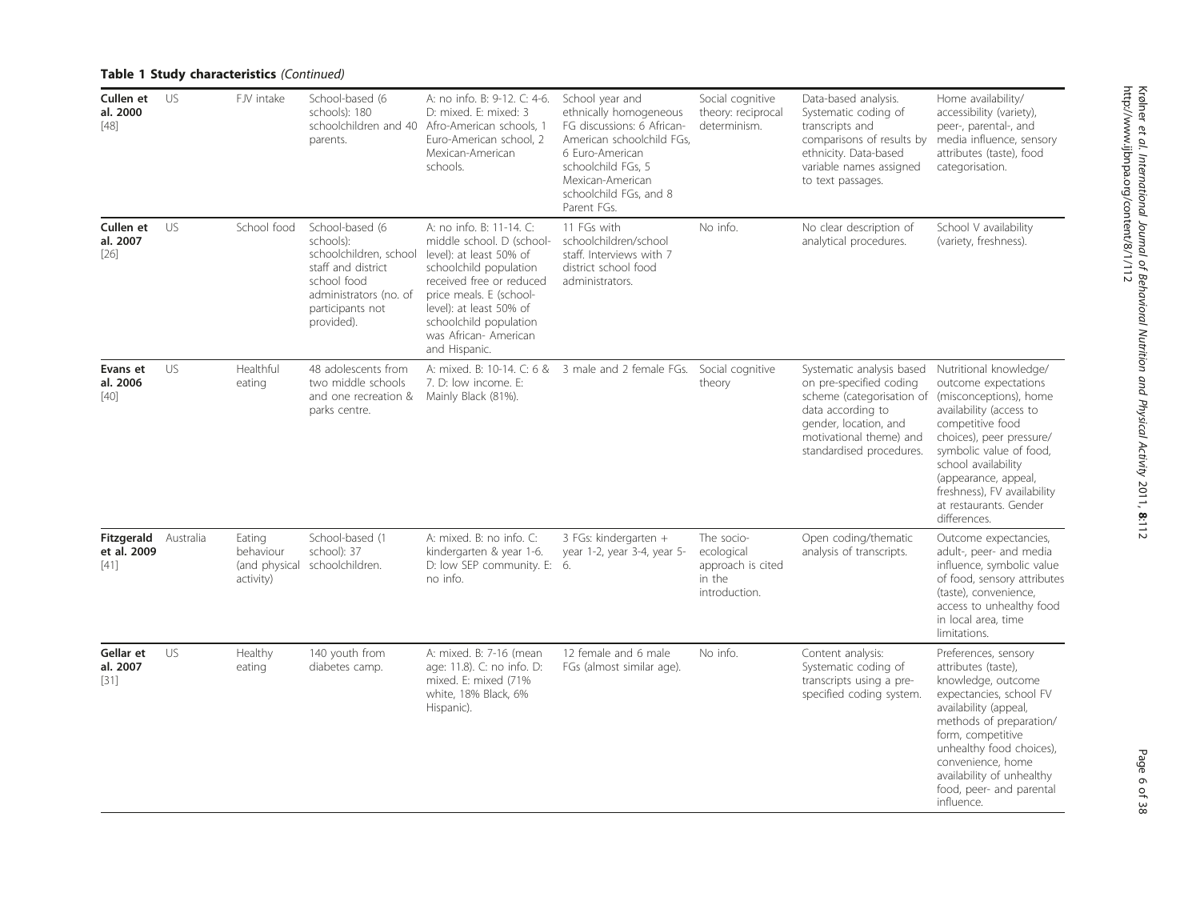**Table 1 Study characteristics** *(Continued)*

| | | | | | | | | |
|---|---|---|---|---|---|---|---|---|
| **Cullen et al. 2000** [48] | US | FJV intake | School-based (6 schools): 180 schoolchildren and 40 parents. | A: no info. B: 9-12. C: 4-6. D: mixed. E: mixed: 3 Afro-American schools, 1 Euro-American school, 2 Mexican-American schools. | School year and ethnically homogeneous FG discussions: 6 African-American schoolchild FGs, 6 Euro-American schoolchild FGs, 5 Mexican-American schoolchild FGs, and 8 Parent FGs. | Social cognitive theory: reciprocal determinism. | Data-based analysis. Systematic coding of transcripts and comparisons of results by ethnicity. Data-based variable names assigned to text passages. | Home availability/ accessibility (variety), peer-, parental-, and media influence, sensory attributes (taste), food categorisation. |
| **Cullen et al. 2007** [26] | US | School food | School-based (6 schools): schoolchildren, school staff and district school food administrators (no. of participants not provided). | A: no info. B: 11-14. C: middle school. D (school-level): at least 50% of schoolchild population received free or reduced price meals. E (school-level): at least 50% of schoolchild population was African- American and Hispanic. | 11 FGs with schoolchildren/school staff. Interviews with 7 district school food administrators. | No info. | No clear description of analytical procedures. | School V availability (variety, freshness). |
| **Evans et al. 2006** [40] | US | Healthful eating | 48 adolescents from two middle schools and one recreation & parks centre. | A: mixed. B: 10-14. C: 6 & 7. D: low income. E: Mainly Black (81%). | 3 male and 2 female FGs. | Social cognitive theory | Systematic analysis based on pre-specified coding scheme (categorisation of data according to gender, location, and motivational theme) and standardised procedures. | Nutritional knowledge/ outcome expectations (misconceptions), home availability (access to competitive food choices), peer pressure/ symbolic value of food, school availability (appearance, appeal, freshness), FV availability at restaurants. Gender differences. |
| **Fitzgerald et al. 2009** [41] | Australia | Eating behaviour (and physical activity) | School-based (1 school): 37 schoolchildren. | A: mixed. B: no info. C: kindergarten & year 1-6. D: low SEP community. E: no info. | 3 FGs: kindergarten + year 1-2, year 3-4, year 5-6. | The socio-ecological approach is cited in the introduction. | Open coding/thematic analysis of transcripts. | Outcome expectancies, adult-, peer- and media influence, symbolic value of food, sensory attributes (taste), convenience, access to unhealthy food in local area, time limitations. |
| **Gellar et al. 2007** [31] | US | Healthy eating | 140 youth from diabetes camp. | A: mixed. B: 7-16 (mean age: 11.8). C: no info. D: mixed. E: mixed (71% white, 18% Black, 6% Hispanic). | 12 female and 6 male FGs (almost similar age). | No info. | Content analysis: Systematic coding of transcripts using a pre-specified coding system. | Preferences, sensory attributes (taste), knowledge, outcome expectancies, school FV availability (appeal, methods of preparation/ form, competitive unhealthy food choices), convenience, home availability of unhealthy food, peer- and parental influence. |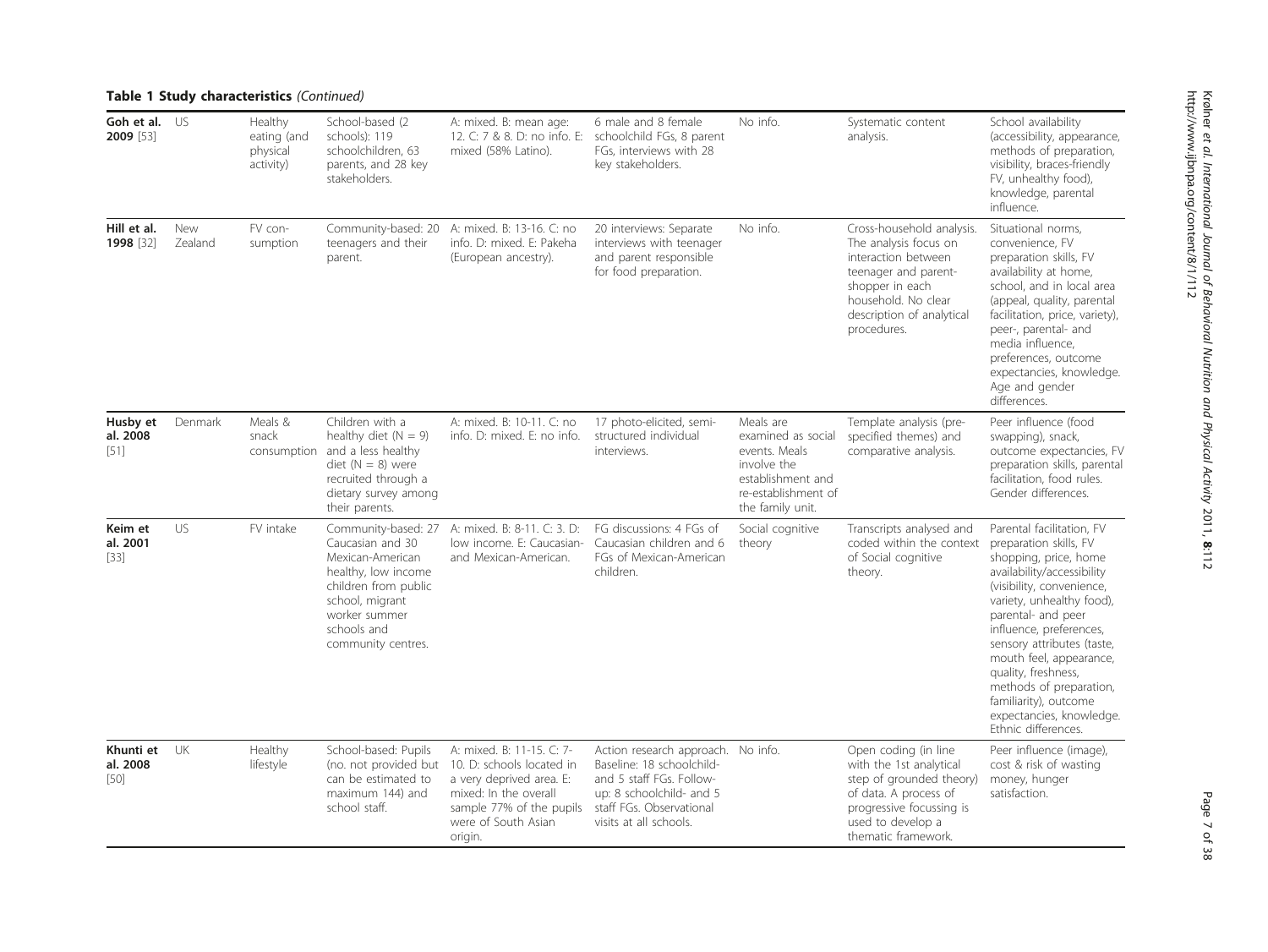**Table 1 Study characteristics** *(Continued)*

| | | | | | | | | |
|---|---|---|---|---|---|---|---|---|
| **Goh et al. 2009** [53] | US | Healthy eating (and physical activity) | School-based (2 schools): 119 schoolchildren, 63 parents, and 28 key stakeholders. | A: mixed. B: mean age: 12. C: 7 & 8. D: no info. E: mixed (58% Latino). | 6 male and 8 female schoolchild FGs, 8 parent FGs, interviews with 28 key stakeholders. | No info. | Systematic content analysis. | School availability (accessibility, appearance, methods of preparation, visibility, braces-friendly FV, unhealthy food), knowledge, parental influence. |
| **Hill et al. 1998** [32] | New Zealand | FV consumption | Community-based: 20 teenagers and their parent. | A: mixed. B: 13-16. C: no info. D: mixed. E: Pakeha (European ancestry). | 20 interviews: Separate interviews with teenager and parent responsible for food preparation. | No info. | Cross-household analysis. The analysis focus on interaction between teenager and parent-shopper in each household. No clear description of analytical procedures. | Situational norms, convenience, FV preparation skills, FV availability at home, school, and in local area (appeal, quality, parental facilitation, price, variety), peer-, parental- and media influence, preferences, outcome expectancies, knowledge. Age and gender differences. |
| **Husby et al. 2008** [51] | Denmark | Meals & snack consumption | Children with a healthy diet (N = 9) and a less healthy diet (N = 8) were recruited through a dietary survey among their parents. | A: mixed. B: 10-11. C: no info. D: mixed. E: no info. | 17 photo-elicited, semi-structured individual interviews. | Meals are examined as social events. Meals involve the establishment and re-establishment of the family unit. | Template analysis (pre-specified themes) and comparative analysis. | Peer influence (food swapping), snack, outcome expectancies, FV preparation skills, parental facilitation, food rules. Gender differences. |
| **Keim et al. 2001** [33] | US | FV intake | Community-based: 27 Caucasian and 30 Mexican-American healthy, low income children from public school, migrant worker summer schools and community centres. | A: mixed. B: 8-11. C: 3. D: low income. E: Caucasian- and Mexican-American. | FG discussions: 4 FGs of Caucasian children and 6 FGs of Mexican-American children. | Social cognitive theory | Transcripts analysed and coded within the context of Social cognitive theory. | Parental facilitation, FV preparation skills, FV shopping, price, home availability/accessibility (visibility, convenience, variety, unhealthy food), parental- and peer influence, preferences, sensory attributes (taste, mouth feel, appearance, quality, freshness, methods of preparation, familiarity), outcome expectancies, knowledge. Ethnic differences. |
| **Khunti et al. 2008** [50] | UK | Healthy lifestyle | School-based: Pupils (no. not provided but can be estimated to maximum 144) and school staff. | A: mixed. B: 11-15. C: 7-10. D: schools located in a very deprived area. E: mixed: In the overall sample 77% of the pupils were of South Asian origin. | Action research approach. Baseline: 18 schoolchild- and 5 staff FGs. Follow-up: 8 schoolchild- and 5 staff FGs. Observational visits at all schools. | No info. | Open coding (in line with the 1st analytical step of grounded theory) of data. A process of progressive focussing is used to develop a thematic framework. | Peer influence (image), cost & risk of wasting money, hunger satisfaction. |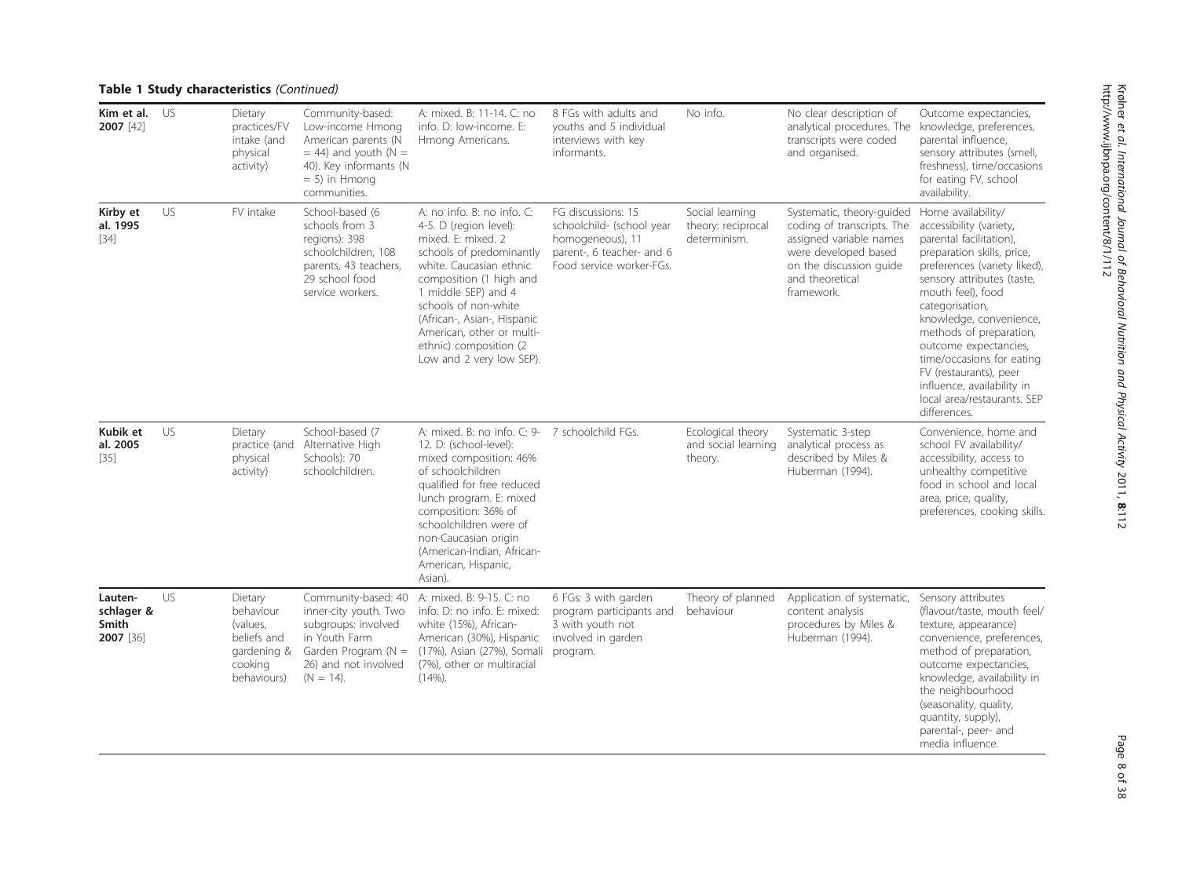**Table 1 Study characteristics** *(Continued)*

| | | | | | | | | |
|---|---|---|---|---|---|---|---|---|
| **Kim et al. 2007** [42] | US | Dietary practices/FV intake (and physical activity) | Community-based: Low-income Hmong American parents (N = 44) and youth (N = 40). Key informants (N = 5) in Hmong communities. | A: mixed. B: 11-14. C: no info. D: low-income. E: Hmong Americans. | 8 FGs with adults and youths and 5 individual interviews with key informants. | No info. | No clear description of analytical procedures. The transcripts were coded and organised. | Outcome expectancies, knowledge, preferences, parental influence, sensory attributes (smell, freshness), time/occasions for eating FV, school availability. |
| **Kirby et al. 1995** [34] | US | FV intake | School-based (6 schools from 3 regions): 398 schoolchildren, 108 parents, 43 teachers, 29 school food service workers. | A: no info. B: no info. C: mixed. E: mixed. 2 schools of predominantly white. Caucasian ethnic composition (1 high and 1 middle SEP) and 4 schools of non-white (African-, Asian-, Hispanic American, other or multi-ethnic) composition (2 Low and 2 very low SEP). | FG discussions: 15 schoolchild- (school year homogeneous), 11 parent-, 6 teacher- and 6 Food service worker-FGs. | Social learning theory: reciprocal determinism. | Systematic, theory-guided coding of transcripts. The assigned variable names were developed based on the discussion guide and theoretical framework. | Home availability/accessibility (variety, parental facilitation), preparation skills, price, preferences (variety liked), sensory attributes (taste, mouth feel), food categorisation, knowledge, convenience, methods of preparation, outcome expectancies, time/occasions for eating FV (restaurants), peer influence, availability in local area/restaurants. SEP differences. |
| **Kubik et al. 2005** [35] | US | Dietary practice (and physical activity) | School-based (7 Alternative High Schools): 70 schoolchildren. | A: mixed. B: no info. C: 9-12. D: (school-level): mixed composition: 46% of schoolchildren qualified for free reduced lunch program. E: mixed composition: 36% of schoolchildren were of non-Caucasian origin (American-Indian, African-American, Hispanic, Asian). | 7 schoolchild FGs. | Ecological theory and social learning theory. | Systematic 3-step analytical process as described by Miles & Huberman (1994). | Convenience, home and school FV availability/accessibility, access to unhealthy competitive food in school and local area, price, quality, preferences, cooking skills. |
| **Lauten-schlager & Smith 2007** [36] | US | Dietary behaviour (values, beliefs and gardening & cooking behaviours) | Community-based: 40 inner-city youth. Two subgroups: involved in Youth Farm Garden Program (N = 26) and not involved (N = 14). | A: mixed. B: 9-15. C: no info. D: no info. E: mixed: white (15%), African-American (30%), Hispanic (17%), Asian (27%), Somali (7%), other or multiracial (14%). | 6 FGs: 3 with garden program participants and 3 with youth not involved in garden program. | Theory of planned behaviour | Application of systematic, content analysis procedures by Miles & Huberman (1994). | Sensory attributes (flavour/taste, mouth feel/texture, appearance) convenience, preferences, method of preparation, outcome expectancies, knowledge, availability in the neighbourhood (seasonality, quality, quantity, supply), parental-, peer- and media influence. |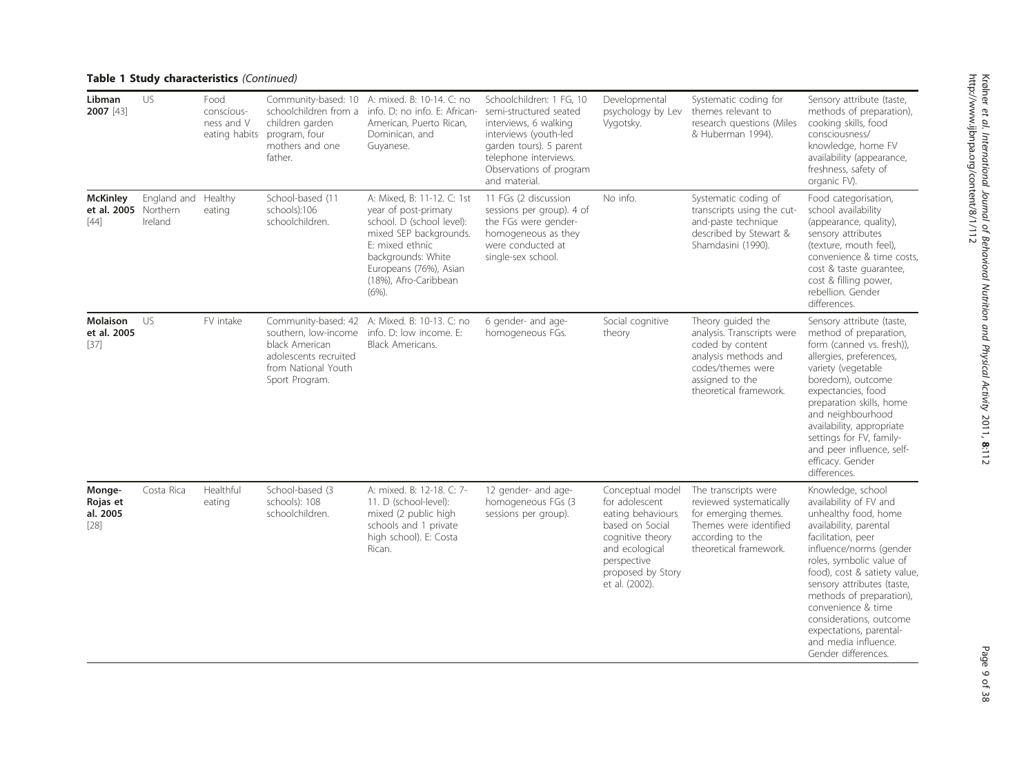**Table 1 Study characteristics** *(Continued)*

| | | | | | | | | |
|---|---|---|---|---|---|---|---|---|
| **Libman 2007** [43] | US | Food consciousness and V eating habits | Community-based: 10 schoolchildren from a children garden program, four mothers and one father. | A: mixed. B: 10-14. C: no info. D: no info. E: African-American, Puerto Rican, Dominican, and Guyanese. | Schoolchildren: 1 FG, 10 semi-structured seated interviews, 6 walking interviews (youth-led garden tours). 5 parent telephone interviews. Observations of program and material. | Developmental psychology by Lev Vygotsky. | Systematic coding for themes relevant to research questions (Miles & Huberman 1994). | Sensory attribute (taste, methods of preparation), cooking skills, food consciousness/ knowledge, home FV availability (appearance, freshness, safety of organic FV). |
| **McKinley et al. 2005** [44] | England and Northern Ireland | Healthy eating | School-based (11 schools):106 schoolchildren. | A: Mixed, B: 11-12. C: 1st year of post-primary school. D (school level): mixed SEP backgrounds. E: mixed ethnic backgrounds: White Europeans (76%), Asian (18%), Afro-Caribbean (6%). | 11 FGs (2 discussion sessions per group). 4 of the FGs were gender-homogeneous as they were conducted at single-sex school. | No info. | Systematic coding of transcripts using the cut-and-paste technique described by Stewart & Shamdasini (1990). | Food categorisation, school availability (appearance, quality), sensory attributes (texture, mouth feel), convenience & time costs, cost & taste guarantee, cost & filling power, rebellion. Gender differences. |
| **Molaison et al. 2005** [37] | US | FV intake | Community-based: 42 southern, low-income black American adolescents recruited from National Youth Sport Program. | A: Mixed. B: 10-13. C: no info. D: low income. E: Black Americans. | 6 gender- and age-homogeneous FGs. | Social cognitive theory | Theory guided the analysis. Transcripts were coded by content analysis methods and codes/themes were assigned to the theoretical framework. | Sensory attribute (taste, method of preparation, form (canned vs. fresh)), allergies, preferences, variety (vegetable boredom), outcome expectancies, food preparation skills, home and neighbourhood availability, appropriate settings for FV, family- and peer influence, self-efficacy. Gender differences. |
| **Monge-Rojas et al. 2005** [28] | Costa Rica | Healthful eating | School-based (3 schools): 108 schoolchildren. | A: mixed. B: 12-18. C: 7-11. D (school-level): mixed (2 public high schools and 1 private high school). E: Costa Rican. | 12 gender- and age-homogeneous FGs (3 sessions per group). | Conceptual model for adolescent eating behaviours based on Social cognitive theory and ecological perspective proposed by Story et al. (2002). | The transcripts were reviewed systematically for emerging themes. Themes were identified according to the theoretical framework. | Knowledge, school availability of FV and unhealthy food, home availability, parental facilitation, peer influence/norms (gender roles, symbolic value of food), cost & satiety value, sensory attributes (taste, methods of preparation), convenience & time considerations, outcome expectations, parental- and media influence. Gender differences. |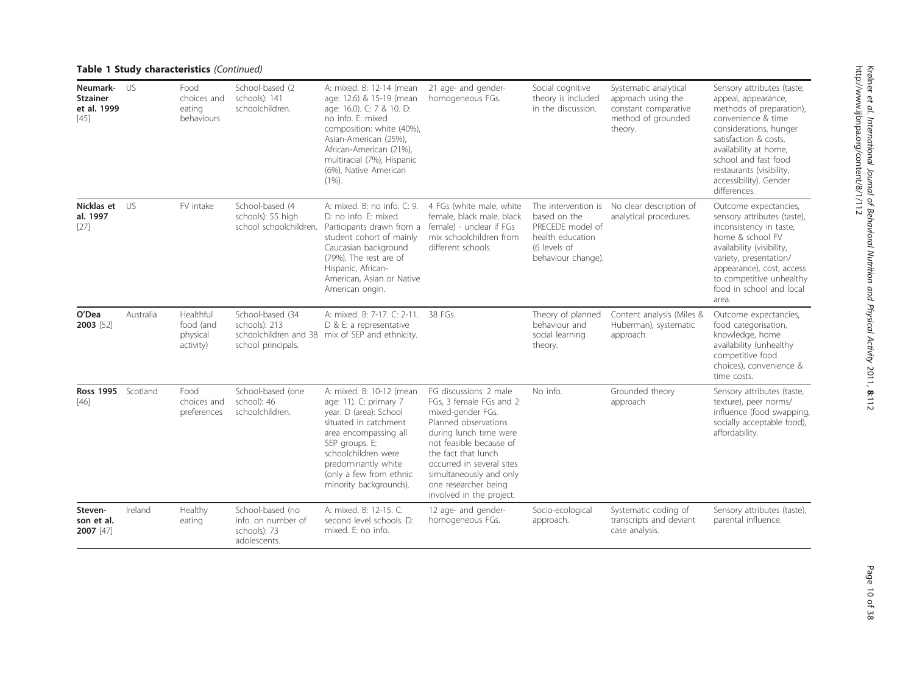**Table 1 Study characteristics** *(Continued)*

| | | | | | | | | |
|---|---|---|---|---|---|---|---|---|
| **Neumark-Stzainer et al. 1999** [45] | US | Food choices and eating behaviours | School-based (2 schools): 141 schoolchildren. | A: mixed. B: 12-14 (mean age: 12.6) & 15-19 (mean age: 16.0). C: 7 & 10. D: no info. E: mixed composition: white (40%), Asian-American (25%), African-American (21%), multiracial (7%), Hispanic (6%), Native American (1%). | 21 age- and gender-homogeneous FGs. | Social cognitive theory is included in the discussion. | Systematic analytical approach using the constant comparative method of grounded theory. | Sensory attributes (taste, appeal, appearance, methods of preparation), convenience & time considerations, hunger satisfaction & costs, availability at home, school and fast food restaurants (visibility, accessibility). Gender differences. |
| **Nicklas et al. 1997** [27] | US | FV intake | School-based (4 schools): 55 high school schoolchildren. | A: mixed. B: no info. C: 9. D: no info. E: mixed. Participants drawn from a student cohort of mainly Caucasian background (79%). The rest are of Hispanic, African-American, Asian or Native American origin. | 4 FGs (white male, white female, black male, black female) - unclear if FGs mix schoolchildren from different schools. | The intervention is based on the PRECEDE model of health education (6 levels of behaviour change). | No clear description of analytical procedures. | Outcome expectancies, sensory attributes (taste), inconsistency in taste, home & school FV availability (visibility, variety, presentation/appearance), cost, access to competitive unhealthy food in school and local area. |
| **O'Dea 2003** [52] | Australia | Healthful food (and physical activity) | School-based (34 schools): 213 schoolchildren and 38 school principals. | A: mixed. B: 7-17. C: 2-11. D & E: a representative mix of SEP and ethnicity. | 38 FGs. | Theory of planned behaviour and social learning theory. | Content analysis (Miles & Huberman), systematic approach. | Outcome expectancies, food categorisation, knowledge, home availability (unhealthy competitive food choices), convenience & time costs. |
| **Ross 1995** [46] | Scotland | Food choices and preferences | School-based (one school): 46 schoolchildren. | A: mixed. B: 10-12 (mean age: 11). C: primary 7 year. D (area): School situated in catchment area encompassing all SEP groups. E: schoolchildren were predominantly white (only a few from ethnic minority backgrounds). | FG discussions: 2 male FGs, 3 female FGs and 2 mixed-gender FGs. Planned observations during lunch time were not feasible because of the fact that lunch occurred in several sites simultaneously and only one researcher being involved in the project. | No info. | Grounded theory approach | Sensory attributes (taste, texture), peer norms/ influence (food swapping, socially acceptable food), affordability. |
| **Steven-son et al. 2007** [47] | Ireland | Healthy eating | School-based (no info. on number of schools): 73 adolescents. | A: mixed. B: 12-15. C: second level schools. D: mixed. E: no info. | 12 age- and gender-homogeneous FGs. | Socio-ecological approach. | Systematic coding of transcripts and deviant case analysis. | Sensory attributes (taste), parental influence. |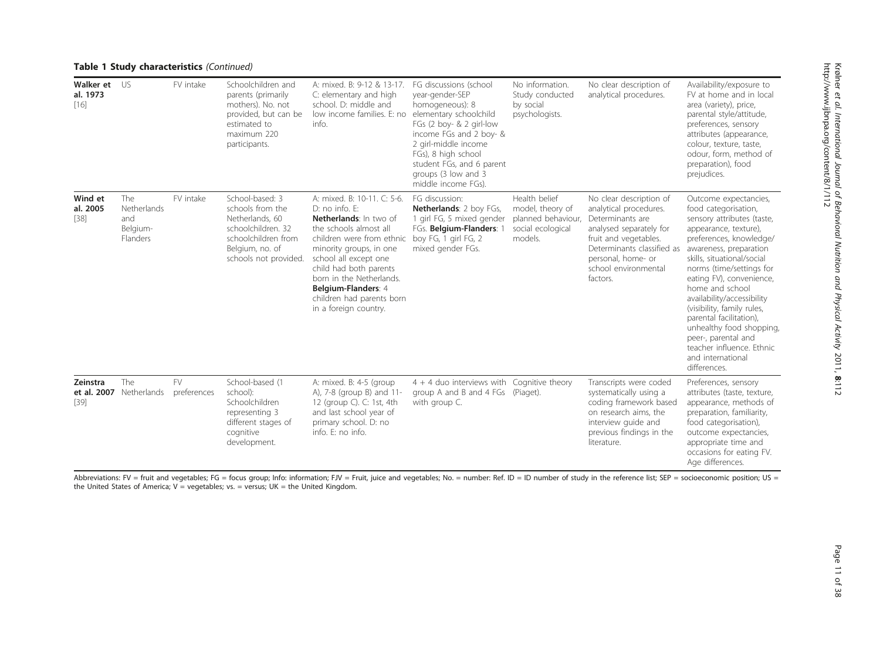**Table 1 Study characteristics** *(Continued)*

| | | | | | | | | |
|---|---|---|---|---|---|---|---|---|
| **Walker et al. 1973** [16] | US | FV intake | Schoolchildren and parents (primarily mothers). No. not provided, but can be estimated to maximum 220 participants. | A: mixed. B: 9-12 & 13-17. C: elementary and high school. D: middle and low income families. E: no info. | FG discussions (school year-gender-SEP homogeneous): 8 elementary schoolchild FGs (2 boy- & 2 girl-low income FGs and 2 boy- & 2 girl-middle income FGs), 8 high school student FGs, and 6 parent groups (3 low and 3 middle income FGs). | No information. Study conducted by social psychologists. | No clear description of analytical procedures. | Availability/exposure to FV at home and in local area (variety), price, parental style/attitude, preferences, sensory attributes (appearance, colour, texture, taste, odour, form, method of preparation), food prejudices. |
| **Wind et al. 2005** [38] | The Netherlands and Belgium-Flanders | FV intake | School-based: 3 schools from the Netherlands, 60 schoolchildren. 32 schoolchildren from Belgium, no. of schools not provided. | A: mixed. B: 10-11. C: 5-6. D: no info. E: **Netherlands**: In two of the schools almost all children were from ethnic minority groups, in one school all except one child had both parents born in the Netherlands. **Belgium-Flanders**: 4 children had parents born in a foreign country. | FG discussion: **Netherlands**: 2 boy FGs, 1 girl FG, 5 mixed gender FGs. **Belgium-Flanders**: 1 boy FG, 1 girl FG, 2 mixed gender FGs. | Health belief model, theory of planned behaviour, social ecological models. | No clear description of analytical procedures. Determinants are analysed separately for fruit and vegetables. Determinants classified as personal, home- or school environmental factors. | Outcome expectancies, food categorisation, sensory attributes (taste, appearance, texture), preferences, knowledge/awareness, preparation skills, situational/social norms (time/settings for eating FV), convenience, home and school availability/accessibility (visibility, family rules, parental facilitation), unhealthy food shopping, peer-, parental and teacher influence. Ethnic and international differences. |
| **Zeinstra et al. 2007** [39] | The Netherlands | FV preferences | School-based (1 school): Schoolchildren representing 3 different stages of cognitive development. | A: mixed. B: 4-5 (group A), 7-8 (group B) and 11-12 (group C). C: 1st, 4th and last school year of primary school. D: no info. E: no info. | 4 + 4 duo interviews with group A and B and 4 FGs with group C. | Cognitive theory (Piaget). | Transcripts were coded systematically using a coding framework based on research aims, the interview guide and previous findings in the literature. | Preferences, sensory attributes (taste, texture, appearance, methods of preparation, familiarity, food categorisation), outcome expectancies, appropriate time and occasions for eating FV. Age differences. |

Abbreviations: FV = fruit and vegetables; FG = focus group; Info: information; FJV = Fruit, juice and vegetables; No. = number: Ref. ID = ID number of study in the reference list; SEP = socioeconomic position; US = the United States of America; V = vegetables; vs. = versus; UK = the United Kingdom.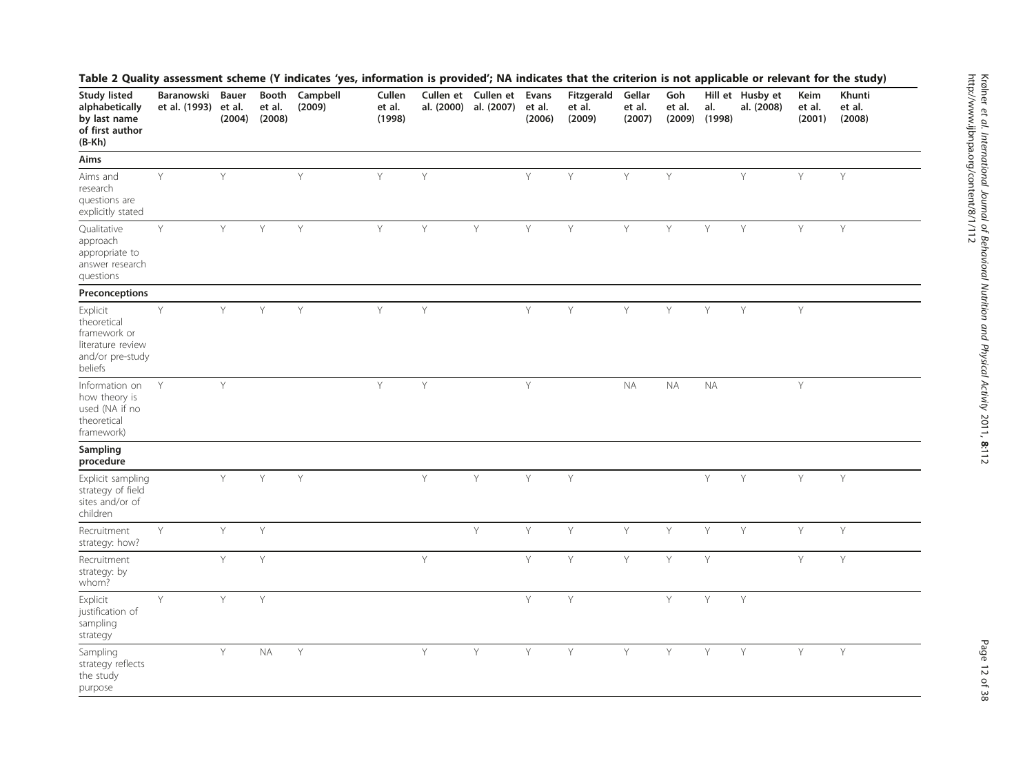**Table 2 Quality assessment scheme (Y indicates 'yes, information is provided'; NA indicates that the criterion is not applicable or relevant for the study)**

| Study listed alphabetically by last name of first author (B-Kh) | Baranowski et al. (1993) | Bauer et al. (2004) | Booth et al. (2008) | Campbell (2009) | Cullen et al. (1998) | Cullen et al. (2000) | Cullen et al. (2007) | Evans et al. (2006) | Fitzgerald et al. (2009) | Gellar et al. (2007) | Goh et al. (2009) | Hill et al. (1998) | Husby et al. (2008) | Keim et al. (2001) | Khunti et al. (2008) |
|---|---|---|---|---|---|---|---|---|---|---|---|---|---|---|---|
| **Aims** | | | | | | | | | | | | | | | |
| Aims and research questions are explicitly stated | Y | Y | | Y | Y | Y | | Y | Y | Y | Y | | Y | Y | Y |
| Qualitative approach appropriate to answer research questions | Y | Y | Y | Y | Y | Y | Y | Y | Y | Y | Y | Y | Y | Y | Y |
| **Preconceptions** | | | | | | | | | | | | | | | |
| Explicit theoretical framework or literature review and/or pre-study beliefs | Y | Y | Y | Y | Y | Y | | Y | Y | Y | Y | Y | Y | Y | |
| Information on how theory is used (NA if no theoretical framework) | Y | Y | | | Y | Y | | Y | | NA | NA | NA | | Y | |
| **Sampling procedure** | | | | | | | | | | | | | | | |
| Explicit sampling strategy of field sites and/or of children | | Y | Y | Y | | Y | Y | Y | Y | | | Y | Y | Y | Y |
| Recruitment strategy: how? | Y | Y | Y | | | | Y | Y | Y | Y | Y | Y | Y | Y | Y |
| Recruitment strategy: by whom? | | Y | Y | | | Y | | Y | Y | Y | Y | Y | | Y | Y |
| Explicit justification of sampling strategy | Y | Y | Y | | | | | Y | Y | | Y | Y | Y | | |
| Sampling strategy reflects the study purpose | | Y | NA | Y | | Y | Y | Y | Y | Y | Y | Y | Y | Y | Y |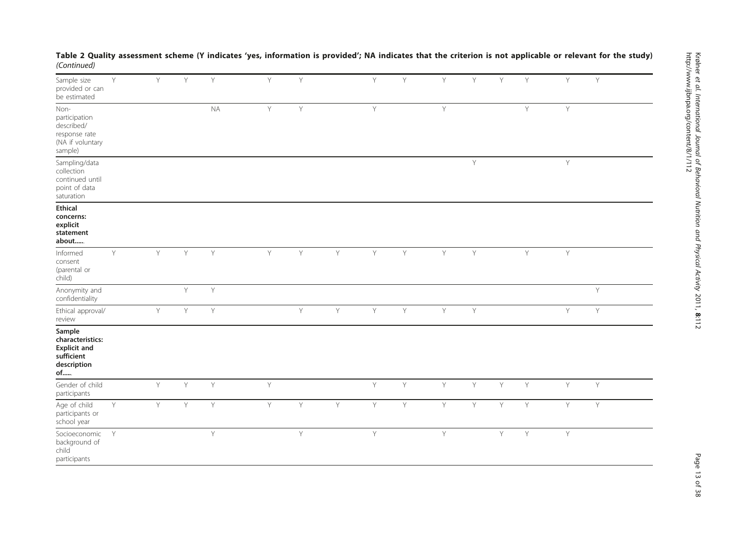**Table 2 Quality assessment scheme (Y indicates 'yes, information is provided'; NA indicates that the criterion is not applicable or relevant for the study)** *(Continued)*

| | | | | | | | | | | | | | | | |
|---|---|---|---|---|---|---|---|---|---|---|---|---|---|---|---|
| Sample size provided or can be estimated | Y | Y | Y | Y | Y | Y | | Y | Y | Y | Y | Y | Y | Y | Y |
| Non-participation described/ response rate (NA if voluntary sample) | | | | NA | Y | Y | | Y | | Y | | | Y | Y | |
| Sampling/data collection continued until point of data saturation | | | | | | | | | | | Y | | | Y | |
| **Ethical concerns: explicit statement about......** | | | | | | | | | | | | | | | |
| Informed consent (parental or child) | Y | Y | Y | Y | Y | Y | Y | Y | Y | Y | Y | | Y | Y | |
| Anonymity and confidentiality | | | Y | Y | | | | | | | | | | | Y |
| Ethical approval/ review | | Y | Y | Y | | Y | Y | Y | Y | Y | Y | | | Y | Y |
| **Sample characteristics: Explicit and sufficient description of......** | | | | | | | | | | | | | | | |
| Gender of child participants | | Y | Y | Y | Y | | | Y | Y | Y | Y | Y | Y | Y | Y |
| Age of child participants or school year | Y | Y | Y | Y | Y | Y | Y | Y | Y | Y | Y | Y | Y | Y | Y |
| Socioeconomic background of child participants | Y | | | Y | | Y | | Y | | Y | | Y | Y | Y | |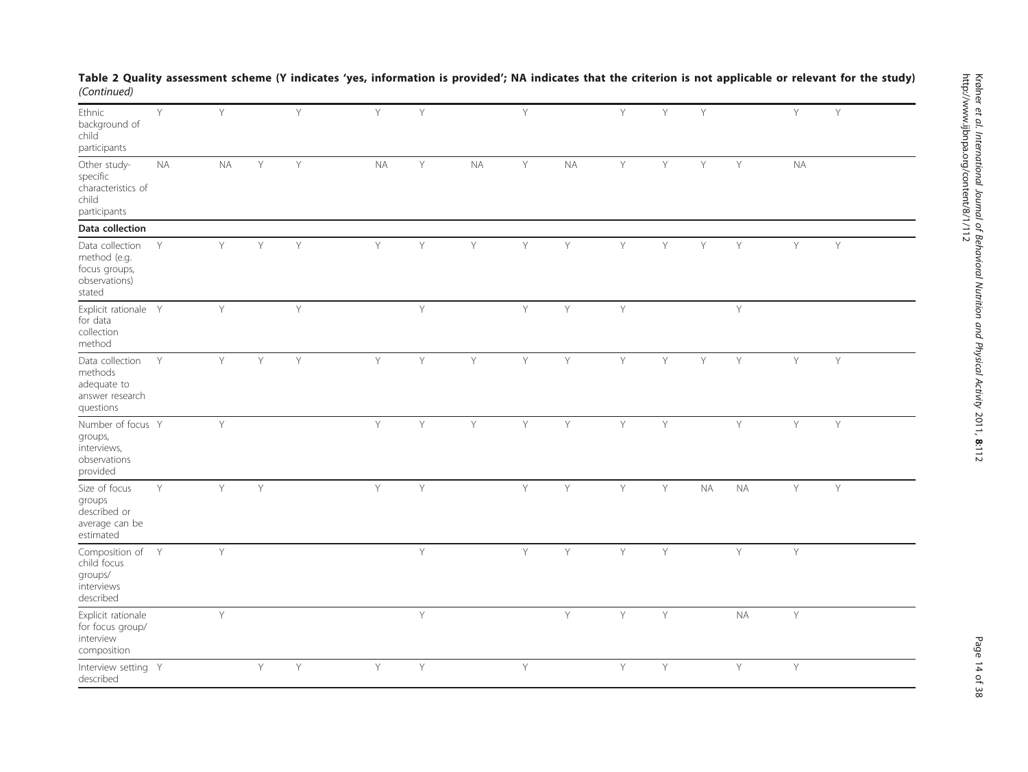**Table 2 Quality assessment scheme (Y indicates 'yes, information is provided'; NA indicates that the criterion is not applicable or relevant for the study)** *(Continued)*

| | | | | | | | | | | | | | | | |
|---|---|---|---|---|---|---|---|---|---|---|---|---|---|---|---|
| Ethnic background of child participants | Y | Y | | Y | Y | Y | | Y | | Y | Y | Y | | Y | Y |
| Other study-specific characteristics of child participants | NA | NA | Y | Y | NA | Y | NA | Y | NA | Y | Y | Y | Y | NA | |
| **Data collection** | | | | | | | | | | | | | | | |
| Data collection method (e.g. focus groups, observations) stated | Y | Y | Y | Y | Y | Y | Y | Y | Y | Y | Y | Y | Y | Y | Y |
| Explicit rationale for data collection method | Y | Y | | Y | | Y | | Y | Y | Y | | | Y | | |
| Data collection methods adequate to answer research questions | Y | Y | Y | Y | Y | Y | Y | Y | Y | Y | Y | Y | Y | Y | Y |
| Number of focus groups, interviews, observations provided | Y | Y | | | Y | Y | Y | Y | Y | Y | Y | | Y | Y | Y |
| Size of focus groups described or average can be estimated | Y | Y | Y | | Y | Y | | Y | Y | Y | Y | NA | NA | Y | Y |
| Composition of child focus groups/ interviews described | Y | Y | | | | Y | | Y | Y | Y | Y | | Y | Y | |
| Explicit rationale for focus group/ interview composition | | Y | | | | Y | | | Y | Y | Y | | NA | Y | |
| Interview setting described | Y | | Y | Y | Y | Y | | Y | | Y | Y | | Y | Y | |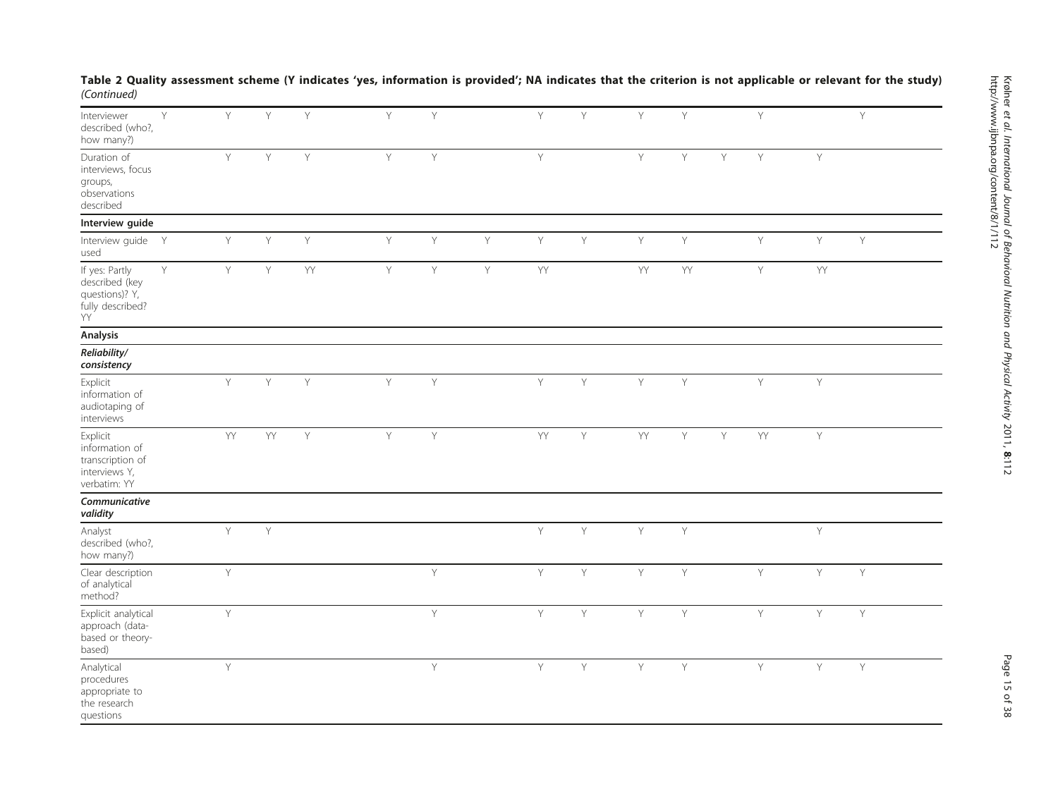**Table 2 Quality assessment scheme (Y indicates 'yes, information is provided'; NA indicates that the criterion is not applicable or relevant for the study)** *(Continued)*

| | | | | | | | | | | | | | | | |
|---|---|---|---|---|---|---|---|---|---|---|---|---|---|---|---|
| Interviewer described (who?, how many?) | Y | Y | Y | Y | Y | Y | | Y | Y | Y | Y | | Y | | Y |
| Duration of interviews, focus groups, observations described | | Y | Y | Y | Y | Y | | Y | | Y | Y | Y | Y | Y | |
| **Interview guide** | | | | | | | | | | | | | | | |
| Interview guide used | Y | Y | Y | Y | Y | Y | Y | Y | Y | Y | Y | | Y | Y | Y |
| If yes: Partly described (key questions)? Y, fully described? YY | Y | Y | Y | YY | Y | Y | Y | YY | | YY | YY | | Y | YY | |
| **Analysis** | | | | | | | | | | | | | | | |
| ***Reliability/ consistency*** | | | | | | | | | | | | | | | |
| Explicit information of audiotaping of interviews | | Y | Y | Y | Y | Y | | Y | Y | Y | Y | | Y | Y | |
| Explicit information of transcription of interviews Y, verbatim: YY | | YY | YY | Y | Y | Y | | YY | Y | YY | Y | Y | YY | Y | |
| ***Communicative validity*** | | | | | | | | | | | | | | | |
| Analyst described (who?, how many?) | | Y | Y | | | | | Y | Y | Y | Y | | | Y | |
| Clear description of analytical method? | | Y | | | | Y | | Y | Y | Y | Y | | Y | Y | Y |
| Explicit analytical approach (data-based or theory-based) | | Y | | | | Y | | Y | Y | Y | Y | | Y | Y | Y |
| Analytical procedures appropriate to the research questions | | Y | | | | Y | | Y | Y | Y | Y | | Y | Y | Y |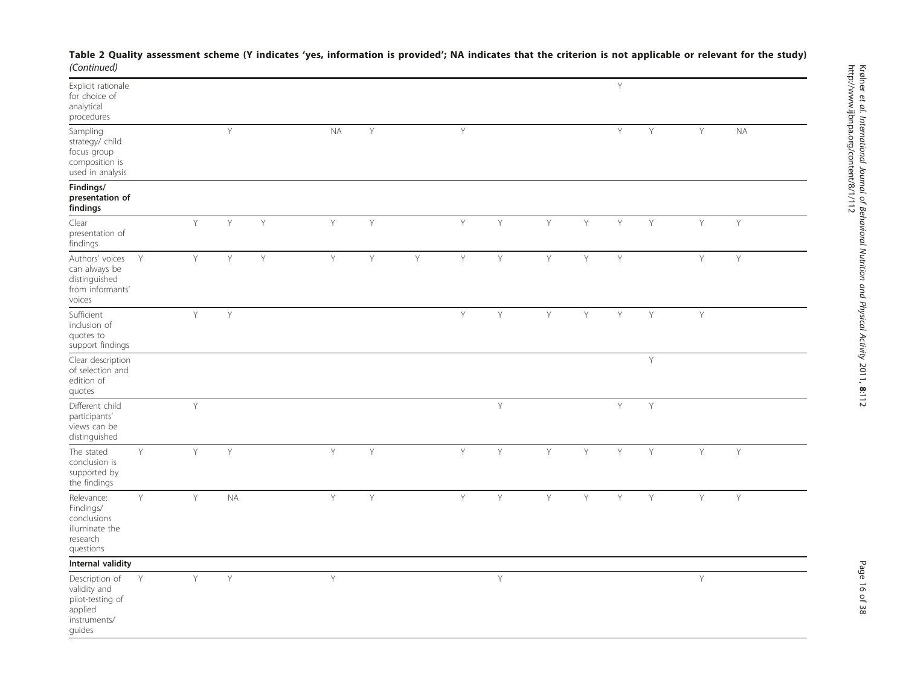**Table 2 Quality assessment scheme (Y indicates 'yes, information is provided'; NA indicates that the criterion is not applicable or relevant for the study)** *(Continued)*

| | | | | | | | | | | | | | | | |
|---|---|---|---|---|---|---|---|---|---|---|---|---|---|---|---|
| Explicit rationale for choice of analytical procedures | | | | | | | | | | | | Y | | | |
| Sampling strategy/ child focus group composition is used in analysis | | | Y | | NA | Y | | Y | | | | Y | Y | Y | NA |
| **Findings/ presentation of findings** | | | | | | | | | | | | | | | |
| Clear presentation of findings | | Y | Y | Y | Y | Y | | Y | Y | Y | Y | Y | Y | Y | Y |
| Authors' voices can always be distinguished from informants' voices | Y | Y | Y | Y | Y | Y | Y | Y | Y | Y | Y | Y | | Y | Y |
| Sufficient inclusion of quotes to support findings | | Y | Y | | | | | Y | Y | Y | Y | Y | Y | Y | |
| Clear description of selection and edition of quotes | | | | | | | | | | | | | Y | | |
| Different child participants' views can be distinguished | | Y | | | | | | | Y | | | Y | Y | | |
| The stated conclusion is supported by the findings | Y | Y | Y | | Y | Y | | Y | Y | Y | Y | Y | Y | Y | Y |
| Relevance: Findings/ conclusions illuminate the research questions | Y | Y | NA | | Y | Y | | Y | Y | Y | Y | Y | Y | Y | Y |
| **Internal validity** | | | | | | | | | | | | | | | |
| Description of validity and pilot-testing of applied instruments/ guides | Y | Y | Y | | Y | | | | Y | | | | | Y | |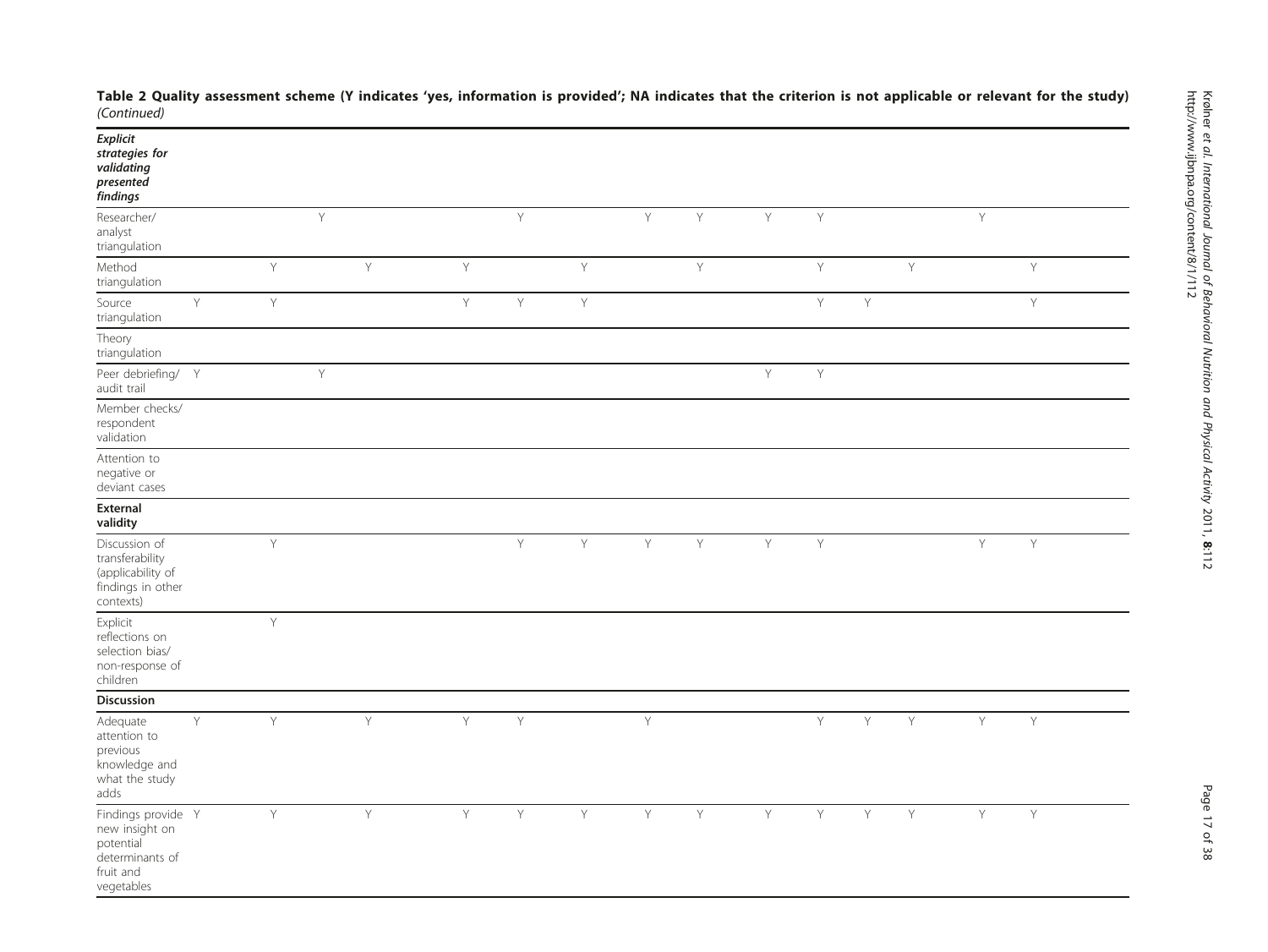**Table 2 Quality assessment scheme (Y indicates 'yes, information is provided'; NA indicates that the criterion is not applicable or relevant for the study)** *(Continued)*

| | | | | | | | | | | | | | | | |
|---|---|---|---|---|---|---|---|---|---|---|---|---|---|---|---|
| ***Explicit strategies for validating presented findings*** | | | | | | | | | | | | | | | |
| Researcher/ analyst triangulation | | | Y | | | Y | | Y | Y | Y | Y | | | Y | |
| Method triangulation | | Y | | Y | Y | | Y | | Y | | Y | | Y | | Y |
| Source triangulation | Y | Y | | | Y | Y | Y | | | | Y | Y | | | Y |
| Theory triangulation | | | | | | | | | | | | | | | |
| Peer debriefing/ audit trail | Y | | Y | | | | | | | Y | Y | | | | |
| Member checks/ respondent validation | | | | | | | | | | | | | | | |
| Attention to negative or deviant cases | | | | | | | | | | | | | | | |
| **External validity** | | | | | | | | | | | | | | | |
| Discussion of transferability (applicability of findings in other contexts) | | Y | | | | Y | Y | Y | Y | Y | Y | | | Y | Y |
| Explicit reflections on selection bias/ non-response of children | | Y | | | | | | | | | | | | | |
| **Discussion** | | | | | | | | | | | | | | | |
| Adequate attention to previous knowledge and what the study adds | Y | Y | | Y | Y | Y | | Y | | | Y | Y | Y | Y | Y |
| Findings provide new insight on potential determinants of fruit and vegetables | Y | Y | | Y | Y | Y | Y | Y | Y | Y | Y | Y | Y | Y | Y |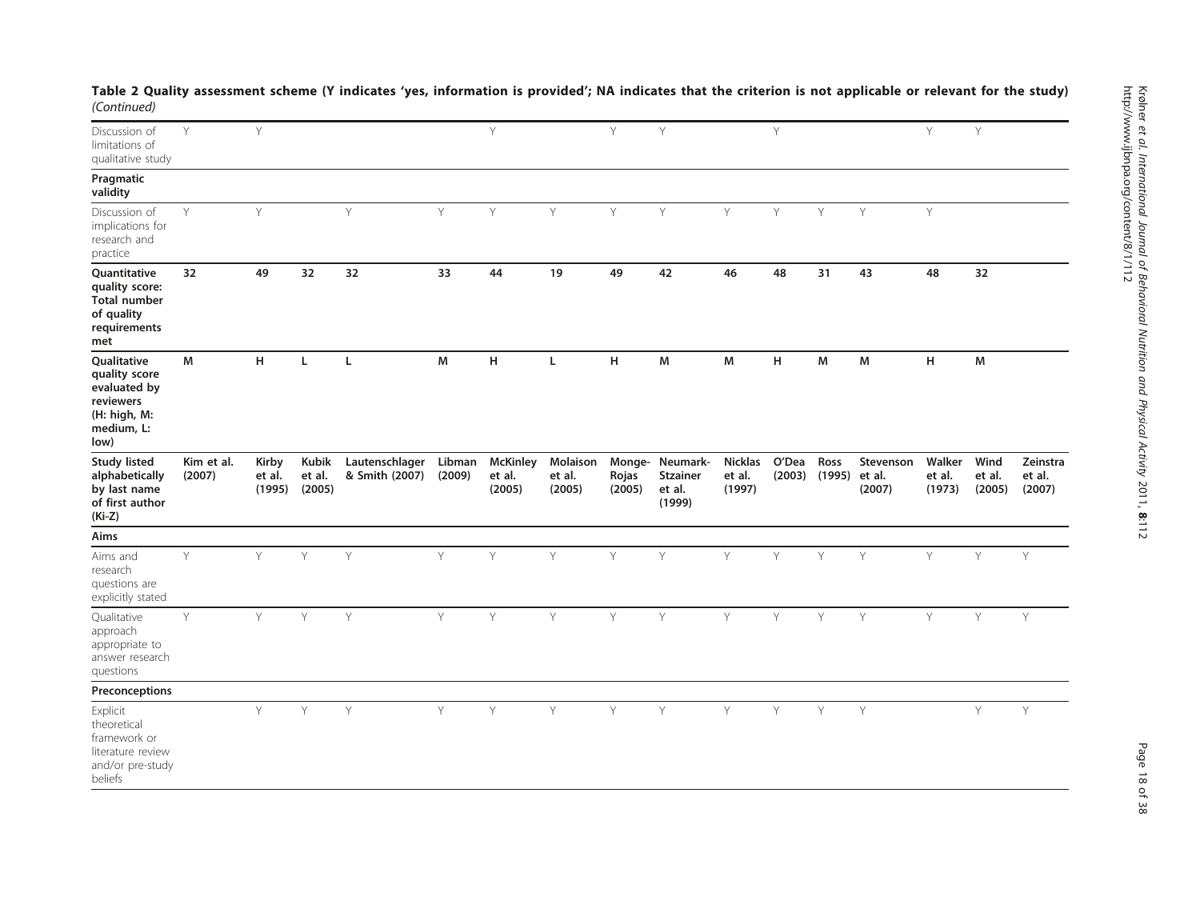**Table 2 Quality assessment scheme (Y indicates 'yes, information is provided'; NA indicates that the criterion is not applicable or relevant for the study)** *(Continued)*

| Discussion of limitations of qualitative study | Y | Y | | | | Y | | Y | Y | | Y | | | Y | Y | |
|---|---|---|---|---|---|---|---|---|---|---|---|---|---|---|---|---|
| **Pragmatic validity** | | | | | | | | | | | | | | | | |
| Discussion of implications for research and practice | Y | Y | | Y | Y | Y | Y | Y | Y | Y | Y | Y | Y | Y | | |
| **Quantitative quality score: Total number of quality requirements met** | **32** | **49** | **32** | **32** | **33** | **44** | **19** | **49** | **42** | **46** | **48** | **31** | **43** | **48** | **32** | |
| **Qualitative quality score evaluated by reviewers (H: high, M: medium, L: low)** | **M** | **H** | **L** | **L** | **M** | **H** | **L** | **H** | **M** | **M** | **H** | **M** | **M** | **H** | **M** | |
| **Study listed alphabetically by last name of first author (Ki-Z)** | **Kim et al. (2007)** | **Kirby et al. (1995)** | **Kubik et al. (2005)** | **Lautenschlager & Smith (2007)** | **Libman (2009)** | **McKinley et al. (2005)** | **Molaison et al. (2005)** | **Monge-Rojas (2005)** | **Neumark-Stzainer et al. (1999)** | **Nicklas et al. (1997)** | **O'Dea (2003)** | **Ross (1995)** | **Stevenson et al. (2007)** | **Walker et al. (1973)** | **Wind et al. (2005)** | **Zeinstra et al. (2007)** |
| **Aims** | | | | | | | | | | | | | | | | |
| Aims and research questions are explicitly stated | Y | Y | Y | Y | Y | Y | Y | Y | Y | Y | Y | Y | Y | Y | Y | Y |
| Qualitative approach appropriate to answer research questions | Y | Y | Y | Y | Y | Y | Y | Y | Y | Y | Y | Y | Y | Y | Y | Y |
| **Preconceptions** | | | | | | | | | | | | | | | | |
| Explicit theoretical framework or literature review and/or pre-study beliefs | | Y | Y | Y | Y | Y | Y | Y | Y | Y | Y | Y | Y | | Y | Y |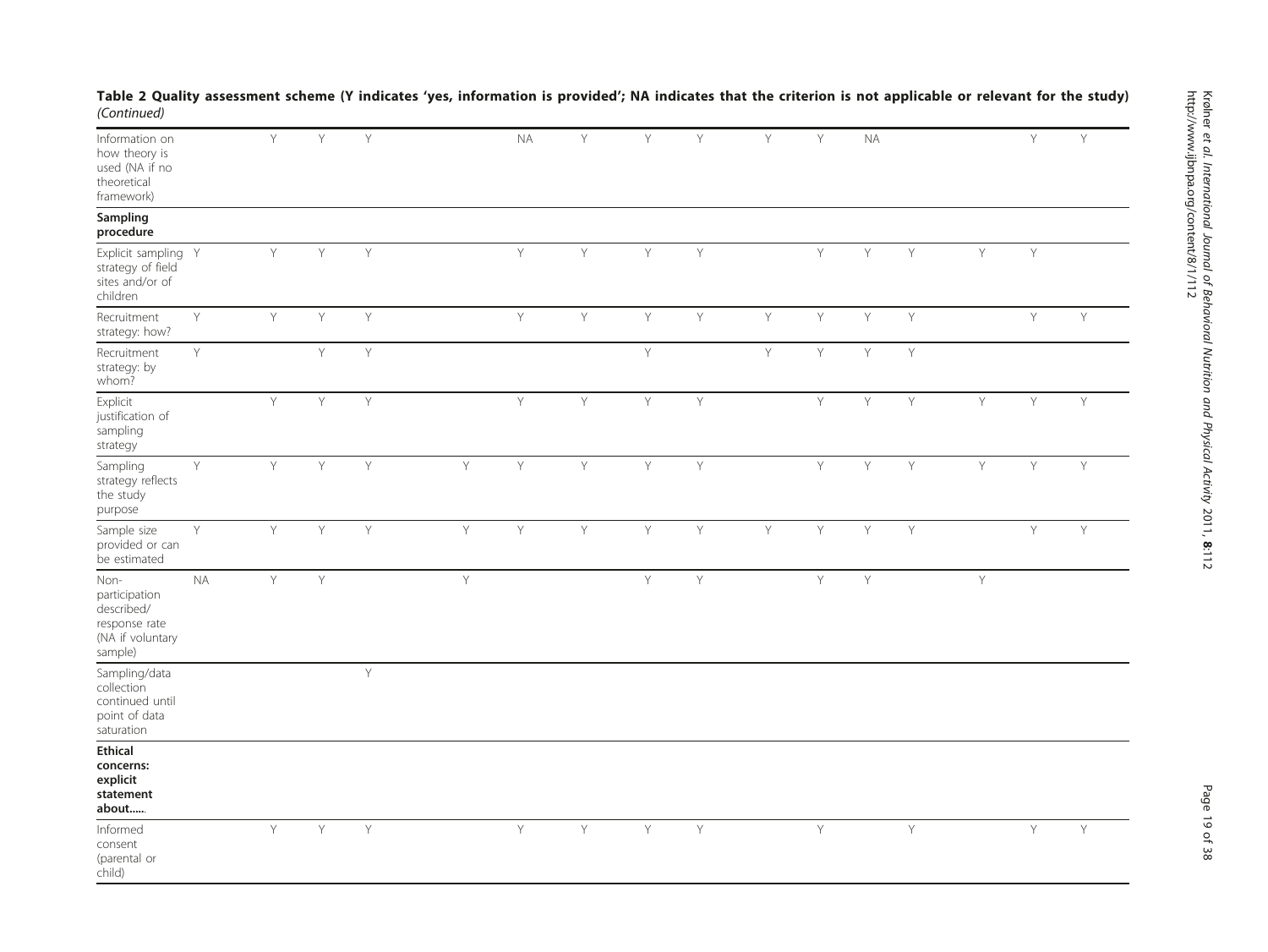**Table 2 Quality assessment scheme (Y indicates 'yes, information is provided'; NA indicates that the criterion is not applicable or relevant for the study)** *(Continued)*

| | | | | | | | | | | | | | | | | |
|---|---|---|---|---|---|---|---|---|---|---|---|---|---|---|---|---|
| Information on how theory is used (NA if no theoretical framework) | | Y | Y | Y | | NA | Y | Y | Y | Y | Y | NA | | | Y | Y |
| **Sampling procedure** | | | | | | | | | | | | | | | | |
| Explicit sampling strategy of field sites and/or of children | Y | Y | Y | Y | | Y | Y | Y | Y | | Y | Y | Y | Y | Y | |
| Recruitment strategy: how? | Y | Y | Y | Y | | Y | Y | Y | Y | Y | Y | Y | Y | | Y | Y |
| Recruitment strategy: by whom? | Y | | Y | Y | | | | Y | | Y | Y | Y | Y | | | |
| Explicit justification of sampling strategy | | Y | Y | Y | | Y | Y | Y | Y | | Y | Y | Y | Y | Y | Y |
| Sampling strategy reflects the study purpose | Y | Y | Y | Y | Y | Y | Y | Y | Y | | Y | Y | Y | Y | Y | Y |
| Sample size provided or can be estimated | Y | Y | Y | Y | Y | Y | Y | Y | Y | Y | Y | Y | Y | | Y | Y |
| Non-participation described/ response rate (NA if voluntary sample) | NA | Y | Y | | Y | | | Y | Y | | Y | Y | | Y | | |
| Sampling/data collection continued until point of data saturation | | | | Y | | | | | | | | | | | | |
| **Ethical concerns: explicit statement about......** | | | | | | | | | | | | | | | | |
| Informed consent (parental or child) | | Y | Y | Y | | Y | Y | Y | Y | | Y | | Y | | Y | Y |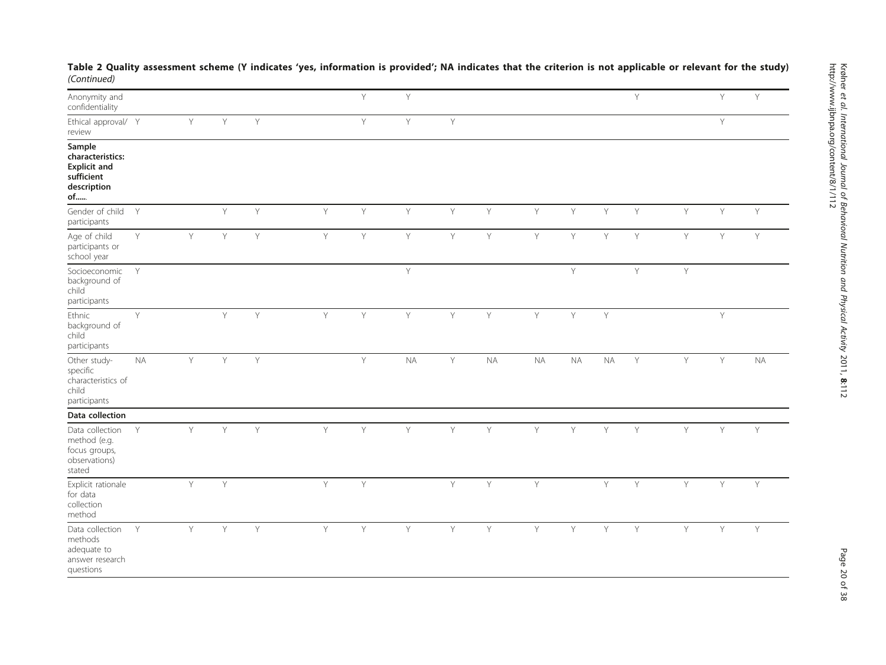**Table 2 Quality assessment scheme (Y indicates 'yes, information is provided'; NA indicates that the criterion is not applicable or relevant for the study)** *(Continued)*

| | | | | | | | | | | | | | | | | |
|---|---|---|---|---|---|---|---|---|---|---|---|---|---|---|---|---|
| Anonymity and confidentiality | | | | | | | Y | Y | | | | | | Y | | Y | Y |
| Ethical approval/ review | Y | Y | Y | Y | | | Y | Y | Y | | | | | | | Y | |
| **Sample characteristics: Explicit and sufficient description of......** | | | | | | | | | | | | | | | | | |
| Gender of child participants | Y | | Y | Y | | Y | Y | Y | Y | Y | Y | Y | Y | Y | Y | Y | Y |
| Age of child participants or school year | Y | Y | Y | Y | | Y | Y | Y | Y | Y | Y | Y | Y | Y | Y | Y | Y |
| Socioeconomic background of child participants | Y | | | | | | | Y | | | | Y | | Y | Y | | |
| Ethnic background of child participants | Y | | Y | Y | | Y | Y | Y | Y | Y | Y | Y | Y | | | Y | |
| Other study-specific characteristics of child participants | NA | Y | Y | Y | | | Y | NA | Y | NA | NA | NA | NA | Y | Y | Y | NA |
| **Data collection** | | | | | | | | | | | | | | | | | |
| Data collection method (e.g. focus groups, observations) stated | Y | Y | Y | Y | | Y | Y | Y | Y | Y | Y | Y | Y | Y | Y | Y | Y |
| Explicit rationale for data collection method | | Y | Y | | | Y | Y | | Y | Y | Y | | Y | Y | Y | Y | Y |
| Data collection methods adequate to answer research questions | Y | Y | Y | Y | | Y | Y | Y | Y | Y | Y | Y | Y | Y | Y | Y | Y |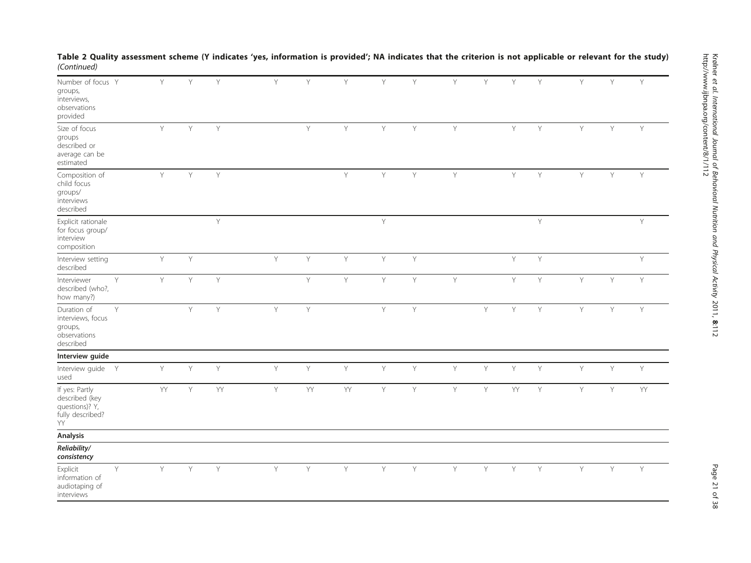**Table 2 Quality assessment scheme (Y indicates 'yes, information is provided'; NA indicates that the criterion is not applicable or relevant for the study)** *(Continued)*

| | | | | | | | | | | | | | | | | |
|---|---|---|---|---|---|---|---|---|---|---|---|---|---|---|---|---|
| Number of focus groups, interviews, observations provided | Y | Y | Y | Y | Y | Y | Y | Y | Y | Y | Y | Y | Y | Y | Y | Y |
| Size of focus groups described or average can be estimated | | Y | Y | Y | | Y | Y | Y | Y | Y | | Y | Y | Y | Y | Y |
| Composition of child focus groups/ interviews described | | Y | Y | Y | | | Y | Y | Y | Y | | Y | Y | Y | Y | Y |
| Explicit rationale for focus group/ interview composition | | | | Y | | | | Y | | | | | Y | | | Y |
| Interview setting described | | Y | Y | | Y | Y | Y | Y | Y | | | Y | Y | | | Y |
| Interviewer described (who?, how many?) | Y | Y | Y | Y | | Y | Y | Y | Y | Y | | Y | Y | Y | Y | Y |
| Duration of interviews, focus groups, observations described | Y | | Y | Y | Y | Y | | Y | Y | | Y | Y | Y | Y | Y | Y |
| **Interview guide** | | | | | | | | | | | | | | | | |
| Interview guide used | Y | Y | Y | Y | Y | Y | Y | Y | Y | Y | Y | Y | Y | Y | Y | Y |
| If yes: Partly described (key questions)? Y, fully described? YY | | YY | Y | YY | Y | YY | YY | Y | Y | Y | Y | YY | Y | Y | Y | YY |
| **Analysis** | | | | | | | | | | | | | | | | |
| ***Reliability/ consistency*** | | | | | | | | | | | | | | | | |
| Explicit information of audiotaping of interviews | Y | Y | Y | Y | Y | Y | Y | Y | Y | Y | Y | Y | Y | Y | Y | Y |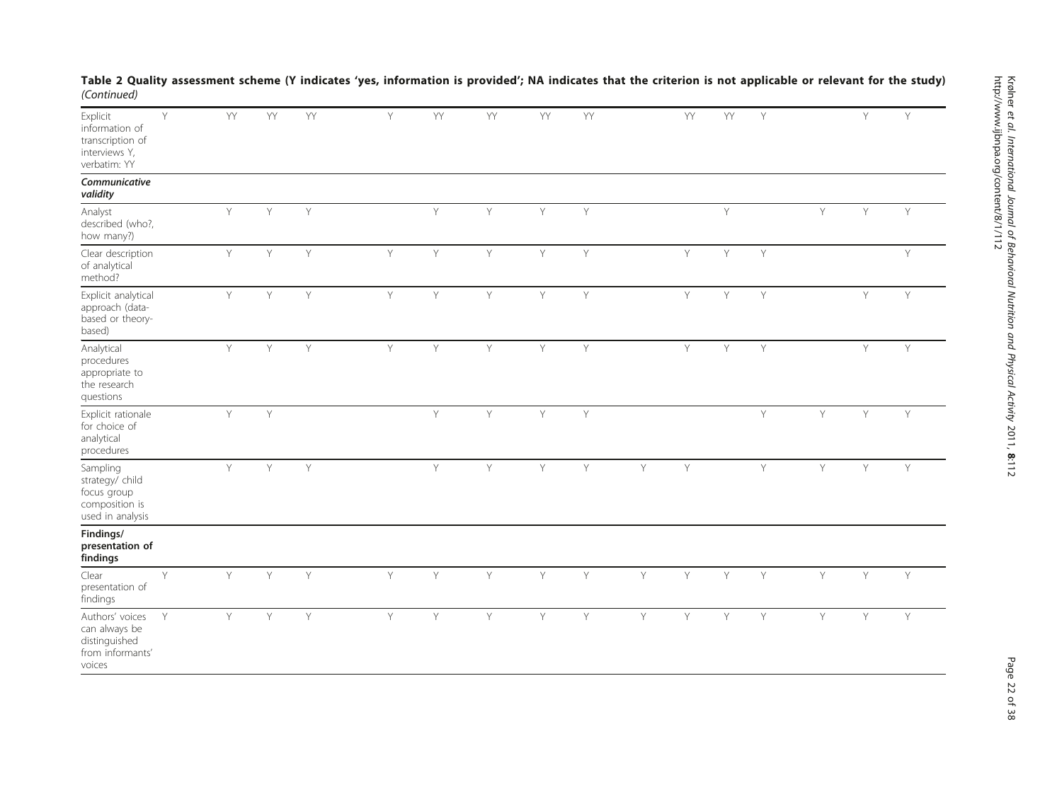**Table 2 Quality assessment scheme (Y indicates 'yes, information is provided'; NA indicates that the criterion is not applicable or relevant for the study)** *(Continued)*

| | | | | | | | | | | | | | | | | |
|---|---|---|---|---|---|---|---|---|---|---|---|---|---|---|---|---|
| Explicit information of transcription of interviews Y, verbatim: YY | Y | YY | YY | YY | Y | YY | YY | YY | YY | | YY | YY | Y | | Y | Y |
| ***Communicative validity*** | | | | | | | | | | | | | | | | |
| Analyst described (who?, how many?) | | Y | Y | Y | | Y | Y | Y | Y | | | Y | | Y | Y | Y |
| Clear description of analytical method? | | Y | Y | Y | Y | Y | Y | Y | Y | | Y | Y | Y | | | Y |
| Explicit analytical approach (data-based or theory-based) | | Y | Y | Y | Y | Y | Y | Y | Y | | Y | Y | Y | | Y | Y |
| Analytical procedures appropriate to the research questions | | Y | Y | Y | Y | Y | Y | Y | Y | | Y | Y | Y | | Y | Y |
| Explicit rationale for choice of analytical procedures | | Y | Y | | | Y | Y | Y | Y | | | | Y | Y | Y | Y |
| Sampling strategy/ child focus group composition is used in analysis | | Y | Y | Y | | Y | Y | Y | Y | Y | Y | | Y | Y | Y | Y |
| **Findings/ presentation of findings** | | | | | | | | | | | | | | | | |
| Clear presentation of findings | Y | Y | Y | Y | Y | Y | Y | Y | Y | Y | Y | Y | Y | Y | Y | Y |
| Authors' voices can always be distinguished from informants' voices | Y | Y | Y | Y | Y | Y | Y | Y | Y | Y | Y | Y | Y | Y | Y | Y |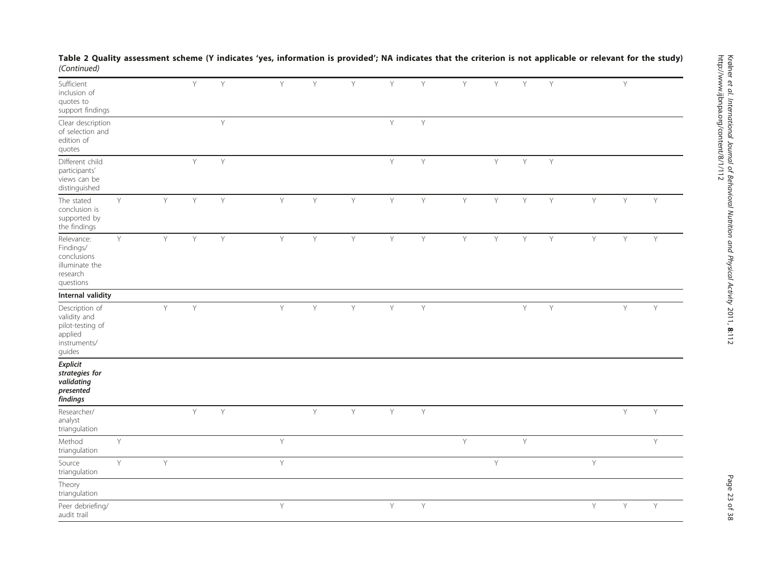**Table 2 Quality assessment scheme (Y indicates 'yes, information is provided'; NA indicates that the criterion is not applicable or relevant for the study)** *(Continued)*

| | | | | | | | | | | | | | | | | |
|---|---|---|---|---|---|---|---|---|---|---|---|---|---|---|---|---|
| Sufficient inclusion of quotes to support findings | | | Y | Y | Y | Y | Y | Y | Y | Y | Y | Y | Y | | Y | |
| Clear description of selection and edition of quotes | | | | Y | | | | Y | Y | | | | | | | |
| Different child participants' views can be distinguished | | | Y | Y | | | | Y | Y | | Y | Y | Y | | | |
| The stated conclusion is supported by the findings | Y | Y | Y | Y | Y | Y | Y | Y | Y | Y | Y | Y | Y | Y | Y | Y |
| Relevance: Findings/ conclusions illuminate the research questions | Y | Y | Y | Y | Y | Y | Y | Y | Y | Y | Y | Y | Y | Y | Y | Y |
| **Internal validity** | | | | | | | | | | | | | | | | |
| Description of validity and pilot-testing of applied instruments/ guides | | Y | Y | | Y | Y | Y | Y | Y | | | Y | Y | | Y | Y |
| ***Explicit strategies for validating presented findings*** | | | | | | | | | | | | | | | | |
| Researcher/ analyst triangulation | | | Y | Y | | Y | Y | Y | Y | | | | | | Y | Y |
| Method triangulation | Y | | | | Y | | | | | Y | | Y | | | | Y |
| Source triangulation | Y | Y | | | Y | | | | | | Y | | | Y | | |
| Theory triangulation | | | | | | | | | | | | | | | | |
| Peer debriefing/ audit trail | | | | | Y | | | Y | Y | | | | | Y | Y | Y |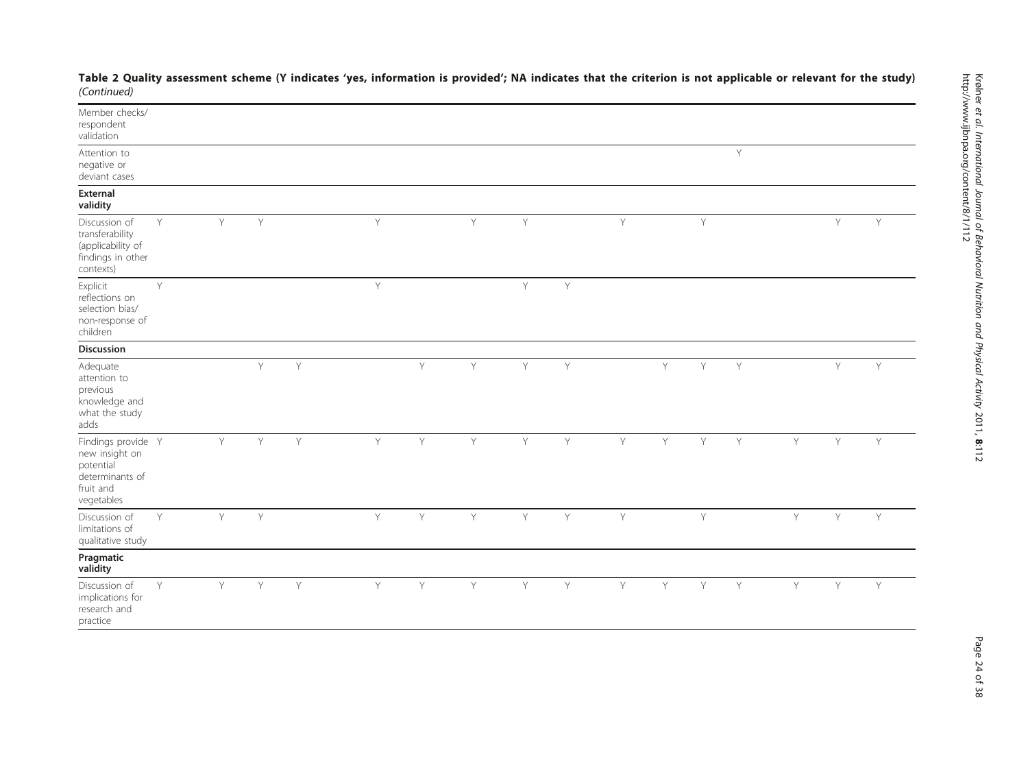**Table 2 Quality assessment scheme (Y indicates 'yes, information is provided'; NA indicates that the criterion is not applicable or relevant for the study)** *(Continued)*

| | | | | | | | | | | | | | | | | |
|---|---|---|---|---|---|---|---|---|---|---|---|---|---|---|---|---|
| Member checks/ respondent validation | | | | | | | | | | | | | | | | |
| Attention to negative or deviant cases | | | | | | | | | | | | | Y | | | |
| **External validity** | | | | | | | | | | | | | | | | |
| Discussion of transferability (applicability of findings in other contexts) | Y | Y | Y | | Y | | Y | Y | | Y | | Y | | | Y | Y |
| Explicit reflections on selection bias/ non-response of children | Y | | | | Y | | | Y | Y | | | | | | | |
| **Discussion** | | | | | | | | | | | | | | | | |
| Adequate attention to previous knowledge and what the study adds | | | Y | Y | | Y | Y | Y | Y | | Y | Y | Y | | Y | Y |
| Findings provide new insight on potential determinants of fruit and vegetables | Y | Y | Y | Y | Y | Y | Y | Y | Y | Y | Y | Y | Y | Y | Y | Y |
| Discussion of limitations of qualitative study | Y | Y | Y | | Y | Y | Y | Y | Y | Y | | Y | | Y | Y | Y |
| **Pragmatic validity** | | | | | | | | | | | | | | | | |
| Discussion of implications for research and practice | Y | Y | Y | Y | Y | Y | Y | Y | Y | Y | Y | Y | Y | Y | Y | Y |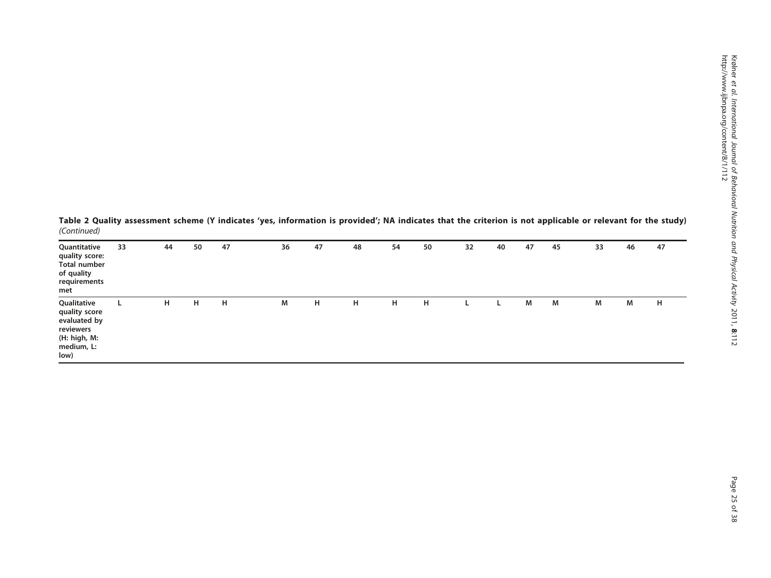**Table 2 Quality assessment scheme (Y indicates 'yes, information is provided'; NA indicates that the criterion is not applicable or relevant for the study)** *(Continued)*

| | | | | | | | | | | | | | | | | |
|---|---|---|---|---|---|---|---|---|---|---|---|---|---|---|---|---|
| **Quantitative quality score: Total number of quality requirements met** | **33** | **44** | **50** | **47** | **36** | **47** | **48** | **54** | **50** | **32** | **40** | **47** | **45** | **33** | **46** | **47** |
| **Qualitative quality score evaluated by reviewers (H: high, M: medium, L: low)** | **L** | **H** | **H** | **H** | **M** | **H** | **H** | **H** | **H** | **L** | **L** | **M** | **M** | **M** | **M** | **H** |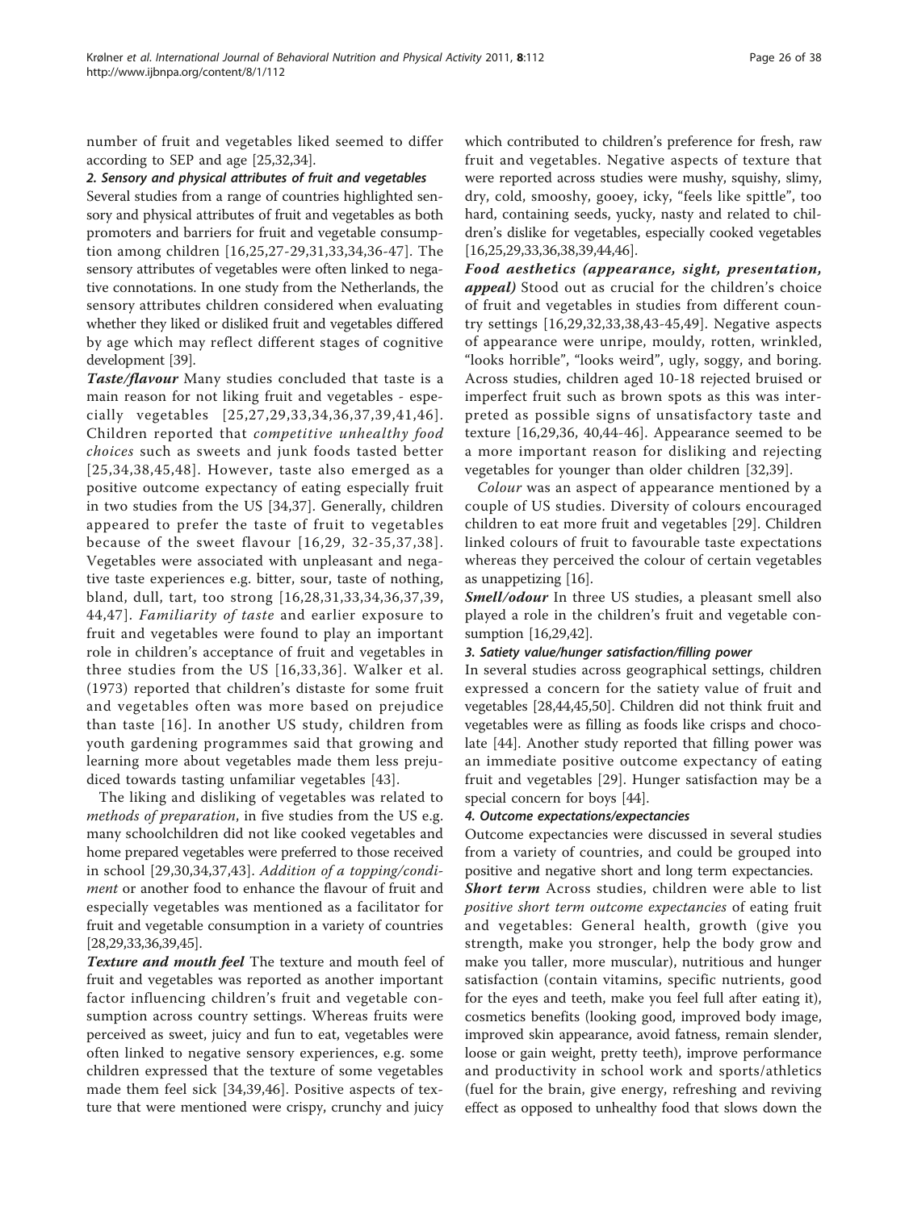number of fruit and vegetables liked seemed to differ according to SEP and age [25,32,34].

#### 2. Sensory and physical attributes of fruit and vegetables

Several studies from a range of countries highlighted sensory and physical attributes of fruit and vegetables as both promoters and barriers for fruit and vegetable consumption among children [16,25,27-29,31,33,34,36-47]. The sensory attributes of vegetables were often linked to negative connotations. In one study from the Netherlands, the sensory attributes children considered when evaluating whether they liked or disliked fruit and vegetables differed by age which may reflect different stages of cognitive development [39].

***Taste/flavour*** Many studies concluded that taste is a main reason for not liking fruit and vegetables - especially vegetables [25,27,29,33,34,36,37,39,41,46]. Children reported that *competitive unhealthy food choices* such as sweets and junk foods tasted better [25,34,38,45,48]. However, taste also emerged as a positive outcome expectancy of eating especially fruit in two studies from the US [34,37]. Generally, children appeared to prefer the taste of fruit to vegetables because of the sweet flavour [16,29, 32-35,37,38]. Vegetables were associated with unpleasant and negative taste experiences e.g. bitter, sour, taste of nothing, bland, dull, tart, too strong [16,28,31,33,34,36,37,39, 44,47]. *Familiarity of taste* and earlier exposure to fruit and vegetables were found to play an important role in children's acceptance of fruit and vegetables in three studies from the US [16,33,36]. Walker et al. (1973) reported that children's distaste for some fruit and vegetables often was more based on prejudice than taste [16]. In another US study, children from youth gardening programmes said that growing and learning more about vegetables made them less prejudiced towards tasting unfamiliar vegetables [43].

The liking and disliking of vegetables was related to *methods of preparation*, in five studies from the US e.g. many schoolchildren did not like cooked vegetables and home prepared vegetables were preferred to those received in school [29,30,34,37,43]. *Addition of a topping/condiment* or another food to enhance the flavour of fruit and especially vegetables was mentioned as a facilitator for fruit and vegetable consumption in a variety of countries [28,29,33,36,39,45].

***Texture and mouth feel*** The texture and mouth feel of fruit and vegetables was reported as another important factor influencing children's fruit and vegetable consumption across country settings. Whereas fruits were perceived as sweet, juicy and fun to eat, vegetables were often linked to negative sensory experiences, e.g. some children expressed that the texture of some vegetables made them feel sick [34,39,46]. Positive aspects of texture that were mentioned were crispy, crunchy and juicy which contributed to children's preference for fresh, raw fruit and vegetables. Negative aspects of texture that were reported across studies were mushy, squishy, slimy, dry, cold, smooshy, gooey, icky, "feels like spittle", too hard, containing seeds, yucky, nasty and related to children's dislike for vegetables, especially cooked vegetables [16,25,29,33,36,38,39,44,46].

***Food aesthetics (appearance, sight, presentation, appeal)*** Stood out as crucial for the children's choice of fruit and vegetables in studies from different country settings [16,29,32,33,38,43-45,49]. Negative aspects of appearance were unripe, mouldy, rotten, wrinkled, "looks horrible", "looks weird", ugly, soggy, and boring. Across studies, children aged 10-18 rejected bruised or imperfect fruit such as brown spots as this was interpreted as possible signs of unsatisfactory taste and texture [16,29,36, 40,44-46]. Appearance seemed to be a more important reason for disliking and rejecting vegetables for younger than older children [32,39].

*Colour* was an aspect of appearance mentioned by a couple of US studies. Diversity of colours encouraged children to eat more fruit and vegetables [29]. Children linked colours of fruit to favourable taste expectations whereas they perceived the colour of certain vegetables as unappetizing [16].

***Smell/odour*** In three US studies, a pleasant smell also played a role in the children's fruit and vegetable consumption [16,29,42].

#### 3. Satiety value/hunger satisfaction/filling power

In several studies across geographical settings, children expressed a concern for the satiety value of fruit and vegetables [28,44,45,50]. Children did not think fruit and vegetables were as filling as foods like crisps and chocolate [44]. Another study reported that filling power was an immediate positive outcome expectancy of eating fruit and vegetables [29]. Hunger satisfaction may be a special concern for boys [44].

#### 4. Outcome expectations/expectancies

Outcome expectancies were discussed in several studies from a variety of countries, and could be grouped into positive and negative short and long term expectancies.

***Short term*** Across studies, children were able to list *positive short term outcome expectancies* of eating fruit and vegetables: General health, growth (give you strength, make you stronger, help the body grow and make you taller, more muscular), nutritious and hunger satisfaction (contain vitamins, specific nutrients, good for the eyes and teeth, make you feel full after eating it), cosmetics benefits (looking good, improved body image, improved skin appearance, avoid fatness, remain slender, loose or gain weight, pretty teeth), improve performance and productivity in school work and sports/athletics (fuel for the brain, give energy, refreshing and reviving effect as opposed to unhealthy food that slows down the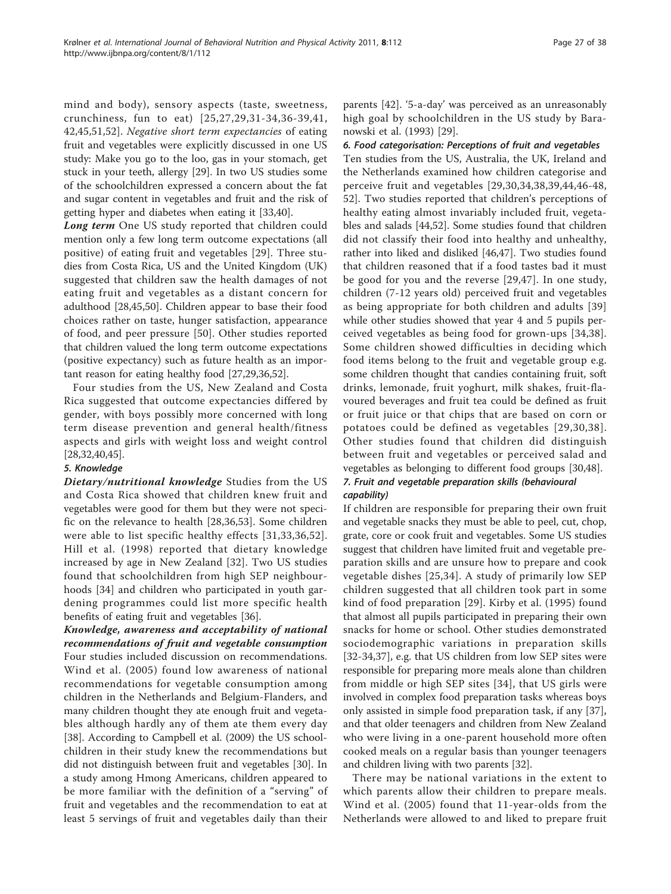mind and body), sensory aspects (taste, sweetness, crunchiness, fun to eat) [25,27,29,31-34,36-39,41, 42,45,51,52]. *Negative short term expectancies* of eating fruit and vegetables were explicitly discussed in one US study: Make you go to the loo, gas in your stomach, get stuck in your teeth, allergy [29]. In two US studies some of the schoolchildren expressed a concern about the fat and sugar content in vegetables and fruit and the risk of getting hyper and diabetes when eating it [33,40].

***Long term*** One US study reported that children could mention only a few long term outcome expectations (all positive) of eating fruit and vegetables [29]. Three studies from Costa Rica, US and the United Kingdom (UK) suggested that children saw the health damages of not eating fruit and vegetables as a distant concern for adulthood [28,45,50]. Children appear to base their food choices rather on taste, hunger satisfaction, appearance of food, and peer pressure [50]. Other studies reported that children valued the long term outcome expectations (positive expectancy) such as future health as an important reason for eating healthy food [27,29,36,52].

Four studies from the US, New Zealand and Costa Rica suggested that outcome expectancies differed by gender, with boys possibly more concerned with long term disease prevention and general health/fitness aspects and girls with weight loss and weight control [28,32,40,45].

#### *5. Knowledge*

***Dietary/nutritional knowledge*** Studies from the US and Costa Rica showed that children knew fruit and vegetables were good for them but they were not specific on the relevance to health [28,36,53]. Some children were able to list specific healthy effects [31,33,36,52]. Hill et al. (1998) reported that dietary knowledge increased by age in New Zealand [32]. Two US studies found that schoolchildren from high SEP neighbourhoods [34] and children who participated in youth gardening programmes could list more specific health benefits of eating fruit and vegetables [36].

***Knowledge, awareness and acceptability of national recommendations of fruit and vegetable consumption*** Four studies included discussion on recommendations. Wind et al. (2005) found low awareness of national recommendations for vegetable consumption among children in the Netherlands and Belgium-Flanders, and many children thought they ate enough fruit and vegetables although hardly any of them ate them every day [38]. According to Campbell et al. (2009) the US schoolchildren in their study knew the recommendations but did not distinguish between fruit and vegetables [30]. In a study among Hmong Americans, children appeared to be more familiar with the definition of a "serving" of fruit and vegetables and the recommendation to eat at least 5 servings of fruit and vegetables daily than their parents [42]. '5-a-day' was perceived as an unreasonably high goal by schoolchildren in the US study by Baranowski et al. (1993) [29].

#### *6. Food categorisation: Perceptions of fruit and vegetables*

Ten studies from the US, Australia, the UK, Ireland and the Netherlands examined how children categorise and perceive fruit and vegetables [29,30,34,38,39,44,46-48, 52]. Two studies reported that children's perceptions of healthy eating almost invariably included fruit, vegetables and salads [44,52]. Some studies found that children did not classify their food into healthy and unhealthy, rather into liked and disliked [46,47]. Two studies found that children reasoned that if a food tastes bad it must be good for you and the reverse [29,47]. In one study, children (7-12 years old) perceived fruit and vegetables as being appropriate for both children and adults [39] while other studies showed that year 4 and 5 pupils perceived vegetables as being food for grown-ups [34,38]. Some children showed difficulties in deciding which food items belong to the fruit and vegetable group e.g. some children thought that candies containing fruit, soft drinks, lemonade, fruit yoghurt, milk shakes, fruit-flavoured beverages and fruit tea could be defined as fruit or fruit juice or that chips that are based on corn or potatoes could be defined as vegetables [29,30,38]. Other studies found that children did distinguish between fruit and vegetables or perceived salad and vegetables as belonging to different food groups [30,48].

#### *7. Fruit and vegetable preparation skills (behavioural capability)*

If children are responsible for preparing their own fruit and vegetable snacks they must be able to peel, cut, chop, grate, core or cook fruit and vegetables. Some US studies suggest that children have limited fruit and vegetable preparation skills and are unsure how to prepare and cook vegetable dishes [25,34]. A study of primarily low SEP children suggested that all children took part in some kind of food preparation [29]. Kirby et al. (1995) found that almost all pupils participated in preparing their own snacks for home or school. Other studies demonstrated sociodemographic variations in preparation skills [32-34,37], e.g. that US children from low SEP sites were responsible for preparing more meals alone than children from middle or high SEP sites [34], that US girls were involved in complex food preparation tasks whereas boys only assisted in simple food preparation task, if any [37], and that older teenagers and children from New Zealand who were living in a one-parent household more often cooked meals on a regular basis than younger teenagers and children living with two parents [32].

There may be national variations in the extent to which parents allow their children to prepare meals. Wind et al. (2005) found that 11-year-olds from the Netherlands were allowed to and liked to prepare fruit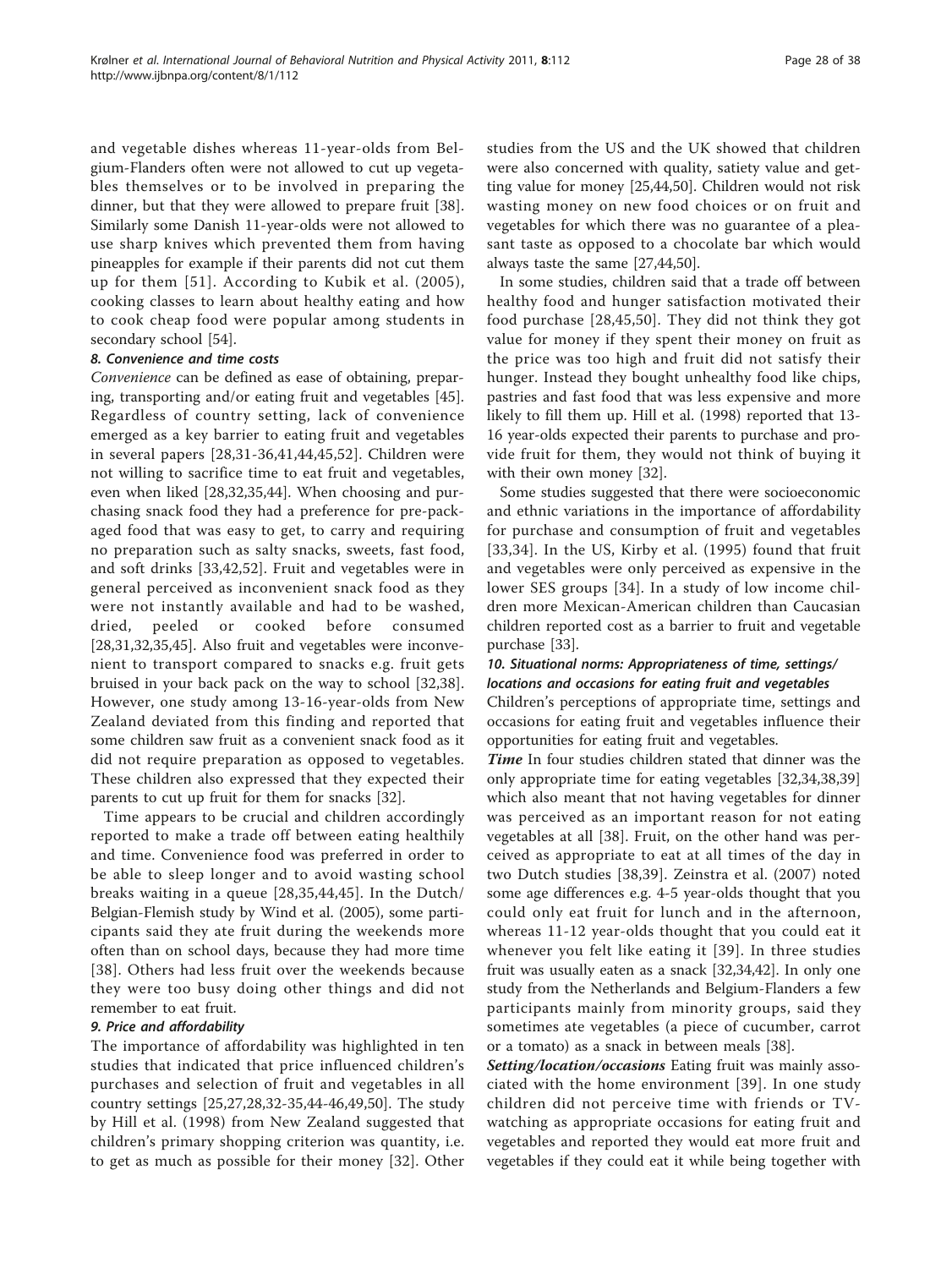and vegetable dishes whereas 11-year-olds from Belgium-Flanders often were not allowed to cut up vegetables themselves or to be involved in preparing the dinner, but that they were allowed to prepare fruit [38]. Similarly some Danish 11-year-olds were not allowed to use sharp knives which prevented them from having pineapples for example if their parents did not cut them up for them [51]. According to Kubik et al. (2005), cooking classes to learn about healthy eating and how to cook cheap food were popular among students in secondary school [54].

#### *8. Convenience and time costs*

*Convenience* can be defined as ease of obtaining, preparing, transporting and/or eating fruit and vegetables [45]. Regardless of country setting, lack of convenience emerged as a key barrier to eating fruit and vegetables in several papers [28,31-36,41,44,45,52]. Children were not willing to sacrifice time to eat fruit and vegetables, even when liked [28,32,35,44]. When choosing and purchasing snack food they had a preference for pre-packaged food that was easy to get, to carry and requiring no preparation such as salty snacks, sweets, fast food, and soft drinks [33,42,52]. Fruit and vegetables were in general perceived as inconvenient snack food as they were not instantly available and had to be washed, dried, peeled or cooked before consumed [28,31,32,35,45]. Also fruit and vegetables were inconvenient to transport compared to snacks e.g. fruit gets bruised in your back pack on the way to school [32,38]. However, one study among 13-16-year-olds from New Zealand deviated from this finding and reported that some children saw fruit as a convenient snack food as it did not require preparation as opposed to vegetables. These children also expressed that they expected their parents to cut up fruit for them for snacks [32].

Time appears to be crucial and children accordingly reported to make a trade off between eating healthily and time. Convenience food was preferred in order to be able to sleep longer and to avoid wasting school breaks waiting in a queue [28,35,44,45]. In the Dutch/Belgian-Flemish study by Wind et al. (2005), some participants said they ate fruit during the weekends more often than on school days, because they had more time [38]. Others had less fruit over the weekends because they were too busy doing other things and did not remember to eat fruit.

#### *9. Price and affordability*

The importance of affordability was highlighted in ten studies that indicated that price influenced children's purchases and selection of fruit and vegetables in all country settings [25,27,28,32-35,44-46,49,50]. The study by Hill et al. (1998) from New Zealand suggested that children's primary shopping criterion was quantity, i.e. to get as much as possible for their money [32]. Other studies from the US and the UK showed that children were also concerned with quality, satiety value and getting value for money [25,44,50]. Children would not risk wasting money on new food choices or on fruit and vegetables for which there was no guarantee of a pleasant taste as opposed to a chocolate bar which would always taste the same [27,44,50].

In some studies, children said that a trade off between healthy food and hunger satisfaction motivated their food purchase [28,45,50]. They did not think they got value for money if they spent their money on fruit as the price was too high and fruit did not satisfy their hunger. Instead they bought unhealthy food like chips, pastries and fast food that was less expensive and more likely to fill them up. Hill et al. (1998) reported that 13-16 year-olds expected their parents to purchase and provide fruit for them, they would not think of buying it with their own money [32].

Some studies suggested that there were socioeconomic and ethnic variations in the importance of affordability for purchase and consumption of fruit and vegetables [33,34]. In the US, Kirby et al. (1995) found that fruit and vegetables were only perceived as expensive in the lower SES groups [34]. In a study of low income children more Mexican-American children than Caucasian children reported cost as a barrier to fruit and vegetable purchase [33].

#### *10. Situational norms: Appropriateness of time, settings/locations and occasions for eating fruit and vegetables*

Children's perceptions of appropriate time, settings and occasions for eating fruit and vegetables influence their opportunities for eating fruit and vegetables.

***Time*** In four studies children stated that dinner was the only appropriate time for eating vegetables [32,34,38,39] which also meant that not having vegetables for dinner was perceived as an important reason for not eating vegetables at all [38]. Fruit, on the other hand was perceived as appropriate to eat at all times of the day in two Dutch studies [38,39]. Zeinstra et al. (2007) noted some age differences e.g. 4-5 year-olds thought that you could only eat fruit for lunch and in the afternoon, whereas 11-12 year-olds thought that you could eat it whenever you felt like eating it [39]. In three studies fruit was usually eaten as a snack [32,34,42]. In only one study from the Netherlands and Belgium-Flanders a few participants mainly from minority groups, said they sometimes ate vegetables (a piece of cucumber, carrot or a tomato) as a snack in between meals [38].

***Setting/location/occasions*** Eating fruit was mainly associated with the home environment [39]. In one study children did not perceive time with friends or TV-watching as appropriate occasions for eating fruit and vegetables and reported they would eat more fruit and vegetables if they could eat it while being together with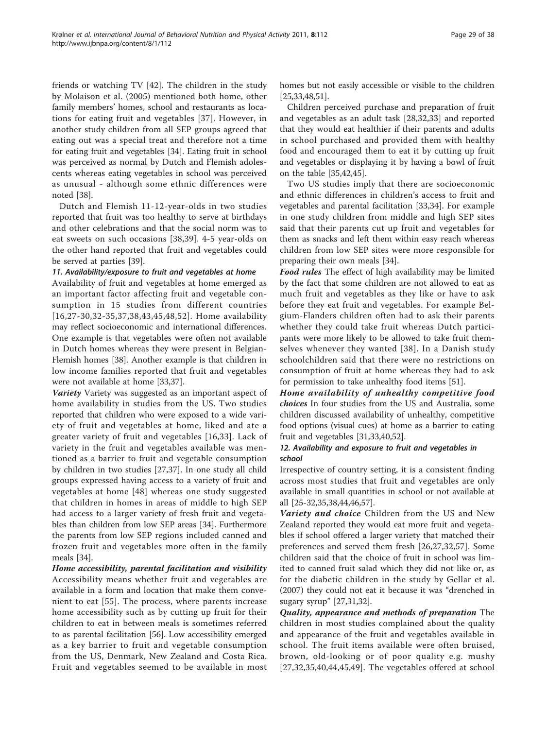friends or watching TV [42]. The children in the study by Molaison et al. (2005) mentioned both home, other family members' homes, school and restaurants as locations for eating fruit and vegetables [37]. However, in another study children from all SEP groups agreed that eating out was a special treat and therefore not a time for eating fruit and vegetables [34]. Eating fruit in school was perceived as normal by Dutch and Flemish adolescents whereas eating vegetables in school was perceived as unusual - although some ethnic differences were noted [38].

Dutch and Flemish 11-12-year-olds in two studies reported that fruit was too healthy to serve at birthdays and other celebrations and that the social norm was to eat sweets on such occasions [38,39]. 4-5 year-olds on the other hand reported that fruit and vegetables could be served at parties [39].

#### 11. Availability/exposure to fruit and vegetables at home

Availability of fruit and vegetables at home emerged as an important factor affecting fruit and vegetable consumption in 15 studies from different countries [16,27-30,32-35,37,38,43,45,48,52]. Home availability may reflect socioeconomic and international differences. One example is that vegetables were often not available in Dutch homes whereas they were present in Belgian-Flemish homes [38]. Another example is that children in low income families reported that fruit and vegetables were not available at home [33,37].

***Variety*** Variety was suggested as an important aspect of home availability in studies from the US. Two studies reported that children who were exposed to a wide variety of fruit and vegetables at home, liked and ate a greater variety of fruit and vegetables [16,33]. Lack of variety in the fruit and vegetables available was mentioned as a barrier to fruit and vegetable consumption by children in two studies [27,37]. In one study all child groups expressed having access to a variety of fruit and vegetables at home [48] whereas one study suggested that children in homes in areas of middle to high SEP had access to a larger variety of fresh fruit and vegetables than children from low SEP areas [34]. Furthermore the parents from low SEP regions included canned and frozen fruit and vegetables more often in the family meals [34].

***Home accessibility, parental facilitation and visibility*** Accessibility means whether fruit and vegetables are available in a form and location that make them convenient to eat [55]. The process, where parents increase home accessibility such as by cutting up fruit for their children to eat in between meals is sometimes referred to as parental facilitation [56]. Low accessibility emerged as a key barrier to fruit and vegetable consumption from the US, Denmark, New Zealand and Costa Rica. Fruit and vegetables seemed to be available in most homes but not easily accessible or visible to the children [25,33,48,51].

Children perceived purchase and preparation of fruit and vegetables as an adult task [28,32,33] and reported that they would eat healthier if their parents and adults in school purchased and provided them with healthy food and encouraged them to eat it by cutting up fruit and vegetables or displaying it by having a bowl of fruit on the table [35,42,45].

Two US studies imply that there are socioeconomic and ethnic differences in children's access to fruit and vegetables and parental facilitation [33,34]. For example in one study children from middle and high SEP sites said that their parents cut up fruit and vegetables for them as snacks and left them within easy reach whereas children from low SEP sites were more responsible for preparing their own meals [34].

***Food rules*** The effect of high availability may be limited by the fact that some children are not allowed to eat as much fruit and vegetables as they like or have to ask before they eat fruit and vegetables. For example Belgium-Flanders children often had to ask their parents whether they could take fruit whereas Dutch participants were more likely to be allowed to take fruit themselves whenever they wanted [38]. In a Danish study schoolchildren said that there were no restrictions on consumption of fruit at home whereas they had to ask for permission to take unhealthy food items [51].

***Home availability of unhealthy competitive food choices*** In four studies from the US and Australia, some children discussed availability of unhealthy, competitive food options (visual cues) at home as a barrier to eating fruit and vegetables [31,33,40,52].

#### 12. Availability and exposure to fruit and vegetables in school

Irrespective of country setting, it is a consistent finding across most studies that fruit and vegetables are only available in small quantities in school or not available at all [25-32,35,38,44,46,57].

***Variety and choice*** Children from the US and New Zealand reported they would eat more fruit and vegetables if school offered a larger variety that matched their preferences and served them fresh [26,27,32,57]. Some children said that the choice of fruit in school was limited to canned fruit salad which they did not like or, as for the diabetic children in the study by Gellar et al. (2007) they could not eat it because it was "drenched in sugary syrup" [27,31,32].

***Quality, appearance and methods of preparation*** The children in most studies complained about the quality and appearance of the fruit and vegetables available in school. The fruit items available were often bruised, brown, old-looking or of poor quality e.g. mushy [27,32,35,40,44,45,49]. The vegetables offered at school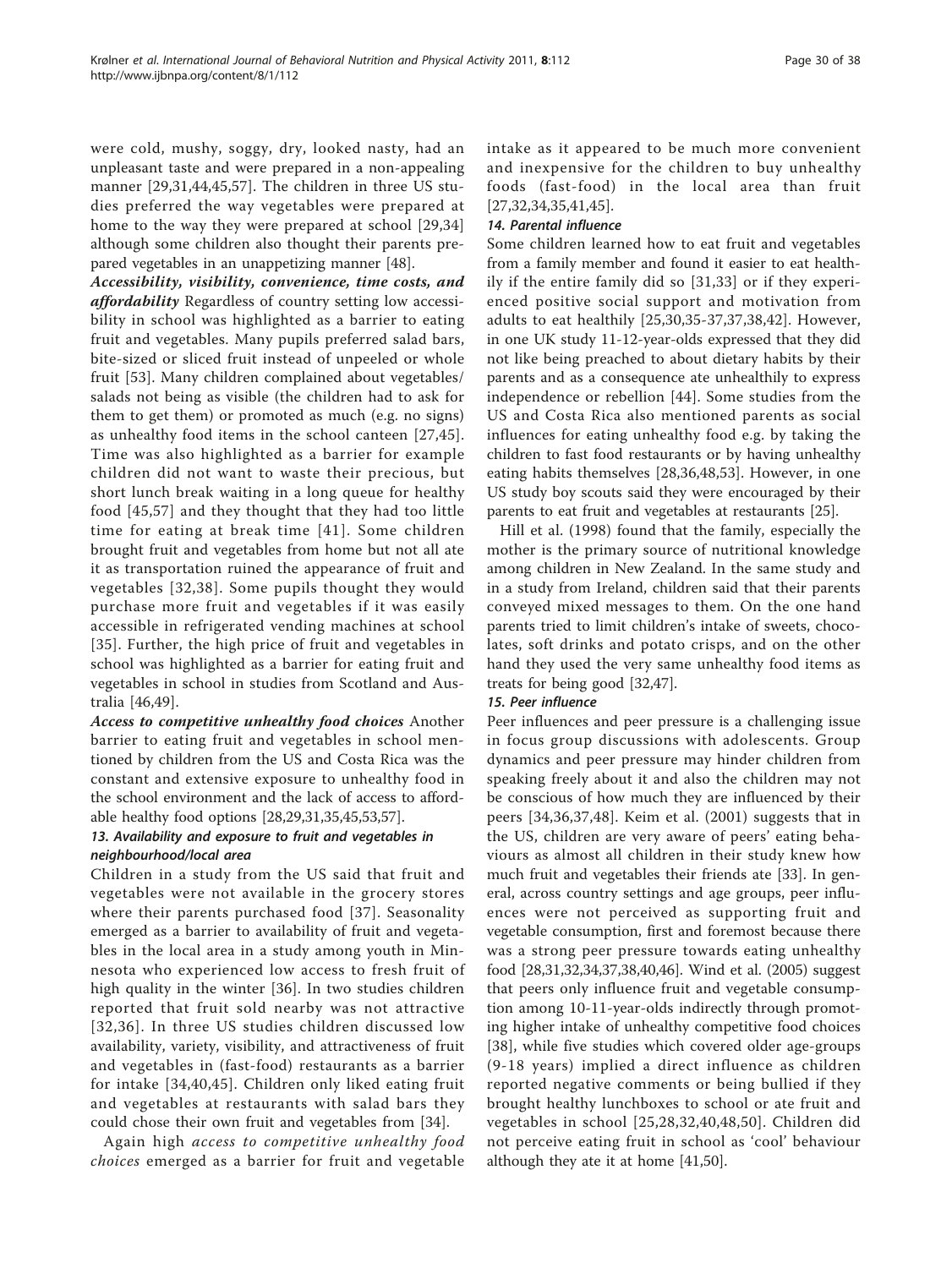were cold, mushy, soggy, dry, looked nasty, had an unpleasant taste and were prepared in a non-appealing manner [29,31,44,45,57]. The children in three US studies preferred the way vegetables were prepared at home to the way they were prepared at school [29,34] although some children also thought their parents prepared vegetables in an unappetizing manner [48].

***Accessibility, visibility, convenience, time costs, and affordability*** Regardless of country setting low accessibility in school was highlighted as a barrier to eating fruit and vegetables. Many pupils preferred salad bars, bite-sized or sliced fruit instead of unpeeled or whole fruit [53]. Many children complained about vegetables/salads not being as visible (the children had to ask for them to get them) or promoted as much (e.g. no signs) as unhealthy food items in the school canteen [27,45]. Time was also highlighted as a barrier for example children did not want to waste their precious, but short lunch break waiting in a long queue for healthy food [45,57] and they thought that they had too little time for eating at break time [41]. Some children brought fruit and vegetables from home but not all ate it as transportation ruined the appearance of fruit and vegetables [32,38]. Some pupils thought they would purchase more fruit and vegetables if it was easily accessible in refrigerated vending machines at school [35]. Further, the high price of fruit and vegetables in school was highlighted as a barrier for eating fruit and vegetables in school in studies from Scotland and Australia [46,49].

***Access to competitive unhealthy food choices*** Another barrier to eating fruit and vegetables in school mentioned by children from the US and Costa Rica was the constant and extensive exposure to unhealthy food in the school environment and the lack of access to affordable healthy food options [28,29,31,35,45,53,57].

#### *13. Availability and exposure to fruit and vegetables in neighbourhood/local area*

Children in a study from the US said that fruit and vegetables were not available in the grocery stores where their parents purchased food [37]. Seasonality emerged as a barrier to availability of fruit and vegetables in the local area in a study among youth in Minnesota who experienced low access to fresh fruit of high quality in the winter [36]. In two studies children reported that fruit sold nearby was not attractive [32,36]. In three US studies children discussed low availability, variety, visibility, and attractiveness of fruit and vegetables in (fast-food) restaurants as a barrier for intake [34,40,45]. Children only liked eating fruit and vegetables at restaurants with salad bars they could chose their own fruit and vegetables from [34].

Again high *access to competitive unhealthy food choices* emerged as a barrier for fruit and vegetable intake as it appeared to be much more convenient and inexpensive for the children to buy unhealthy foods (fast-food) in the local area than fruit [27,32,34,35,41,45].

#### *14. Parental influence*

Some children learned how to eat fruit and vegetables from a family member and found it easier to eat healthily if the entire family did so [31,33] or if they experienced positive social support and motivation from adults to eat healthily [25,30,35-37,37,38,42]. However, in one UK study 11-12-year-olds expressed that they did not like being preached to about dietary habits by their parents and as a consequence ate unhealthily to express independence or rebellion [44]. Some studies from the US and Costa Rica also mentioned parents as social influences for eating unhealthy food e.g. by taking the children to fast food restaurants or by having unhealthy eating habits themselves [28,36,48,53]. However, in one US study boy scouts said they were encouraged by their parents to eat fruit and vegetables at restaurants [25].

Hill et al. (1998) found that the family, especially the mother is the primary source of nutritional knowledge among children in New Zealand. In the same study and in a study from Ireland, children said that their parents conveyed mixed messages to them. On the one hand parents tried to limit children's intake of sweets, chocolates, soft drinks and potato crisps, and on the other hand they used the very same unhealthy food items as treats for being good [32,47].

#### *15. Peer influence*

Peer influences and peer pressure is a challenging issue in focus group discussions with adolescents. Group dynamics and peer pressure may hinder children from speaking freely about it and also the children may not be conscious of how much they are influenced by their peers [34,36,37,48]. Keim et al. (2001) suggests that in the US, children are very aware of peers' eating behaviours as almost all children in their study knew how much fruit and vegetables their friends ate [33]. In general, across country settings and age groups, peer influences were not perceived as supporting fruit and vegetable consumption, first and foremost because there was a strong peer pressure towards eating unhealthy food [28,31,32,34,37,38,40,46]. Wind et al. (2005) suggest that peers only influence fruit and vegetable consumption among 10-11-year-olds indirectly through promoting higher intake of unhealthy competitive food choices [38], while five studies which covered older age-groups (9-18 years) implied a direct influence as children reported negative comments or being bullied if they brought healthy lunchboxes to school or ate fruit and vegetables in school [25,28,32,40,48,50]. Children did not perceive eating fruit in school as 'cool' behaviour although they ate it at home [41,50].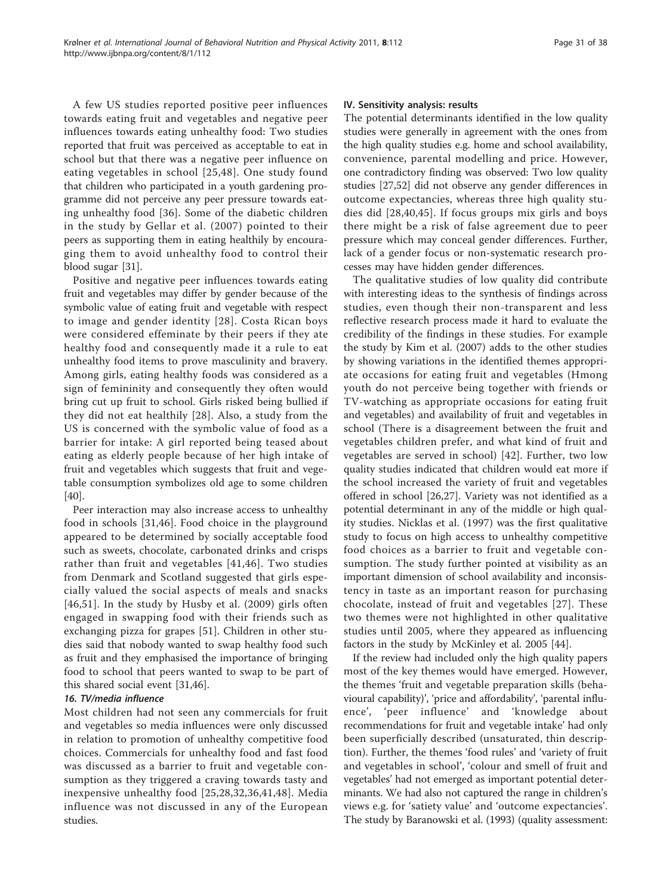A few US studies reported positive peer influences towards eating fruit and vegetables and negative peer influences towards eating unhealthy food: Two studies reported that fruit was perceived as acceptable to eat in school but that there was a negative peer influence on eating vegetables in school [25,48]. One study found that children who participated in a youth gardening programme did not perceive any peer pressure towards eating unhealthy food [36]. Some of the diabetic children in the study by Gellar et al. (2007) pointed to their peers as supporting them in eating healthily by encouraging them to avoid unhealthy food to control their blood sugar [31].

Positive and negative peer influences towards eating fruit and vegetables may differ by gender because of the symbolic value of eating fruit and vegetable with respect to image and gender identity [28]. Costa Rican boys were considered effeminate by their peers if they ate healthy food and consequently made it a rule to eat unhealthy food items to prove masculinity and bravery. Among girls, eating healthy foods was considered as a sign of femininity and consequently they often would bring cut up fruit to school. Girls risked being bullied if they did not eat healthily [28]. Also, a study from the US is concerned with the symbolic value of food as a barrier for intake: A girl reported being teased about eating as elderly people because of her high intake of fruit and vegetables which suggests that fruit and vegetable consumption symbolizes old age to some children [40].

Peer interaction may also increase access to unhealthy food in schools [31,46]. Food choice in the playground appeared to be determined by socially acceptable food such as sweets, chocolate, carbonated drinks and crisps rather than fruit and vegetables [41,46]. Two studies from Denmark and Scotland suggested that girls especially valued the social aspects of meals and snacks [46,51]. In the study by Husby et al. (2009) girls often engaged in swapping food with their friends such as exchanging pizza for grapes [51]. Children in other studies said that nobody wanted to swap healthy food such as fruit and they emphasised the importance of bringing food to school that peers wanted to swap to be part of this shared social event [31,46].

#### *16. TV/media influence*

Most children had not seen any commercials for fruit and vegetables so media influences were only discussed in relation to promotion of unhealthy competitive food choices. Commercials for unhealthy food and fast food was discussed as a barrier to fruit and vegetable consumption as they triggered a craving towards tasty and inexpensive unhealthy food [25,28,32,36,41,48]. Media influence was not discussed in any of the European studies.

### IV. Sensitivity analysis: results

The potential determinants identified in the low quality studies were generally in agreement with the ones from the high quality studies e.g. home and school availability, convenience, parental modelling and price. However, one contradictory finding was observed: Two low quality studies [27,52] did not observe any gender differences in outcome expectancies, whereas three high quality studies did [28,40,45]. If focus groups mix girls and boys there might be a risk of false agreement due to peer pressure which may conceal gender differences. Further, lack of a gender focus or non-systematic research processes may have hidden gender differences.

The qualitative studies of low quality did contribute with interesting ideas to the synthesis of findings across studies, even though their non-transparent and less reflective research process made it hard to evaluate the credibility of the findings in these studies. For example the study by Kim et al. (2007) adds to the other studies by showing variations in the identified themes appropriate occasions for eating fruit and vegetables (Hmong youth do not perceive being together with friends or TV-watching as appropriate occasions for eating fruit and vegetables) and availability of fruit and vegetables in school (There is a disagreement between the fruit and vegetables children prefer, and what kind of fruit and vegetables are served in school) [42]. Further, two low quality studies indicated that children would eat more if the school increased the variety of fruit and vegetables offered in school [26,27]. Variety was not identified as a potential determinant in any of the middle or high quality studies. Nicklas et al. (1997) was the first qualitative study to focus on high access to unhealthy competitive food choices as a barrier to fruit and vegetable consumption. The study further pointed at visibility as an important dimension of school availability and inconsistency in taste as an important reason for purchasing chocolate, instead of fruit and vegetables [27]. These two themes were not highlighted in other qualitative studies until 2005, where they appeared as influencing factors in the study by McKinley et al. 2005 [44].

If the review had included only the high quality papers most of the key themes would have emerged. However, the themes 'fruit and vegetable preparation skills (behavioural capability)', 'price and affordability', 'parental influence', 'peer influence' and 'knowledge about recommendations for fruit and vegetable intake' had only been superficially described (unsaturated, thin description). Further, the themes 'food rules' and 'variety of fruit and vegetables in school', 'colour and smell of fruit and vegetables' had not emerged as important potential determinants. We had also not captured the range in children's views e.g. for 'satiety value' and 'outcome expectancies'. The study by Baranowski et al. (1993) (quality assessment: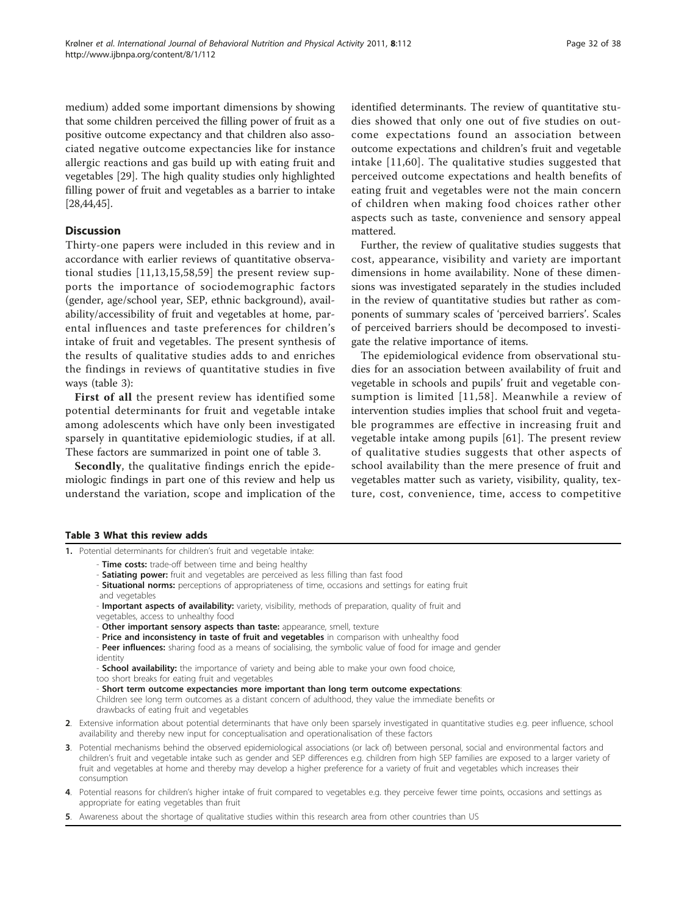medium) added some important dimensions by showing that some children perceived the filling power of fruit as a positive outcome expectancy and that children also associated negative outcome expectancies like for instance allergic reactions and gas build up with eating fruit and vegetables [29]. The high quality studies only highlighted filling power of fruit and vegetables as a barrier to intake [28,44,45].

## Discussion

Thirty-one papers were included in this review and in accordance with earlier reviews of quantitative observational studies [11,13,15,58,59] the present review supports the importance of sociodemographic factors (gender, age/school year, SEP, ethnic background), availability/accessibility of fruit and vegetables at home, parental influences and taste preferences for children's intake of fruit and vegetables. The present synthesis of the results of qualitative studies adds to and enriches the findings in reviews of quantitative studies in five ways (table 3):

**First of all** the present review has identified some potential determinants for fruit and vegetable intake among adolescents which have only been investigated sparsely in quantitative epidemiologic studies, if at all. These factors are summarized in point one of table 3.

**Secondly**, the qualitative findings enrich the epidemiologic findings in part one of this review and help us understand the variation, scope and implication of the identified determinants. The review of quantitative studies showed that only one out of five studies on outcome expectations found an association between outcome expectations and children's fruit and vegetable intake [11,60]. The qualitative studies suggested that perceived outcome expectations and health benefits of eating fruit and vegetables were not the main concern of children when making food choices rather other aspects such as taste, convenience and sensory appeal mattered.

Further, the review of qualitative studies suggests that cost, appearance, visibility and variety are important dimensions in home availability. None of these dimensions was investigated separately in the studies included in the review of quantitative studies but rather as components of summary scales of 'perceived barriers'. Scales of perceived barriers should be decomposed to investigate the relative importance of items.

The epidemiological evidence from observational studies for an association between availability of fruit and vegetable in schools and pupils' fruit and vegetable consumption is limited [11,58]. Meanwhile a review of intervention studies implies that school fruit and vegetable programmes are effective in increasing fruit and vegetable intake among pupils [61]. The present review of qualitative studies suggests that other aspects of school availability than the mere presence of fruit and vegetables matter such as variety, visibility, quality, texture, cost, convenience, time, access to competitive

**Table 3 What this review adds**

1. Potential determinants for children's fruit and vegetable intake:
   - **Time costs:** trade-off between time and being healthy
   - **Satiating power:** fruit and vegetables are perceived as less filling than fast food
   - **Situational norms:** perceptions of appropriateness of time, occasions and settings for eating fruit and vegetables
   - **Important aspects of availability:** variety, visibility, methods of preparation, quality of fruit and vegetables, access to unhealthy food
   - **Other important sensory aspects than taste:** appearance, smell, texture
   - **Price and inconsistency in taste of fruit and vegetables** in comparison with unhealthy food
   - **Peer influences:** sharing food as a means of socialising, the symbolic value of food for image and gender identity
   - **School availability:** the importance of variety and being able to make your own food choice, too short breaks for eating fruit and vegetables
   - **Short term outcome expectancies more important than long term outcome expectations**: Children see long term outcomes as a distant concern of adulthood, they value the immediate benefits or drawbacks of eating fruit and vegetables
2. Extensive information about potential determinants that have only been sparsely investigated in quantitative studies e.g. peer influence, school availability and thereby new input for conceptualisation and operationalisation of these factors
3. Potential mechanisms behind the observed epidemiological associations (or lack of) between personal, social and environmental factors and children's fruit and vegetable intake such as gender and SEP differences e.g. children from high SEP families are exposed to a larger variety of fruit and vegetables at home and thereby may develop a higher preference for a variety of fruit and vegetables which increases their consumption
4. Potential reasons for children's higher intake of fruit compared to vegetables e.g. they perceive fewer time points, occasions and settings as appropriate for eating vegetables than fruit
5. Awareness about the shortage of qualitative studies within this research area from other countries than US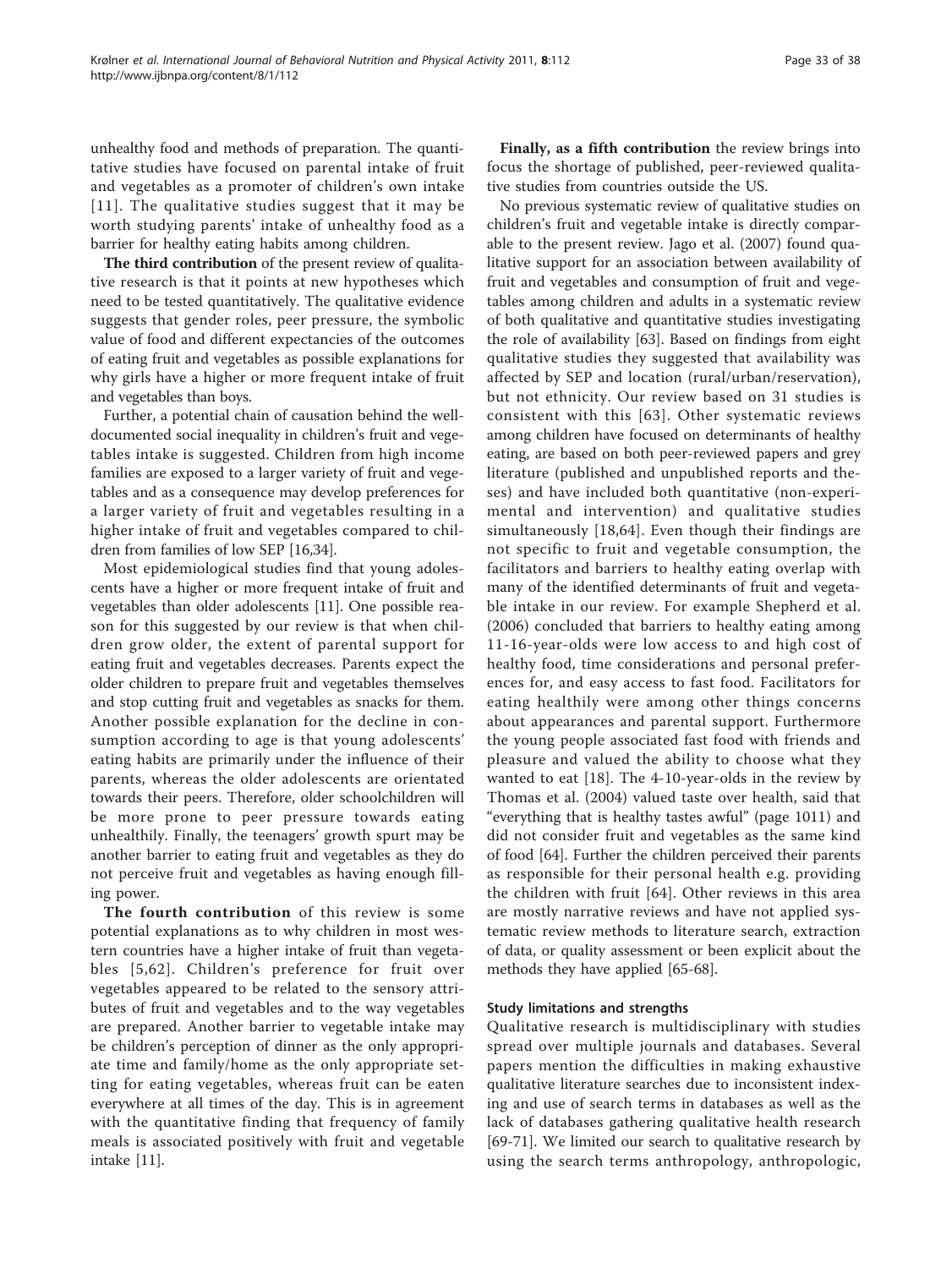unhealthy food and methods of preparation. The quantitative studies have focused on parental intake of fruit and vegetables as a promoter of children's own intake [11]. The qualitative studies suggest that it may be worth studying parents' intake of unhealthy food as a barrier for healthy eating habits among children.

**The third contribution** of the present review of qualitative research is that it points at new hypotheses which need to be tested quantitatively. The qualitative evidence suggests that gender roles, peer pressure, the symbolic value of food and different expectancies of the outcomes of eating fruit and vegetables as possible explanations for why girls have a higher or more frequent intake of fruit and vegetables than boys.

Further, a potential chain of causation behind the well-documented social inequality in children's fruit and vegetables intake is suggested. Children from high income families are exposed to a larger variety of fruit and vegetables and as a consequence may develop preferences for a larger variety of fruit and vegetables resulting in a higher intake of fruit and vegetables compared to children from families of low SEP [16,34].

Most epidemiological studies find that young adolescents have a higher or more frequent intake of fruit and vegetables than older adolescents [11]. One possible reason for this suggested by our review is that when children grow older, the extent of parental support for eating fruit and vegetables decreases. Parents expect the older children to prepare fruit and vegetables themselves and stop cutting fruit and vegetables as snacks for them. Another possible explanation for the decline in consumption according to age is that young adolescents' eating habits are primarily under the influence of their parents, whereas the older adolescents are orientated towards their peers. Therefore, older schoolchildren will be more prone to peer pressure towards eating unhealthily. Finally, the teenagers' growth spurt may be another barrier to eating fruit and vegetables as they do not perceive fruit and vegetables as having enough filling power.

**The fourth contribution** of this review is some potential explanations as to why children in most western countries have a higher intake of fruit than vegetables [5,62]. Children's preference for fruit over vegetables appeared to be related to the sensory attributes of fruit and vegetables and to the way vegetables are prepared. Another barrier to vegetable intake may be children's perception of dinner as the only appropriate time and family/home as the only appropriate setting for eating vegetables, whereas fruit can be eaten everywhere at all times of the day. This is in agreement with the quantitative finding that frequency of family meals is associated positively with fruit and vegetable intake [11].

**Finally, as a fifth contribution** the review brings into focus the shortage of published, peer-reviewed qualitative studies from countries outside the US.

No previous systematic review of qualitative studies on children's fruit and vegetable intake is directly comparable to the present review. Jago et al. (2007) found qualitative support for an association between availability of fruit and vegetables and consumption of fruit and vegetables among children and adults in a systematic review of both qualitative and quantitative studies investigating the role of availability [63]. Based on findings from eight qualitative studies they suggested that availability was affected by SEP and location (rural/urban/reservation), but not ethnicity. Our review based on 31 studies is consistent with this [63]. Other systematic reviews among children have focused on determinants of healthy eating, are based on both peer-reviewed papers and grey literature (published and unpublished reports and theses) and have included both quantitative (non-experimental and intervention) and qualitative studies simultaneously [18,64]. Even though their findings are not specific to fruit and vegetable consumption, the facilitators and barriers to healthy eating overlap with many of the identified determinants of fruit and vegetable intake in our review. For example Shepherd et al. (2006) concluded that barriers to healthy eating among 11-16-year-olds were low access to and high cost of healthy food, time considerations and personal preferences for, and easy access to fast food. Facilitators for eating healthily were among other things concerns about appearances and parental support. Furthermore the young people associated fast food with friends and pleasure and valued the ability to choose what they wanted to eat [18]. The 4-10-year-olds in the review by Thomas et al. (2004) valued taste over health, said that "everything that is healthy tastes awful" (page 1011) and did not consider fruit and vegetables as the same kind of food [64]. Further the children perceived their parents as responsible for their personal health e.g. providing the children with fruit [64]. Other reviews in this area are mostly narrative reviews and have not applied systematic review methods to literature search, extraction of data, or quality assessment or been explicit about the methods they have applied [65-68].

### Study limitations and strengths

Qualitative research is multidisciplinary with studies spread over multiple journals and databases. Several papers mention the difficulties in making exhaustive qualitative literature searches due to inconsistent indexing and use of search terms in databases as well as the lack of databases gathering qualitative health research [69-71]. We limited our search to qualitative research by using the search terms anthropology, anthropologic,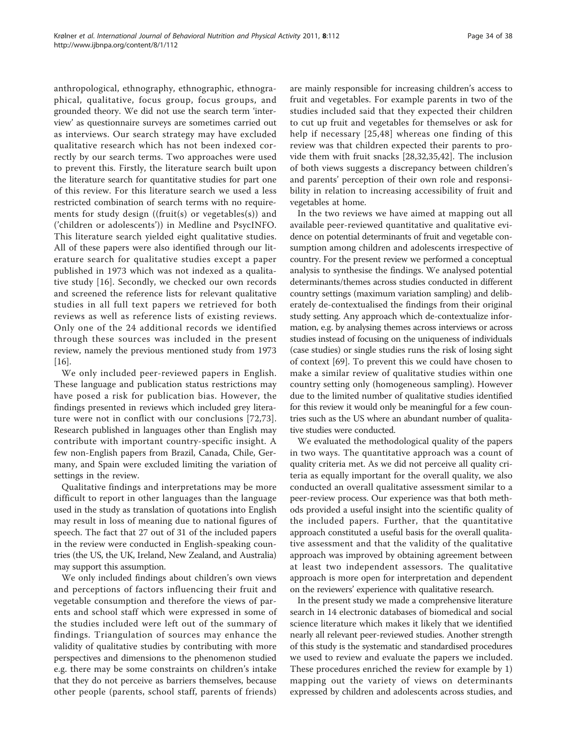anthropological, ethnography, ethnographic, ethnographical, qualitative, focus group, focus groups, and grounded theory. We did not use the search term 'interview' as questionnaire surveys are sometimes carried out as interviews. Our search strategy may have excluded qualitative research which has not been indexed correctly by our search terms. Two approaches were used to prevent this. Firstly, the literature search built upon the literature search for quantitative studies for part one of this review. For this literature search we used a less restricted combination of search terms with no requirements for study design ((fruit(s) or vegetables(s)) and ('children or adolescents')) in Medline and PsycINFO. This literature search yielded eight qualitative studies. All of these papers were also identified through our literature search for qualitative studies except a paper published in 1973 which was not indexed as a qualitative study [16]. Secondly, we checked our own records and screened the reference lists for relevant qualitative studies in all full text papers we retrieved for both reviews as well as reference lists of existing reviews. Only one of the 24 additional records we identified through these sources was included in the present review, namely the previous mentioned study from 1973 [16].

We only included peer-reviewed papers in English. These language and publication status restrictions may have posed a risk for publication bias. However, the findings presented in reviews which included grey literature were not in conflict with our conclusions [72,73]. Research published in languages other than English may contribute with important country-specific insight. A few non-English papers from Brazil, Canada, Chile, Germany, and Spain were excluded limiting the variation of settings in the review.

Qualitative findings and interpretations may be more difficult to report in other languages than the language used in the study as translation of quotations into English may result in loss of meaning due to national figures of speech. The fact that 27 out of 31 of the included papers in the review were conducted in English-speaking countries (the US, the UK, Ireland, New Zealand, and Australia) may support this assumption.

We only included findings about children's own views and perceptions of factors influencing their fruit and vegetable consumption and therefore the views of parents and school staff which were expressed in some of the studies included were left out of the summary of findings. Triangulation of sources may enhance the validity of qualitative studies by contributing with more perspectives and dimensions to the phenomenon studied e.g. there may be some constraints on children's intake that they do not perceive as barriers themselves, because other people (parents, school staff, parents of friends) are mainly responsible for increasing children's access to fruit and vegetables. For example parents in two of the studies included said that they expected their children to cut up fruit and vegetables for themselves or ask for help if necessary [25,48] whereas one finding of this review was that children expected their parents to provide them with fruit snacks [28,32,35,42]. The inclusion of both views suggests a discrepancy between children's and parents' perception of their own role and responsibility in relation to increasing accessibility of fruit and vegetables at home.

In the two reviews we have aimed at mapping out all available peer-reviewed quantitative and qualitative evidence on potential determinants of fruit and vegetable consumption among children and adolescents irrespective of country. For the present review we performed a conceptual analysis to synthesise the findings. We analysed potential determinants/themes across studies conducted in different country settings (maximum variation sampling) and deliberately de-contextualised the findings from their original study setting. Any approach which de-contextualize information, e.g. by analysing themes across interviews or across studies instead of focusing on the uniqueness of individuals (case studies) or single studies runs the risk of losing sight of context [69]. To prevent this we could have chosen to make a similar review of qualitative studies within one country setting only (homogeneous sampling). However due to the limited number of qualitative studies identified for this review it would only be meaningful for a few countries such as the US where an abundant number of qualitative studies were conducted.

We evaluated the methodological quality of the papers in two ways. The quantitative approach was a count of quality criteria met. As we did not perceive all quality criteria as equally important for the overall quality, we also conducted an overall qualitative assessment similar to a peer-review process. Our experience was that both methods provided a useful insight into the scientific quality of the included papers. Further, that the quantitative approach constituted a useful basis for the overall qualitative assessment and that the validity of the qualitative approach was improved by obtaining agreement between at least two independent assessors. The qualitative approach is more open for interpretation and dependent on the reviewers' experience with qualitative research.

In the present study we made a comprehensive literature search in 14 electronic databases of biomedical and social science literature which makes it likely that we identified nearly all relevant peer-reviewed studies. Another strength of this study is the systematic and standardised procedures we used to review and evaluate the papers we included. These procedures enriched the review for example by 1) mapping out the variety of views on determinants expressed by children and adolescents across studies, and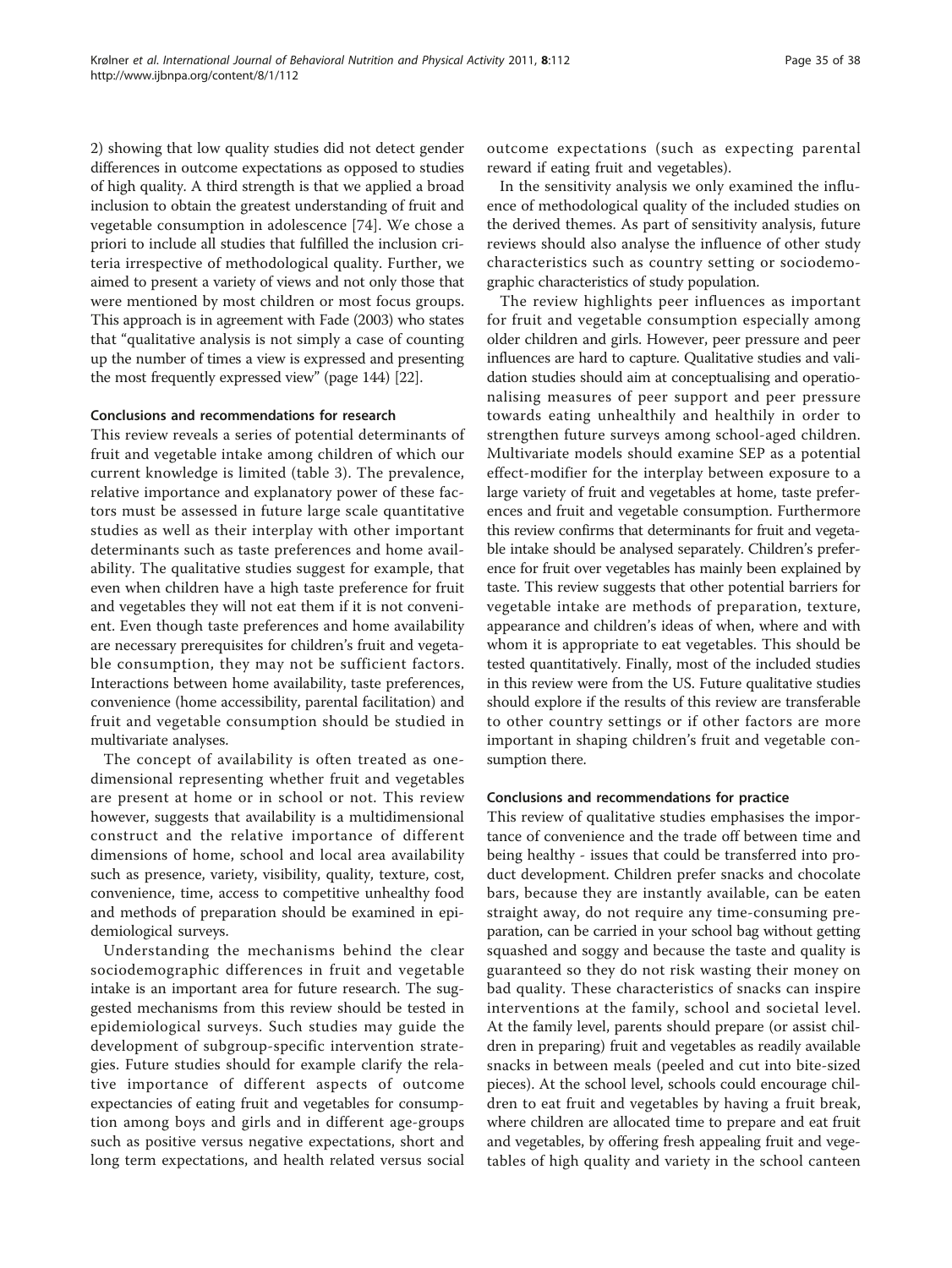2) showing that low quality studies did not detect gender differences in outcome expectations as opposed to studies of high quality. A third strength is that we applied a broad inclusion to obtain the greatest understanding of fruit and vegetable consumption in adolescence [74]. We chose a priori to include all studies that fulfilled the inclusion criteria irrespective of methodological quality. Further, we aimed to present a variety of views and not only those that were mentioned by most children or most focus groups. This approach is in agreement with Fade (2003) who states that "qualitative analysis is not simply a case of counting up the number of times a view is expressed and presenting the most frequently expressed view" (page 144) [22].

### Conclusions and recommendations for research

This review reveals a series of potential determinants of fruit and vegetable intake among children of which our current knowledge is limited (table 3). The prevalence, relative importance and explanatory power of these factors must be assessed in future large scale quantitative studies as well as their interplay with other important determinants such as taste preferences and home availability. The qualitative studies suggest for example, that even when children have a high taste preference for fruit and vegetables they will not eat them if it is not convenient. Even though taste preferences and home availability are necessary prerequisites for children's fruit and vegetable consumption, they may not be sufficient factors. Interactions between home availability, taste preferences, convenience (home accessibility, parental facilitation) and fruit and vegetable consumption should be studied in multivariate analyses.

The concept of availability is often treated as one-dimensional representing whether fruit and vegetables are present at home or in school or not. This review however, suggests that availability is a multidimensional construct and the relative importance of different dimensions of home, school and local area availability such as presence, variety, visibility, quality, texture, cost, convenience, time, access to competitive unhealthy food and methods of preparation should be examined in epidemiological surveys.

Understanding the mechanisms behind the clear sociodemographic differences in fruit and vegetable intake is an important area for future research. The suggested mechanisms from this review should be tested in epidemiological surveys. Such studies may guide the development of subgroup-specific intervention strategies. Future studies should for example clarify the relative importance of different aspects of outcome expectancies of eating fruit and vegetables for consumption among boys and girls and in different age-groups such as positive versus negative expectations, short and long term expectations, and health related versus social outcome expectations (such as expecting parental reward if eating fruit and vegetables).

In the sensitivity analysis we only examined the influence of methodological quality of the included studies on the derived themes. As part of sensitivity analysis, future reviews should also analyse the influence of other study characteristics such as country setting or sociodemographic characteristics of study population.

The review highlights peer influences as important for fruit and vegetable consumption especially among older children and girls. However, peer pressure and peer influences are hard to capture. Qualitative studies and validation studies should aim at conceptualising and operationalising measures of peer support and peer pressure towards eating unhealthily and healthily in order to strengthen future surveys among school-aged children. Multivariate models should examine SEP as a potential effect-modifier for the interplay between exposure to a large variety of fruit and vegetables at home, taste preferences and fruit and vegetable consumption. Furthermore this review confirms that determinants for fruit and vegetable intake should be analysed separately. Children's preference for fruit over vegetables has mainly been explained by taste. This review suggests that other potential barriers for vegetable intake are methods of preparation, texture, appearance and children's ideas of when, where and with whom it is appropriate to eat vegetables. This should be tested quantitatively. Finally, most of the included studies in this review were from the US. Future qualitative studies should explore if the results of this review are transferable to other country settings or if other factors are more important in shaping children's fruit and vegetable consumption there.

### Conclusions and recommendations for practice

This review of qualitative studies emphasises the importance of convenience and the trade off between time and being healthy - issues that could be transferred into product development. Children prefer snacks and chocolate bars, because they are instantly available, can be eaten straight away, do not require any time-consuming preparation, can be carried in your school bag without getting squashed and soggy and because the taste and quality is guaranteed so they do not risk wasting their money on bad quality. These characteristics of snacks can inspire interventions at the family, school and societal level. At the family level, parents should prepare (or assist children in preparing) fruit and vegetables as readily available snacks in between meals (peeled and cut into bite-sized pieces). At the school level, schools could encourage children to eat fruit and vegetables by having a fruit break, where children are allocated time to prepare and eat fruit and vegetables, by offering fresh appealing fruit and vegetables of high quality and variety in the school canteen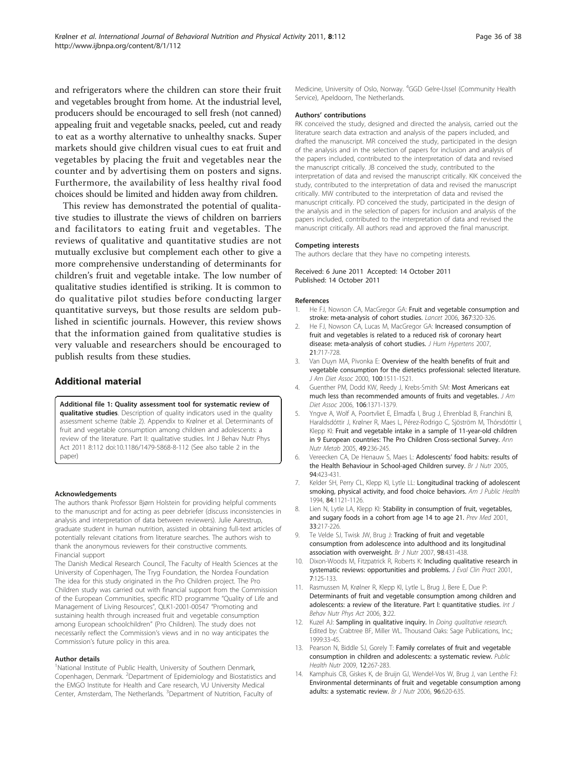and refrigerators where the children can store their fruit and vegetables brought from home. At the industrial level, producers should be encouraged to sell fresh (not canned) appealing fruit and vegetable snacks, peeled, cut and ready to eat as a worthy alternative to unhealthy snacks. Super markets should give children visual cues to eat fruit and vegetables by placing the fruit and vegetables near the counter and by advertising them on posters and signs. Furthermore, the availability of less healthy rival food choices should be limited and hidden away from children.

This review has demonstrated the potential of qualitative studies to illustrate the views of children on barriers and facilitators to eating fruit and vegetables. The reviews of qualitative and quantitative studies are not mutually exclusive but complement each other to give a more comprehensive understanding of determinants for children's fruit and vegetable intake. The low number of qualitative studies identified is striking. It is common to do qualitative pilot studies before conducting larger quantitative surveys, but those results are seldom published in scientific journals. However, this review shows that the information gained from qualitative studies is very valuable and researchers should be encouraged to publish results from these studies.

## Additional material

**Additional file 1: Quality assessment tool for systematic review of qualitative studies**. Description of quality indicators used in the quality assessment scheme (table 2). Appendix to Krølner et al. Determinants of fruit and vegetable consumption among children and adolescents: a review of the literature. Part II: qualitative studies. Int J Behav Nutr Phys Act 2011 8:112 doi:10.1186/1479-5868-8-112 (See also table 2 in the paper)

#### Acknowledgements

The authors thank Professor Bjørn Holstein for providing helpful comments to the manuscript and for acting as peer debriefer (discuss inconsistencies in analysis and interpretation of data between reviewers). Julie Aarestrup, graduate student in human nutrition, assisted in obtaining full-text articles of potentially relevant citations from literature searches. The authors wish to thank the anonymous reviewers for their constructive comments.
Financial support
The Danish Medical Research Council, The Faculty of Health Sciences at the University of Copenhagen, The Tryg Foundation, the Nordea Foundation The idea for this study originated in the Pro Children project. The Pro Children study was carried out with financial support from the Commission of the European Communities, specific RTD programme "Quality of Life and Management of Living Resources", QLK1-2001-00547 "Promoting and sustaining health through increased fruit and vegetable consumption among European schoolchildren" (Pro Children). The study does not necessarily reflect the Commission's views and in no way anticipates the Commission's future policy in this area.

#### Author details

[1]National Institute of Public Health, University of Southern Denmark, Copenhagen, Denmark. [2]Department of Epidemiology and Biostatistics and the EMGO Institute for Health and Care research, VU University Medical Center, Amsterdam, The Netherlands. [3]Department of Nutrition, Faculty of Medicine, University of Oslo, Norway. [4]GGD Gelre-IJssel (Community Health Service), Apeldoorn, The Netherlands.

#### Authors' contributions

RK conceived the study, designed and directed the analysis, carried out the literature search data extraction and analysis of the papers included, and drafted the manuscript. MR conceived the study, participated in the design of the analysis and in the selection of papers for inclusion and analysis of the papers included, contributed to the interpretation of data and revised the manuscript critically. JB conceived the study, contributed to the interpretation of data and revised the manuscript critically. KIK conceived the study, contributed to the interpretation of data and revised the manuscript critically. MW contributed to the interpretation of data and revised the manuscript critically. PD conceived the study, participated in the design of the analysis and in the selection of papers for inclusion and analysis of the papers included, contributed to the interpretation of data and revised the manuscript critically. All authors read and approved the final manuscript.

#### Competing interests

The authors declare that they have no competing interests.

Received: 6 June 2011 Accepted: 14 October 2011
Published: 14 October 2011

#### References

1. He FJ, Nowson CA, MacGregor GA: Fruit and vegetable consumption and stroke: meta-analysis of cohort studies. *Lancet* 2006, **367**:320-326.
2. He FJ, Nowson CA, Lucas M, MacGregor GA: Increased consumption of fruit and vegetables is related to a reduced risk of coronary heart disease: meta-analysis of cohort studies. *J Hum Hypertens* 2007, **21**:717-728.
3. Van Duyn MA, Pivonka E: Overview of the health benefits of fruit and vegetable consumption for the dietetics professional: selected literature. *J Am Diet Assoc* 2000, **100**:1511-1521.
4. Guenther PM, Dodd KW, Reedy J, Krebs-Smith SM: Most Americans eat much less than recommended amounts of fruits and vegetables. *J Am Diet Assoc* 2006, **106**:1371-1379.
5. Yngve A, Wolf A, Poortvliet E, Elmadfa I, Brug J, Ehrenblad B, Franchini B, Haraldsdóttir J, Krølner R, Maes L, Pérez-Rodrigo C, Sjöström M, Thórsdóttir I, Klepp KI: Fruit and vegetable intake in a sample of 11-year-old children in 9 European countries: The Pro Children Cross-sectional Survey. *Ann Nutr Metab* 2005, **49**:236-245.
6. Vereecken CA, De Henauw S, Maes L: Adolescents' food habits: results of the Health Behaviour in School-aged Children survey. *Br J Nutr* 2005, **94**:423-431.
7. Kelder SH, Perry CL, Klepp KI, Lytle LL: Longitudinal tracking of adolescent smoking, physical activity, and food choice behaviors. *Am J Public Health* 1994, **84**:1121-1126.
8. Lien N, Lytle LA, Klepp KI: Stability in consumption of fruit, vegetables, and sugary foods in a cohort from age 14 to age 21. *Prev Med* 2001, **33**:217-226.
9. Te Velde SJ, Twisk JW, Brug J: Tracking of fruit and vegetable consumption from adolescence into adulthood and its longitudinal association with overweight. *Br J Nutr* 2007, **98**:431-438.
10. Dixon-Woods M, Fitzpatrick R, Roberts K: Including qualitative research in systematic reviews: opportunities and problems. *J Eval Clin Pract* 2001, **7**:125-133.
11. Rasmussen M, Krølner R, Klepp KI, Lytle L, Brug J, Bere E, Due P: Determinants of fruit and vegetable consumption among children and adolescents: a review of the literature. Part I: quantitative studies. *Int J Behav Nutr Phys Act* 2006, **3**:22.
12. Kuzel AJ: Sampling in qualitative inquiry. In *Doing qualitative research.* Edited by: Crabtree BF, Miller WL. Thousand Oaks: Sage Publications, Inc.; 1999:33-45.
13. Pearson N, Biddle SJ, Gorely T: Family correlates of fruit and vegetable consumption in children and adolescents: a systematic review. *Public Health Nutr* 2009, **12**:267-283.
14. Kamphuis CB, Giskes K, de Bruijn GJ, Wendel-Vos W, Brug J, van Lenthe FJ: Environmental determinants of fruit and vegetable consumption among adults: a systematic review. *Br J Nutr* 2006, **96**:620-635.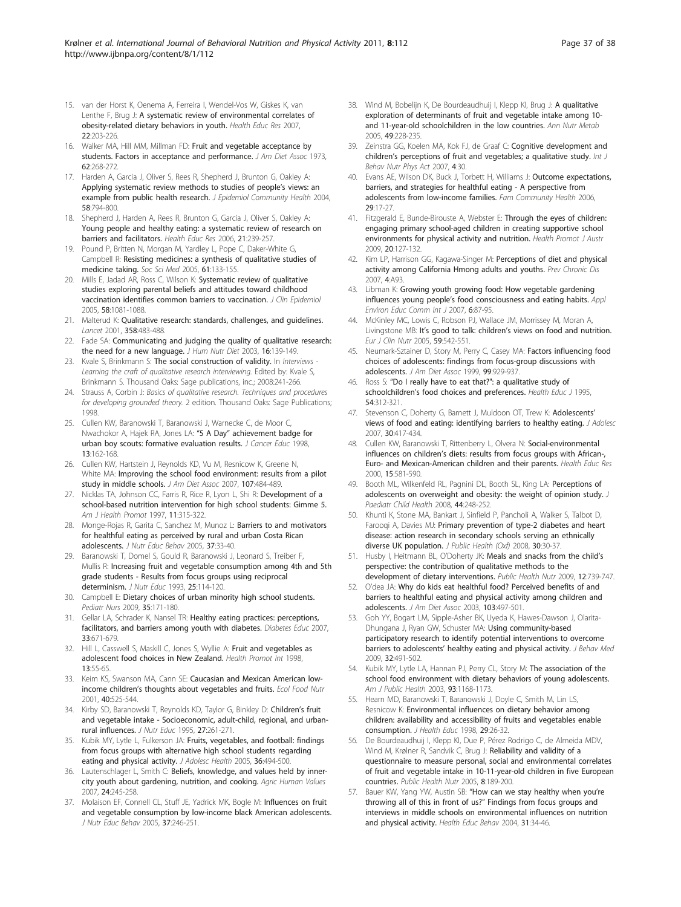15. van der Horst K, Oenema A, Ferreira I, Wendel-Vos W, Giskes K, van Lenthe F, Brug J: A systematic review of environmental correlates of obesity-related dietary behaviors in youth. *Health Educ Res* 2007, **22**:203-226.
16. Walker MA, Hill MM, Millman FD: Fruit and vegetable acceptance by students. Factors in acceptance and performance. *J Am Diet Assoc* 1973, **62**:268-272.
17. Harden A, Garcia J, Oliver S, Rees R, Shepherd J, Brunton G, Oakley A: Applying systematic review methods to studies of people's views: an example from public health research. *J Epidemiol Community Health* 2004, **58**:794-800.
18. Shepherd J, Harden A, Rees R, Brunton G, Garcia J, Oliver S, Oakley A: Young people and healthy eating: a systematic review of research on barriers and facilitators. *Health Educ Res* 2006, **21**:239-257.
19. Pound P, Britten N, Morgan M, Yardley L, Pope C, Daker-White G, Campbell R: Resisting medicines: a synthesis of qualitative studies of medicine taking. *Soc Sci Med* 2005, **61**:133-155.
20. Mills E, Jadad AR, Ross C, Wilson K: Systematic review of qualitative studies exploring parental beliefs and attitudes toward childhood vaccination identifies common barriers to vaccination. *J Clin Epidemiol* 2005, **58**:1081-1088.
21. Malterud K: Qualitative research: standards, challenges, and guidelines. *Lancet* 2001, **358**:483-488.
22. Fade SA: Communicating and judging the quality of qualitative research: the need for a new language. *J Hum Nutr Diet* 2003, **16**:139-149.
23. Kvale S, Brinkmann S: The social construction of validity. In *Interviews - Learning the craft of qualitative research interviewing.* Edited by: Kvale S, Brinkmann S. Thousand Oaks: Sage publications, inc.; 2008:241-266.
24. Strauss A, Corbin J: *Basics of qualitative research. Techniques and procedures for developing grounded theory.* 2 edition. Thousand Oaks: Sage Publications; 1998.
25. Cullen KW, Baranowski T, Baranowski J, Warnecke C, de Moor C, Nwachokor A, Hajek RA, Jones LA: "5 A Day" achievement badge for urban boy scouts: formative evaluation results. *J Cancer Educ* 1998, **13**:162-168.
26. Cullen KW, Hartstein J, Reynolds KD, Vu M, Resnicow K, Greene N, White MA: Improving the school food environment: results from a pilot study in middle schools. *J Am Diet Assoc* 2007, **107**:484-489.
27. Nicklas TA, Johnson CC, Farris R, Rice R, Lyon L, Shi R: Development of a school-based nutrition intervention for high school students: Gimme 5. *Am J Health Promot* 1997, **11**:315-322.
28. Monge-Rojas R, Garita C, Sanchez M, Munoz L: Barriers to and motivators for healthful eating as perceived by rural and urban Costa Rican adolescents. *J Nutr Educ Behav* 2005, **37**:33-40.
29. Baranowski T, Domel S, Gould R, Baranowski J, Leonard S, Treiber F, Mullis R: Increasing fruit and vegetable consumption among 4th and 5th grade students - Results from focus groups using reciprocal determinism. *J Nutr Educ* 1993, **25**:114-120.
30. Campbell E: Dietary choices of urban minority high school students. *Pediatr Nurs* 2009, **35**:171-180.
31. Gellar LA, Schrader K, Nansel TR: Healthy eating practices: perceptions, facilitators, and barriers among youth with diabetes. *Diabetes Educ* 2007, **33**:671-679.
32. Hill L, Casswell S, Maskill C, Jones S, Wyllie A: Fruit and vegetables as adolescent food choices in New Zealand. *Health Promot Int* 1998, **13**:55-65.
33. Keim KS, Swanson MA, Cann SE: Caucasian and Mexican American low-income children's thoughts about vegetables and fruits. *Ecol Food Nutr* 2001, **40**:525-544.
34. Kirby SD, Baranowski T, Reynolds KD, Taylor G, Binkley D: Children's fruit and vegetable intake - Socioeconomic, adult-child, regional, and urban-rural influences. *J Nutr Educ* 1995, **27**:261-271.
35. Kubik MY, Lytle L, Fulkerson JA: Fruits, vegetables, and football: findings from focus groups with alternative high school students regarding eating and physical activity. *J Adolesc Health* 2005, **36**:494-500.
36. Lautenschlager L, Smith C: Beliefs, knowledge, and values held by inner-city youth about gardening, nutrition, and cooking. *Agric Human Values* 2007, **24**:245-258.
37. Molaison EF, Connell CL, Stuff JE, Yadrick MK, Bogle M: Influences on fruit and vegetable consumption by low-income black American adolescents. *J Nutr Educ Behav* 2005, **37**:246-251.
38. Wind M, Bobelijn K, De Bourdeaudhuij I, Klepp KI, Brug J: A qualitative exploration of determinants of fruit and vegetable intake among 10- and 11-year-old schoolchildren in the low countries. *Ann Nutr Metab* 2005, **49**:228-235.
39. Zeinstra GG, Koelen MA, Kok FJ, de Graaf C: Cognitive development and children's perceptions of fruit and vegetables; a qualitative study. *Int J Behav Nutr Phys Act* 2007, **4**:30.
40. Evans AE, Wilson DK, Buck J, Torbett H, Williams J: Outcome expectations, barriers, and strategies for healthful eating - A perspective from adolescents from low-income families. *Fam Community Health* 2006, **29**:17-27.
41. Fitzgerald E, Bunde-Birouste A, Webster E: Through the eyes of children: engaging primary school-aged children in creating supportive school environments for physical activity and nutrition. *Health Promot J Austr* 2009, **20**:127-132.
42. Kim LP, Harrison GG, Kagawa-Singer M: Perceptions of diet and physical activity among California Hmong adults and youths. *Prev Chronic Dis* 2007, **4**:A93.
43. Libman K: Growing youth growing food: How vegetable gardening influences young people's food consciousness and eating habits. *Appl Environ Educ Comm Int J* 2007, **6**:87-95.
44. McKinley MC, Lowis C, Robson PJ, Wallace JM, Morrissey M, Moran A, Livingstone MB: It's good to talk: children's views on food and nutrition. *Eur J Clin Nutr* 2005, **59**:542-551.
45. Neumark-Sztainer D, Story M, Perry C, Casey MA: Factors influencing food choices of adolescents: findings from focus-group discussions with adolescents. *J Am Diet Assoc* 1999, **99**:929-937.
46. Ross S: "Do I really have to eat that?": a qualitative study of schoolchildren's food choices and preferences. *Health Educ J* 1995, **54**:312-321.
47. Stevenson C, Doherty G, Barnett J, Muldoon OT, Trew K: Adolescents' views of food and eating: identifying barriers to healthy eating. *J Adolesc* 2007, **30**:417-434.
48. Cullen KW, Baranowski T, Rittenberry L, Olvera N: Social-environmental influences on children's diets: results from focus groups with African-, Euro- and Mexican-American children and their parents. *Health Educ Res* 2000, **15**:581-590.
49. Booth ML, Wilkenfeld RL, Pagnini DL, Booth SL, King LA: Perceptions of adolescents on overweight and obesity: the weight of opinion study. *J Paediatr Child Health* 2008, **44**:248-252.
50. Khunti K, Stone MA, Bankart J, Sinfield P, Pancholi A, Walker S, Talbot D, Farooqi A, Davies MJ: Primary prevention of type-2 diabetes and heart disease: action research in secondary schools serving an ethnically diverse UK population. *J Public Health (Oxf)* 2008, **30**:30-37.
51. Husby I, Heitmann BL, O'Doherty JK: Meals and snacks from the child's perspective: the contribution of qualitative methods to the development of dietary interventions. *Public Health Nutr* 2009, **12**:739-747.
52. O'dea JA: Why do kids eat healthful food? Perceived benefits of and barriers to healthful eating and physical activity among children and adolescents. *J Am Diet Assoc* 2003, **103**:497-501.
53. Goh YY, Bogart LM, Sipple-Asher BK, Uyeda K, Hawes-Dawson J, Olarita-Dhungana J, Ryan GW, Schuster MA: Using community-based participatory research to identify potential interventions to overcome barriers to adolescents' healthy eating and physical activity. *J Behav Med* 2009, **32**:491-502.
54. Kubik MY, Lytle LA, Hannan PJ, Perry CL, Story M: The association of the school food environment with dietary behaviors of young adolescents. *Am J Public Health* 2003, **93**:1168-1173.
55. Hearn MD, Baranowski T, Baranowski J, Doyle C, Smith M, Lin LS, Resnicow K: Environmental influences on dietary behavior among children: availability and accessibility of fruits and vegetables enable consumption. *J Health Educ* 1998, **29**:26-32.
56. De Bourdeaudhuij I, Klepp KI, Due P, Pérez Rodrigo C, de Almeida MDV, Wind M, Krølner R, Sandvik C, Brug J: Reliability and validity of a questionnaire to measure personal, social and environmental correlates of fruit and vegetable intake in 10-11-year-old children in five European countries. *Public Health Nutr* 2005, **8**:189-200.
57. Bauer KW, Yang YW, Austin SB: "How can we stay healthy when you're throwing all of this in front of us?" Findings from focus groups and interviews in middle schools on environmental influences on nutrition and physical activity. *Health Educ Behav* 2004, **31**:34-46.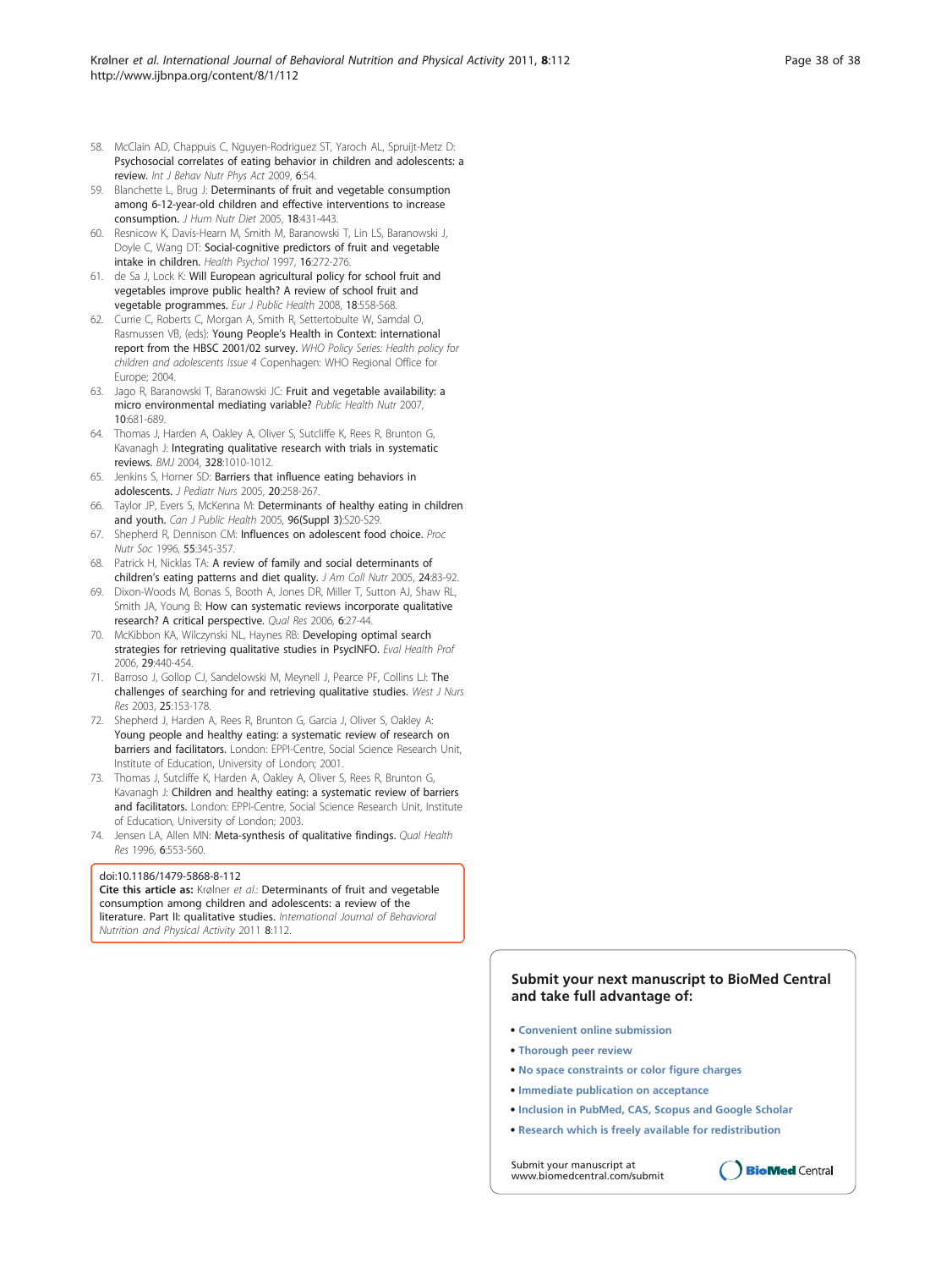58. McClain AD, Chappuis C, Nguyen-Rodriguez ST, Yaroch AL, Spruijt-Metz D: **Psychosocial correlates of eating behavior in children and adolescents: a review.** *Int J Behav Nutr Phys Act* 2009, **6**:54.
59. Blanchette L, Brug J: **Determinants of fruit and vegetable consumption among 6-12-year-old children and effective interventions to increase consumption.** *J Hum Nutr Diet* 2005, **18**:431-443.
60. Resnicow K, Davis-Hearn M, Smith M, Baranowski T, Lin LS, Baranowski J, Doyle C, Wang DT: **Social-cognitive predictors of fruit and vegetable intake in children.** *Health Psychol* 1997, **16**:272-276.
61. de Sa J, Lock K: **Will European agricultural policy for school fruit and vegetables improve public health? A review of school fruit and vegetable programmes.** *Eur J Public Health* 2008, **18**:558-568.
62. Currie C, Roberts C, Morgan A, Smith R, Settertobulte W, Samdal O, Rasmussen VB, (eds): **Young People's Health in Context: international report from the HBSC 2001/02 survey.** *WHO Policy Series: Health policy for children and adolescents Issue 4* Copenhagen: WHO Regional Office for Europe; 2004.
63. Jago R, Baranowski T, Baranowski JC: **Fruit and vegetable availability: a micro environmental mediating variable?** *Public Health Nutr* 2007, **10**:681-689.
64. Thomas J, Harden A, Oakley A, Oliver S, Sutcliffe K, Rees R, Brunton G, Kavanagh J: **Integrating qualitative research with trials in systematic reviews.** *BMJ* 2004, **328**:1010-1012.
65. Jenkins S, Horner SD: **Barriers that influence eating behaviors in adolescents.** *J Pediatr Nurs* 2005, **20**:258-267.
66. Taylor JP, Evers S, McKenna M: **Determinants of healthy eating in children and youth.** *Can J Public Health* 2005, **96(Suppl 3)**:S20-S29.
67. Shepherd R, Dennison CM: **Influences on adolescent food choice.** *Proc Nutr Soc* 1996, **55**:345-357.
68. Patrick H, Nicklas TA: **A review of family and social determinants of children's eating patterns and diet quality.** *J Am Coll Nutr* 2005, **24**:83-92.
69. Dixon-Woods M, Bonas S, Booth A, Jones DR, Miller T, Sutton AJ, Shaw RL, Smith JA, Young B: **How can systematic reviews incorporate qualitative research? A critical perspective.** *Qual Res* 2006, **6**:27-44.
70. McKibbon KA, Wilczynski NL, Haynes RB: **Developing optimal search strategies for retrieving qualitative studies in PsycINFO.** *Eval Health Prof* 2006, **29**:440-454.
71. Barroso J, Gollop CJ, Sandelowski M, Meynell J, Pearce PF, Collins LJ: **The challenges of searching for and retrieving qualitative studies.** *West J Nurs Res* 2003, **25**:153-178.
72. Shepherd J, Harden A, Rees R, Brunton G, Garcia J, Oliver S, Oakley A: **Young people and healthy eating: a systematic review of research on barriers and facilitators.** London: EPPI-Centre, Social Science Research Unit, Institute of Education, University of London; 2001.
73. Thomas J, Sutcliffe K, Harden A, Oakley A, Oliver S, Rees R, Brunton G, Kavanagh J: **Children and healthy eating: a systematic review of barriers and facilitators.** London: EPPI-Centre, Social Science Research Unit, Institute of Education, University of London; 2003.
74. Jensen LA, Allen MN: **Meta-synthesis of qualitative findings.** *Qual Health Res* 1996, **6**:553-560.

doi:10.1186/1479-5868-8-112

**Cite this article as:** Krølner *et al.*: Determinants of fruit and vegetable consumption among children and adolescents: a review of the literature. Part II: qualitative studies. *International Journal of Behavioral Nutrition and Physical Activity* 2011 **8**:112.

**Submit your next manuscript to BioMed Central and take full advantage of:**

- **Convenient online submission**
- **Thorough peer review**
- **No space constraints or color figure charges**
- **Immediate publication on acceptance**
- **Inclusion in PubMed, CAS, Scopus and Google Scholar**
- **Research which is freely available for redistribution**

Submit your manuscript at www.biomedcentral.com/submit

BioMed Central